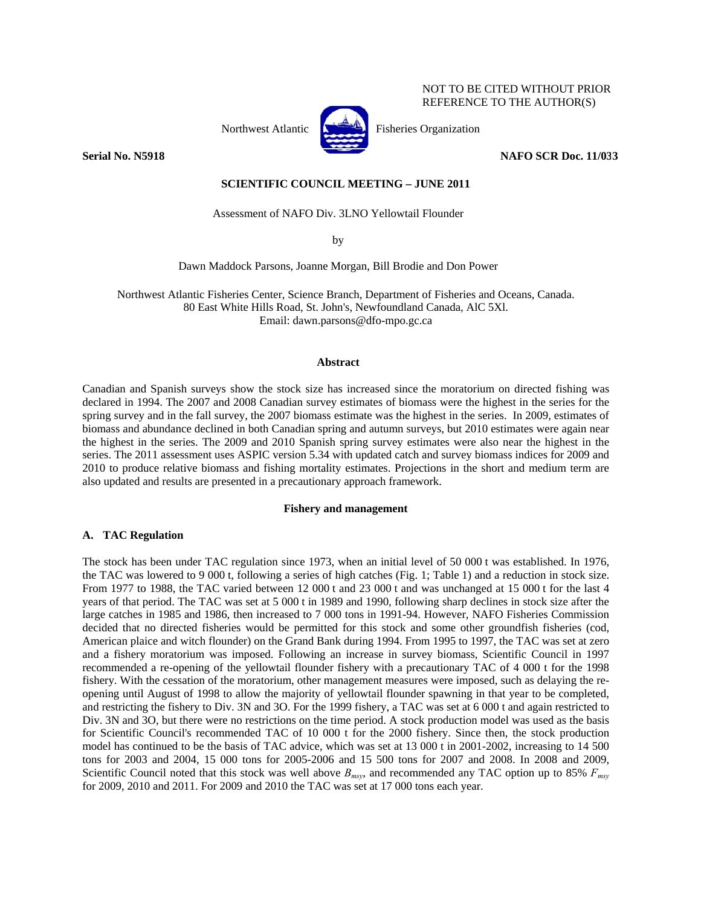NOT TO BE CITED WITHOUT PRIOR REFERENCE TO THE AUTHOR(S)

Northwest Atlantic Fisheries Organization

**Serial No. N5918** **NAFO SCR Doc. 11/033**

**SCIENTIFIC COUNCIL MEETING – JUNE 2011**

Assessment of NAFO Div. 3LNO Yellowtail Flounder

by

Dawn Maddock Parsons, Joanne Morgan, Bill Brodie and Don Power

Northwest Atlantic Fisheries Center, Science Branch, Department of Fisheries and Oceans, Canada.
80 East White Hills Road, St. John's, Newfoundland Canada, AlC 5Xl.
Email: dawn.parsons@dfo-mpo.gc.ca

## Abstract

Canadian and Spanish surveys show the stock size has increased since the moratorium on directed fishing was declared in 1994. The 2007 and 2008 Canadian survey estimates of biomass were the highest in the series for the spring survey and in the fall survey, the 2007 biomass estimate was the highest in the series. In 2009, estimates of biomass and abundance declined in both Canadian spring and autumn surveys, but 2010 estimates were again near the highest in the series. The 2009 and 2010 Spanish spring survey estimates were also near the highest in the series. The 2011 assessment uses ASPIC version 5.34 with updated catch and survey biomass indices for 2009 and 2010 to produce relative biomass and fishing mortality estimates. Projections in the short and medium term are also updated and results are presented in a precautionary approach framework.

## Fishery and management

### A. TAC Regulation

The stock has been under TAC regulation since 1973, when an initial level of 50 000 t was established. In 1976, the TAC was lowered to 9 000 t, following a series of high catches (Fig. 1; Table 1) and a reduction in stock size. From 1977 to 1988, the TAC varied between 12 000 t and 23 000 t and was unchanged at 15 000 t for the last 4 years of that period. The TAC was set at 5 000 t in 1989 and 1990, following sharp declines in stock size after the large catches in 1985 and 1986, then increased to 7 000 tons in 1991-94. However, NAFO Fisheries Commission decided that no directed fisheries would be permitted for this stock and some other groundfish fisheries (cod, American plaice and witch flounder) on the Grand Bank during 1994. From 1995 to 1997, the TAC was set at zero and a fishery moratorium was imposed. Following an increase in survey biomass, Scientific Council in 1997 recommended a re-opening of the yellowtail flounder fishery with a precautionary TAC of 4 000 t for the 1998 fishery. With the cessation of the moratorium, other management measures were imposed, such as delaying the re-opening until August of 1998 to allow the majority of yellowtail flounder spawning in that year to be completed, and restricting the fishery to Div. 3N and 3O. For the 1999 fishery, a TAC was set at 6 000 t and again restricted to Div. 3N and 3O, but there were no restrictions on the time period. A stock production model was used as the basis for Scientific Council's recommended TAC of 10 000 t for the 2000 fishery. Since then, the stock production model has continued to be the basis of TAC advice, which was set at 13 000 t in 2001-2002, increasing to 14 500 tons for 2003 and 2004, 15 000 tons for 2005-2006 and 15 500 tons for 2007 and 2008. In 2008 and 2009, Scientific Council noted that this stock was well above $B_{msy}$, and recommended any TAC option up to 85% $F_{msy}$ for 2009, 2010 and 2011. For 2009 and 2010 the TAC was set at 17 000 tons each year.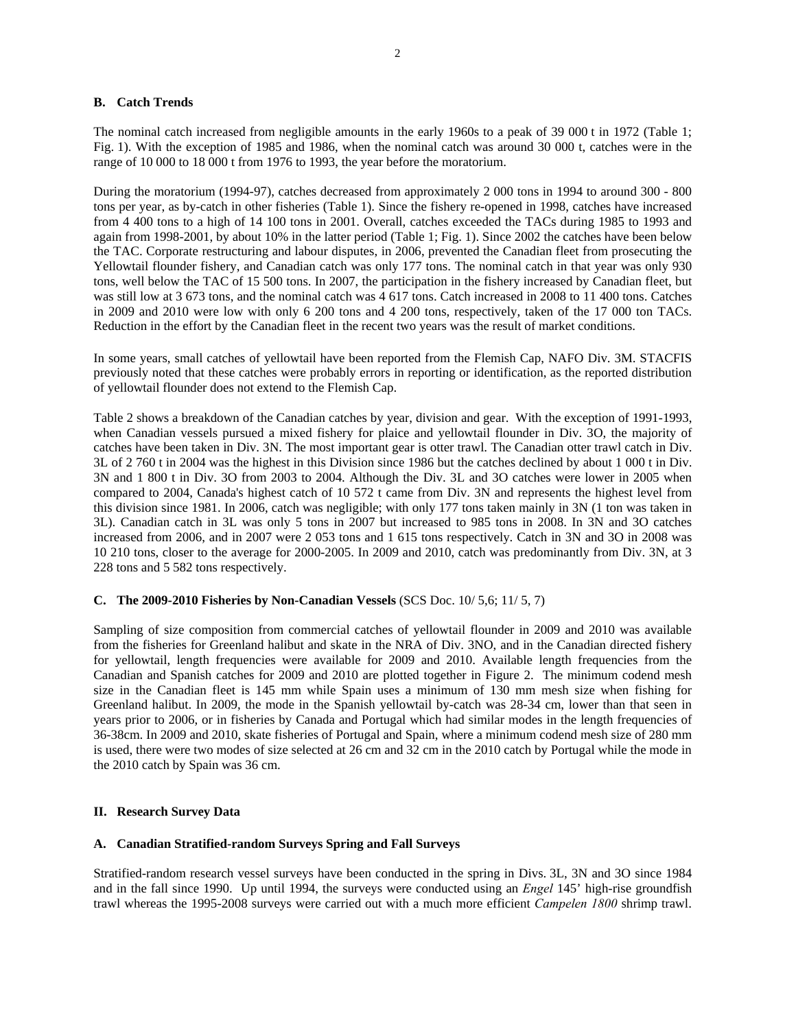### B. Catch Trends

The nominal catch increased from negligible amounts in the early 1960s to a peak of 39 000 t in 1972 (Table 1; Fig. 1). With the exception of 1985 and 1986, when the nominal catch was around 30 000 t, catches were in the range of 10 000 to 18 000 t from 1976 to 1993, the year before the moratorium.

During the moratorium (1994-97), catches decreased from approximately 2 000 tons in 1994 to around 300 - 800 tons per year, as by-catch in other fisheries (Table 1). Since the fishery re-opened in 1998, catches have increased from 4 400 tons to a high of 14 100 tons in 2001. Overall, catches exceeded the TACs during 1985 to 1993 and again from 1998-2001, by about 10% in the latter period (Table 1; Fig. 1). Since 2002 the catches have been below the TAC. Corporate restructuring and labour disputes, in 2006, prevented the Canadian fleet from prosecuting the Yellowtail flounder fishery, and Canadian catch was only 177 tons. The nominal catch in that year was only 930 tons, well below the TAC of 15 500 tons. In 2007, the participation in the fishery increased by Canadian fleet, but was still low at 3 673 tons, and the nominal catch was 4 617 tons. Catch increased in 2008 to 11 400 tons. Catches in 2009 and 2010 were low with only 6 200 tons and 4 200 tons, respectively, taken of the 17 000 ton TACs. Reduction in the effort by the Canadian fleet in the recent two years was the result of market conditions.

In some years, small catches of yellowtail have been reported from the Flemish Cap, NAFO Div. 3M. STACFIS previously noted that these catches were probably errors in reporting or identification, as the reported distribution of yellowtail flounder does not extend to the Flemish Cap.

Table 2 shows a breakdown of the Canadian catches by year, division and gear. With the exception of 1991-1993, when Canadian vessels pursued a mixed fishery for plaice and yellowtail flounder in Div. 3O, the majority of catches have been taken in Div. 3N. The most important gear is otter trawl. The Canadian otter trawl catch in Div. 3L of 2 760 t in 2004 was the highest in this Division since 1986 but the catches declined by about 1 000 t in Div. 3N and 1 800 t in Div. 3O from 2003 to 2004. Although the Div. 3L and 3O catches were lower in 2005 when compared to 2004, Canada's highest catch of 10 572 t came from Div. 3N and represents the highest level from this division since 1981. In 2006, catch was negligible; with only 177 tons taken mainly in 3N (1 ton was taken in 3L). Canadian catch in 3L was only 5 tons in 2007 but increased to 985 tons in 2008. In 3N and 3O catches increased from 2006, and in 2007 were 2 053 tons and 1 615 tons respectively. Catch in 3N and 3O in 2008 was 10 210 tons, closer to the average for 2000-2005. In 2009 and 2010, catch was predominantly from Div. 3N, at 3 228 tons and 5 582 tons respectively.

### C. The 2009-2010 Fisheries by Non-Canadian Vessels (SCS Doc. 10/ 5,6; 11/ 5, 7)

Sampling of size composition from commercial catches of yellowtail flounder in 2009 and 2010 was available from the fisheries for Greenland halibut and skate in the NRA of Div. 3NO, and in the Canadian directed fishery for yellowtail, length frequencies were available for 2009 and 2010. Available length frequencies from the Canadian and Spanish catches for 2009 and 2010 are plotted together in Figure 2. The minimum codend mesh size in the Canadian fleet is 145 mm while Spain uses a minimum of 130 mm mesh size when fishing for Greenland halibut. In 2009, the mode in the Spanish yellowtail by-catch was 28-34 cm, lower than that seen in years prior to 2006, or in fisheries by Canada and Portugal which had similar modes in the length frequencies of 36-38cm. In 2009 and 2010, skate fisheries of Portugal and Spain, where a minimum codend mesh size of 280 mm is used, there were two modes of size selected at 26 cm and 32 cm in the 2010 catch by Portugal while the mode in the 2010 catch by Spain was 36 cm.

## II. Research Survey Data

### A. Canadian Stratified-random Surveys Spring and Fall Surveys

Stratified-random research vessel surveys have been conducted in the spring in Divs. 3L, 3N and 3O since 1984 and in the fall since 1990. Up until 1994, the surveys were conducted using an *Engel* 145' high-rise groundfish trawl whereas the 1995-2008 surveys were carried out with a much more efficient *Campelen 1800* shrimp trawl.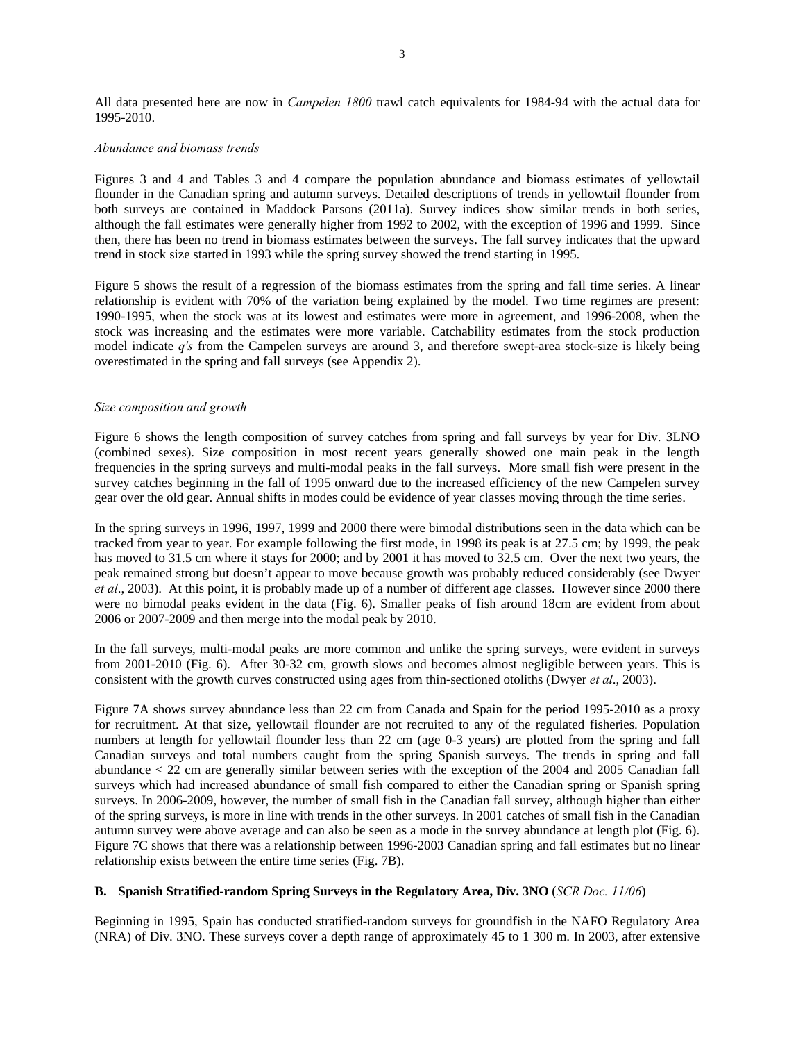All data presented here are now in *Campelen 1800* trawl catch equivalents for 1984-94 with the actual data for 1995-2010.

*Abundance and biomass trends*

Figures 3 and 4 and Tables 3 and 4 compare the population abundance and biomass estimates of yellowtail flounder in the Canadian spring and autumn surveys. Detailed descriptions of trends in yellowtail flounder from both surveys are contained in Maddock Parsons (2011a). Survey indices show similar trends in both series, although the fall estimates were generally higher from 1992 to 2002, with the exception of 1996 and 1999. Since then, there has been no trend in biomass estimates between the surveys. The fall survey indicates that the upward trend in stock size started in 1993 while the spring survey showed the trend starting in 1995.

Figure 5 shows the result of a regression of the biomass estimates from the spring and fall time series. A linear relationship is evident with 70% of the variation being explained by the model. Two time regimes are present: 1990-1995, when the stock was at its lowest and estimates were more in agreement, and 1996-2008, when the stock was increasing and the estimates were more variable. Catchability estimates from the stock production model indicate *q's* from the Campelen surveys are around 3, and therefore swept-area stock-size is likely being overestimated in the spring and fall surveys (see Appendix 2).

*Size composition and growth*

Figure 6 shows the length composition of survey catches from spring and fall surveys by year for Div. 3LNO (combined sexes). Size composition in most recent years generally showed one main peak in the length frequencies in the spring surveys and multi-modal peaks in the fall surveys. More small fish were present in the survey catches beginning in the fall of 1995 onward due to the increased efficiency of the new Campelen survey gear over the old gear. Annual shifts in modes could be evidence of year classes moving through the time series.

In the spring surveys in 1996, 1997, 1999 and 2000 there were bimodal distributions seen in the data which can be tracked from year to year. For example following the first mode, in 1998 its peak is at 27.5 cm; by 1999, the peak has moved to 31.5 cm where it stays for 2000; and by 2001 it has moved to 32.5 cm. Over the next two years, the peak remained strong but doesn't appear to move because growth was probably reduced considerably (see Dwyer *et al*., 2003). At this point, it is probably made up of a number of different age classes. However since 2000 there were no bimodal peaks evident in the data (Fig. 6). Smaller peaks of fish around 18cm are evident from about 2006 or 2007-2009 and then merge into the modal peak by 2010.

In the fall surveys, multi-modal peaks are more common and unlike the spring surveys, were evident in surveys from 2001-2010 (Fig. 6). After 30-32 cm, growth slows and becomes almost negligible between years. This is consistent with the growth curves constructed using ages from thin-sectioned otoliths (Dwyer *et al*., 2003).

Figure 7A shows survey abundance less than 22 cm from Canada and Spain for the period 1995-2010 as a proxy for recruitment. At that size, yellowtail flounder are not recruited to any of the regulated fisheries. Population numbers at length for yellowtail flounder less than 22 cm (age 0-3 years) are plotted from the spring and fall Canadian surveys and total numbers caught from the spring Spanish surveys. The trends in spring and fall abundance < 22 cm are generally similar between series with the exception of the 2004 and 2005 Canadian fall surveys which had increased abundance of small fish compared to either the Canadian spring or Spanish spring surveys. In 2006-2009, however, the number of small fish in the Canadian fall survey, although higher than either of the spring surveys, is more in line with trends in the other surveys. In 2001 catches of small fish in the Canadian autumn survey were above average and can also be seen as a mode in the survey abundance at length plot (Fig. 6). Figure 7C shows that there was a relationship between 1996-2003 Canadian spring and fall estimates but no linear relationship exists between the entire time series (Fig. 7B).

**B. Spanish Stratified-random Spring Surveys in the Regulatory Area, Div. 3NO** (*SCR Doc. 11/06*)

Beginning in 1995, Spain has conducted stratified-random surveys for groundfish in the NAFO Regulatory Area (NRA) of Div. 3NO. These surveys cover a depth range of approximately 45 to 1 300 m. In 2003, after extensive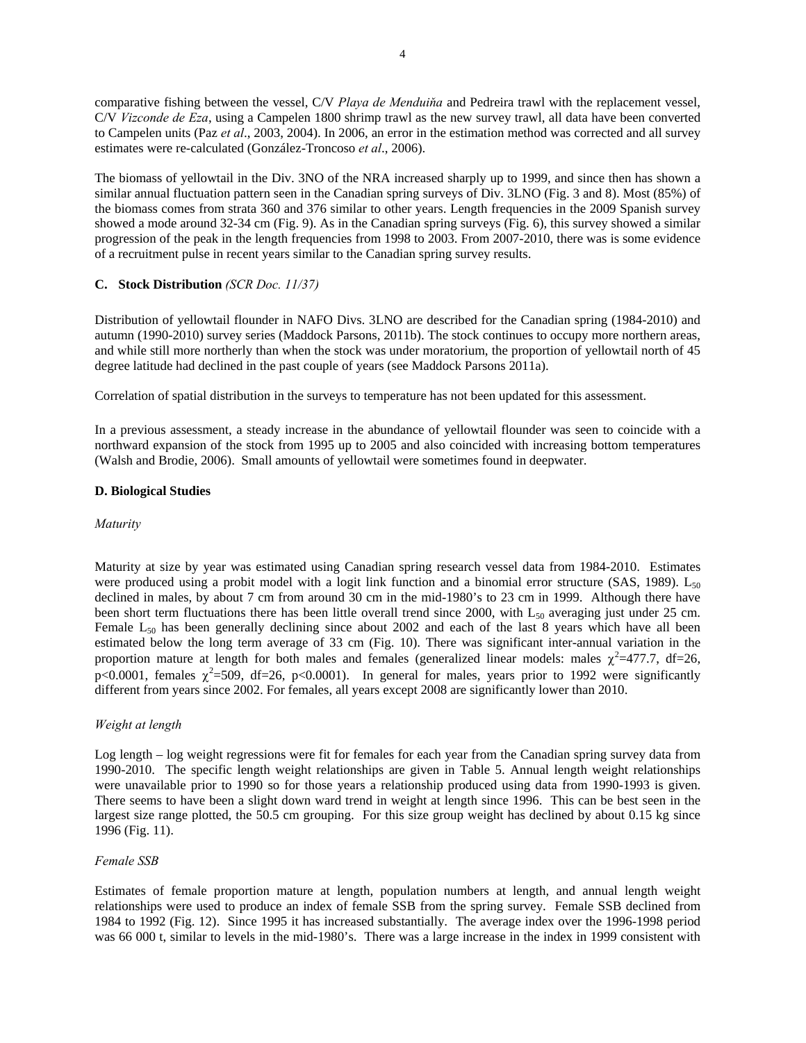comparative fishing between the vessel, C/V *Playa de Menduiňa* and Pedreira trawl with the replacement vessel, C/V *Vizconde de Eza*, using a Campelen 1800 shrimp trawl as the new survey trawl, all data have been converted to Campelen units (Paz *et al*., 2003, 2004). In 2006, an error in the estimation method was corrected and all survey estimates were re-calculated (González-Troncoso *et al*., 2006).

The biomass of yellowtail in the Div. 3NO of the NRA increased sharply up to 1999, and since then has shown a similar annual fluctuation pattern seen in the Canadian spring surveys of Div. 3LNO (Fig. 3 and 8). Most (85%) of the biomass comes from strata 360 and 376 similar to other years. Length frequencies in the 2009 Spanish survey showed a mode around 32-34 cm (Fig. 9). As in the Canadian spring surveys (Fig. 6), this survey showed a similar progression of the peak in the length frequencies from 1998 to 2003. From 2007-2010, there was is some evidence of a recruitment pulse in recent years similar to the Canadian spring survey results.

### C. Stock Distribution *(SCR Doc. 11/37)*

Distribution of yellowtail flounder in NAFO Divs. 3LNO are described for the Canadian spring (1984-2010) and autumn (1990-2010) survey series (Maddock Parsons, 2011b). The stock continues to occupy more northern areas, and while still more northerly than when the stock was under moratorium, the proportion of yellowtail north of 45 degree latitude had declined in the past couple of years (see Maddock Parsons 2011a).

Correlation of spatial distribution in the surveys to temperature has not been updated for this assessment.

In a previous assessment, a steady increase in the abundance of yellowtail flounder was seen to coincide with a northward expansion of the stock from 1995 up to 2005 and also coincided with increasing bottom temperatures (Walsh and Brodie, 2006). Small amounts of yellowtail were sometimes found in deepwater.

### D. Biological Studies

*Maturity*

Maturity at size by year was estimated using Canadian spring research vessel data from 1984-2010. Estimates were produced using a probit model with a logit link function and a binomial error structure (SAS, 1989). $L_{50}$ declined in males, by about 7 cm from around 30 cm in the mid-1980's to 23 cm in 1999. Although there have been short term fluctuations there has been little overall trend since 2000, with $L_{50}$ averaging just under 25 cm. Female $L_{50}$ has been generally declining since about 2002 and each of the last 8 years which have all been estimated below the long term average of 33 cm (Fig. 10). There was significant inter-annual variation in the proportion mature at length for both males and females (generalized linear models: males $\chi^2$=477.7, df=26, $p<0.0001$, females $\chi^2$=509, df=26, $p<0.0001$). In general for males, years prior to 1992 were significantly different from years since 2002. For females, all years except 2008 are significantly lower than 2010.

*Weight at length*

Log length – log weight regressions were fit for females for each year from the Canadian spring survey data from 1990-2010. The specific length weight relationships are given in Table 5. Annual length weight relationships were unavailable prior to 1990 so for those years a relationship produced using data from 1990-1993 is given. There seems to have been a slight down ward trend in weight at length since 1996. This can be best seen in the largest size range plotted, the 50.5 cm grouping. For this size group weight has declined by about 0.15 kg since 1996 (Fig. 11).

*Female SSB*

Estimates of female proportion mature at length, population numbers at length, and annual length weight relationships were used to produce an index of female SSB from the spring survey. Female SSB declined from 1984 to 1992 (Fig. 12). Since 1995 it has increased substantially. The average index over the 1996-1998 period was 66 000 t, similar to levels in the mid-1980's. There was a large increase in the index in 1999 consistent with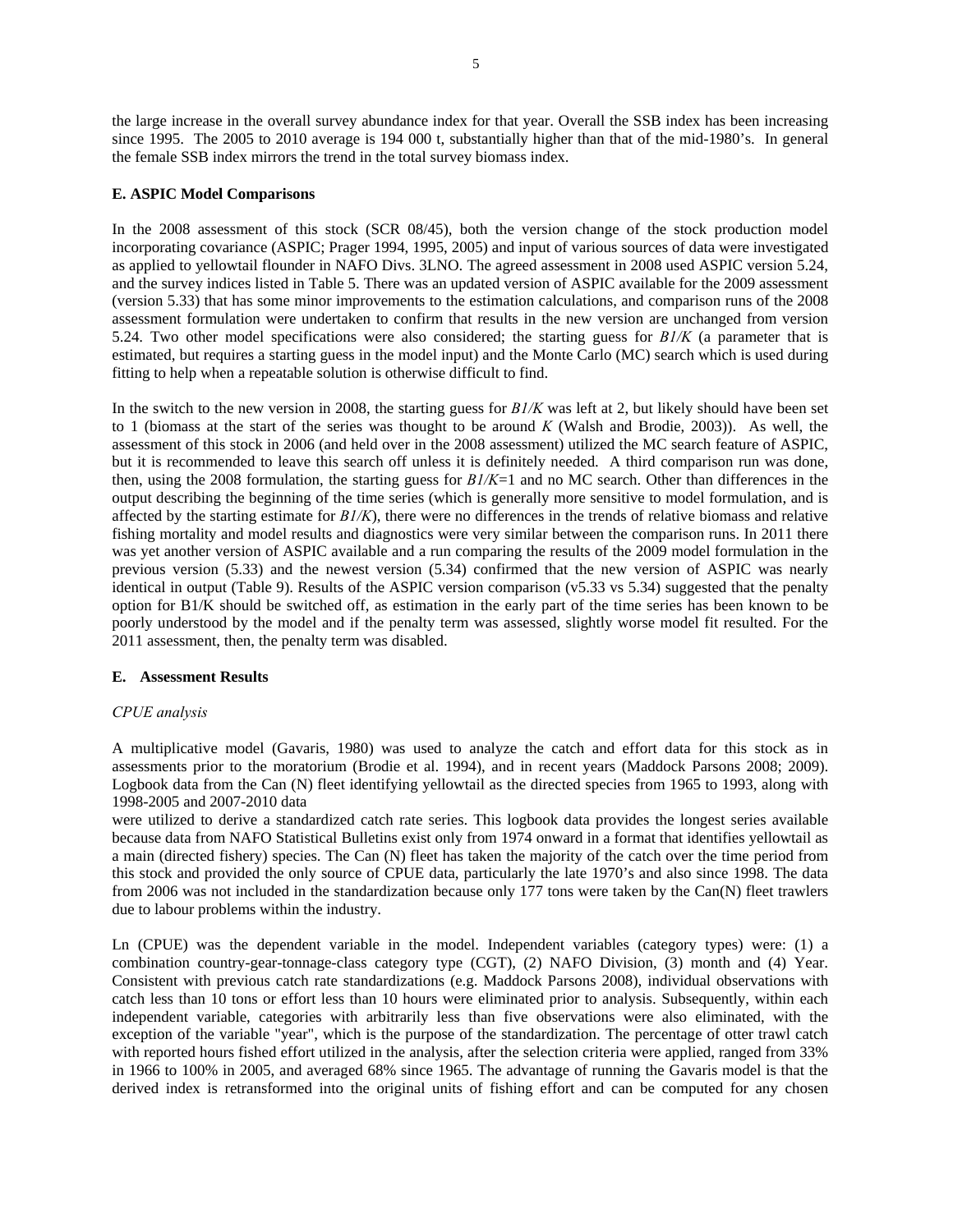the large increase in the overall survey abundance index for that year. Overall the SSB index has been increasing since 1995. The 2005 to 2010 average is 194 000 t, substantially higher than that of the mid-1980's. In general the female SSB index mirrors the trend in the total survey biomass index.

**E. ASPIC Model Comparisons**

In the 2008 assessment of this stock (SCR 08/45), both the version change of the stock production model incorporating covariance (ASPIC; Prager 1994, 1995, 2005) and input of various sources of data were investigated as applied to yellowtail flounder in NAFO Divs. 3LNO. The agreed assessment in 2008 used ASPIC version 5.24, and the survey indices listed in Table 5. There was an updated version of ASPIC available for the 2009 assessment (version 5.33) that has some minor improvements to the estimation calculations, and comparison runs of the 2008 assessment formulation were undertaken to confirm that results in the new version are unchanged from version 5.24. Two other model specifications were also considered; the starting guess for $B1/K$ (a parameter that is estimated, but requires a starting guess in the model input) and the Monte Carlo (MC) search which is used during fitting to help when a repeatable solution is otherwise difficult to find.

In the switch to the new version in 2008, the starting guess for $B1/K$ was left at 2, but likely should have been set to 1 (biomass at the start of the series was thought to be around $K$ (Walsh and Brodie, 2003)). As well, the assessment of this stock in 2006 (and held over in the 2008 assessment) utilized the MC search feature of ASPIC, but it is recommended to leave this search off unless it is definitely needed. A third comparison run was done, then, using the 2008 formulation, the starting guess for $B1/K$=1 and no MC search. Other than differences in the output describing the beginning of the time series (which is generally more sensitive to model formulation, and is affected by the starting estimate for $B1/K$), there were no differences in the trends of relative biomass and relative fishing mortality and model results and diagnostics were very similar between the comparison runs. In 2011 there was yet another version of ASPIC available and a run comparing the results of the 2009 model formulation in the previous version (5.33) and the newest version (5.34) confirmed that the new version of ASPIC was nearly identical in output (Table 9). Results of the ASPIC version comparison (v5.33 vs 5.34) suggested that the penalty option for B1/K should be switched off, as estimation in the early part of the time series has been known to be poorly understood by the model and if the penalty term was assessed, slightly worse model fit resulted. For the 2011 assessment, then, the penalty term was disabled.

**E. Assessment Results**

*CPUE analysis*

A multiplicative model (Gavaris, 1980) was used to analyze the catch and effort data for this stock as in assessments prior to the moratorium (Brodie et al. 1994), and in recent years (Maddock Parsons 2008; 2009). Logbook data from the Can (N) fleet identifying yellowtail as the directed species from 1965 to 1993, along with 1998-2005 and 2007-2010 data
were utilized to derive a standardized catch rate series. This logbook data provides the longest series available because data from NAFO Statistical Bulletins exist only from 1974 onward in a format that identifies yellowtail as a main (directed fishery) species. The Can (N) fleet has taken the majority of the catch over the time period from this stock and provided the only source of CPUE data, particularly the late 1970's and also since 1998. The data from 2006 was not included in the standardization because only 177 tons were taken by the Can(N) fleet trawlers due to labour problems within the industry.

Ln (CPUE) was the dependent variable in the model. Independent variables (category types) were: (1) a combination country-gear-tonnage-class category type (CGT), (2) NAFO Division, (3) month and (4) Year. Consistent with previous catch rate standardizations (e.g. Maddock Parsons 2008), individual observations with catch less than 10 tons or effort less than 10 hours were eliminated prior to analysis. Subsequently, within each independent variable, categories with arbitrarily less than five observations were also eliminated, with the exception of the variable "year", which is the purpose of the standardization. The percentage of otter trawl catch with reported hours fished effort utilized in the analysis, after the selection criteria were applied, ranged from 33% in 1966 to 100% in 2005, and averaged 68% since 1965. The advantage of running the Gavaris model is that the derived index is retransformed into the original units of fishing effort and can be computed for any chosen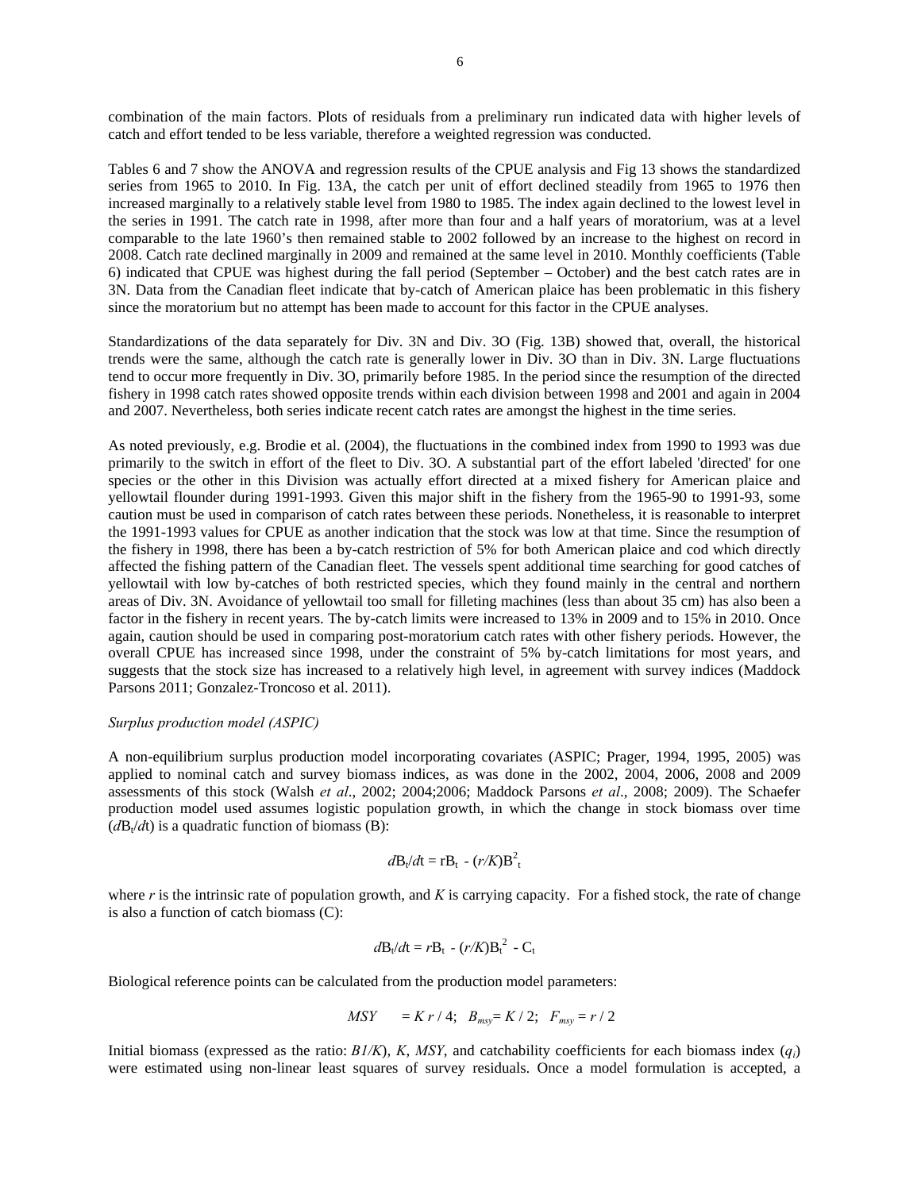combination of the main factors. Plots of residuals from a preliminary run indicated data with higher levels of catch and effort tended to be less variable, therefore a weighted regression was conducted.

Tables 6 and 7 show the ANOVA and regression results of the CPUE analysis and Fig 13 shows the standardized series from 1965 to 2010. In Fig. 13A, the catch per unit of effort declined steadily from 1965 to 1976 then increased marginally to a relatively stable level from 1980 to 1985. The index again declined to the lowest level in the series in 1991. The catch rate in 1998, after more than four and a half years of moratorium, was at a level comparable to the late 1960's then remained stable to 2002 followed by an increase to the highest on record in 2008. Catch rate declined marginally in 2009 and remained at the same level in 2010. Monthly coefficients (Table 6) indicated that CPUE was highest during the fall period (September – October) and the best catch rates are in 3N. Data from the Canadian fleet indicate that by-catch of American plaice has been problematic in this fishery since the moratorium but no attempt has been made to account for this factor in the CPUE analyses.

Standardizations of the data separately for Div. 3N and Div. 3O (Fig. 13B) showed that, overall, the historical trends were the same, although the catch rate is generally lower in Div. 3O than in Div. 3N. Large fluctuations tend to occur more frequently in Div. 3O, primarily before 1985. In the period since the resumption of the directed fishery in 1998 catch rates showed opposite trends within each division between 1998 and 2001 and again in 2004 and 2007. Nevertheless, both series indicate recent catch rates are amongst the highest in the time series.

As noted previously, e.g. Brodie et al. (2004), the fluctuations in the combined index from 1990 to 1993 was due primarily to the switch in effort of the fleet to Div. 3O. A substantial part of the effort labeled 'directed' for one species or the other in this Division was actually effort directed at a mixed fishery for American plaice and yellowtail flounder during 1991-1993. Given this major shift in the fishery from the 1965-90 to 1991-93, some caution must be used in comparison of catch rates between these periods. Nonetheless, it is reasonable to interpret the 1991-1993 values for CPUE as another indication that the stock was low at that time. Since the resumption of the fishery in 1998, there has been a by-catch restriction of 5% for both American plaice and cod which directly affected the fishing pattern of the Canadian fleet. The vessels spent additional time searching for good catches of yellowtail with low by-catches of both restricted species, which they found mainly in the central and northern areas of Div. 3N. Avoidance of yellowtail too small for filleting machines (less than about 35 cm) has also been a factor in the fishery in recent years. The by-catch limits were increased to 13% in 2009 and to 15% in 2010. Once again, caution should be used in comparing post-moratorium catch rates with other fishery periods. However, the overall CPUE has increased since 1998, under the constraint of 5% by-catch limitations for most years, and suggests that the stock size has increased to a relatively high level, in agreement with survey indices (Maddock Parsons 2011; Gonzalez-Troncoso et al. 2011).

*Surplus production model (ASPIC)*

A non-equilibrium surplus production model incorporating covariates (ASPIC; Prager, 1994, 1995, 2005) was applied to nominal catch and survey biomass indices, as was done in the 2002, 2004, 2006, 2008 and 2009 assessments of this stock (Walsh *et al*., 2002; 2004;2006; Maddock Parsons *et al*., 2008; 2009). The Schaefer production model used assumes logistic population growth, in which the change in stock biomass over time ($dB_t/dt$) is a quadratic function of biomass (B):

$$dB_t/dt = rB_t - (r/K)B_t^2$$

where $r$ is the intrinsic rate of population growth, and $K$ is carrying capacity. For a fished stock, the rate of change is also a function of catch biomass (C):

$$dB_t/dt = rB_t - (r/K)B_t^2 - C_t$$

Biological reference points can be calculated from the production model parameters:

$$MSY = K\,r / 4; \quad B_{msy} = K / 2; \quad F_{msy} = r / 2$$

Initial biomass (expressed as the ratio: $B1/K$), $K$, $MSY$, and catchability coefficients for each biomass index ($q_i$) were estimated using non-linear least squares of survey residuals. Once a model formulation is accepted, a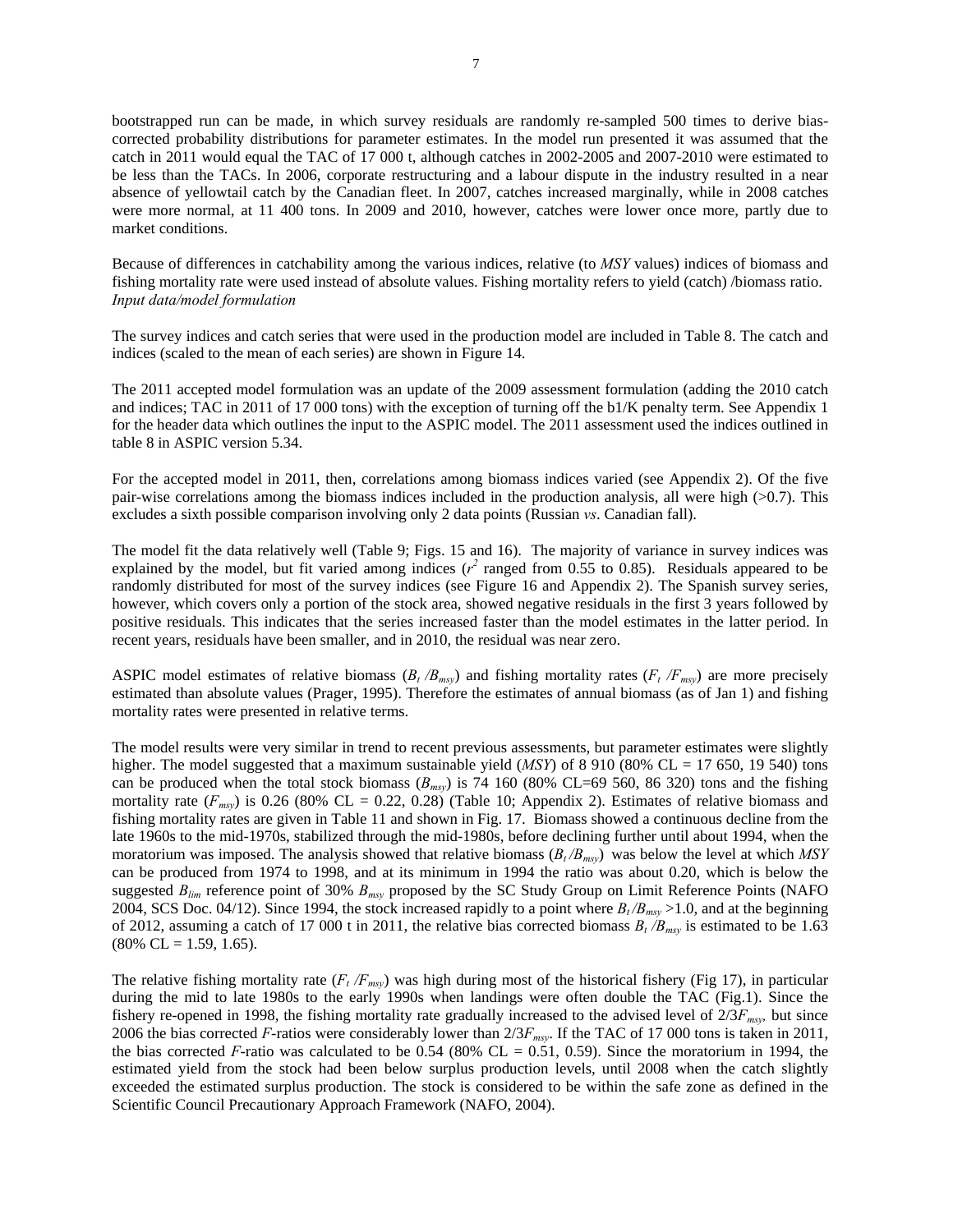bootstrapped run can be made, in which survey residuals are randomly re-sampled 500 times to derive bias-corrected probability distributions for parameter estimates. In the model run presented it was assumed that the catch in 2011 would equal the TAC of 17 000 t, although catches in 2002-2005 and 2007-2010 were estimated to be less than the TACs. In 2006, corporate restructuring and a labour dispute in the industry resulted in a near absence of yellowtail catch by the Canadian fleet. In 2007, catches increased marginally, while in 2008 catches were more normal, at 11 400 tons. In 2009 and 2010, however, catches were lower once more, partly due to market conditions.

Because of differences in catchability among the various indices, relative (to *MSY* values) indices of biomass and fishing mortality rate were used instead of absolute values. Fishing mortality refers to yield (catch) /biomass ratio.

*Input data/model formulation*

The survey indices and catch series that were used in the production model are included in Table 8. The catch and indices (scaled to the mean of each series) are shown in Figure 14.

The 2011 accepted model formulation was an update of the 2009 assessment formulation (adding the 2010 catch and indices; TAC in 2011 of 17 000 tons) with the exception of turning off the b1/K penalty term. See Appendix 1 for the header data which outlines the input to the ASPIC model. The 2011 assessment used the indices outlined in table 8 in ASPIC version 5.34.

For the accepted model in 2011, then, correlations among biomass indices varied (see Appendix 2). Of the five pair-wise correlations among the biomass indices included in the production analysis, all were high (>0.7). This excludes a sixth possible comparison involving only 2 data points (Russian *vs*. Canadian fall).

The model fit the data relatively well (Table 9; Figs. 15 and 16). The majority of variance in survey indices was explained by the model, but fit varied among indices ($r^2$ ranged from 0.55 to 0.85). Residuals appeared to be randomly distributed for most of the survey indices (see Figure 16 and Appendix 2). The Spanish survey series, however, which covers only a portion of the stock area, showed negative residuals in the first 3 years followed by positive residuals. This indicates that the series increased faster than the model estimates in the latter period. In recent years, residuals have been smaller, and in 2010, the residual was near zero.

ASPIC model estimates of relative biomass ($B_t /B_{msy}$) and fishing mortality rates ($F_t /F_{msy}$) are more precisely estimated than absolute values (Prager, 1995). Therefore the estimates of annual biomass (as of Jan 1) and fishing mortality rates were presented in relative terms.

The model results were very similar in trend to recent previous assessments, but parameter estimates were slightly higher. The model suggested that a maximum sustainable yield (*MSY*) of 8 910 (80% CL = 17 650, 19 540) tons can be produced when the total stock biomass ($B_{msy}$) is 74 160 (80% CL=69 560, 86 320) tons and the fishing mortality rate ($F_{msy}$) is 0.26 (80% CL = 0.22, 0.28) (Table 10; Appendix 2). Estimates of relative biomass and fishing mortality rates are given in Table 11 and shown in Fig. 17. Biomass showed a continuous decline from the late 1960s to the mid-1970s, stabilized through the mid-1980s, before declining further until about 1994, when the moratorium was imposed. The analysis showed that relative biomass ($B_t /B_{msy}$) was below the level at which *MSY* can be produced from 1974 to 1998, and at its minimum in 1994 the ratio was about 0.20, which is below the suggested $B_{lim}$ reference point of 30% $B_{msy}$ proposed by the SC Study Group on Limit Reference Points (NAFO 2004, SCS Doc. 04/12). Since 1994, the stock increased rapidly to a point where $B_t /B_{msy}$ >1.0, and at the beginning of 2012, assuming a catch of 17 000 t in 2011, the relative bias corrected biomass $B_t /B_{msy}$ is estimated to be 1.63 (80% CL = 1.59, 1.65).

The relative fishing mortality rate ($F_t /F_{msy}$) was high during most of the historical fishery (Fig 17), in particular during the mid to late 1980s to the early 1990s when landings were often double the TAC (Fig.1). Since the fishery re-opened in 1998, the fishing mortality rate gradually increased to the advised level of $2/3F_{msy}$, but since 2006 the bias corrected *F*-ratios were considerably lower than $2/3F_{msy}$. If the TAC of 17 000 tons is taken in 2011, the bias corrected *F*-ratio was calculated to be 0.54 (80% CL = 0.51, 0.59). Since the moratorium in 1994, the estimated yield from the stock had been below surplus production levels, until 2008 when the catch slightly exceeded the estimated surplus production. The stock is considered to be within the safe zone as defined in the Scientific Council Precautionary Approach Framework (NAFO, 2004).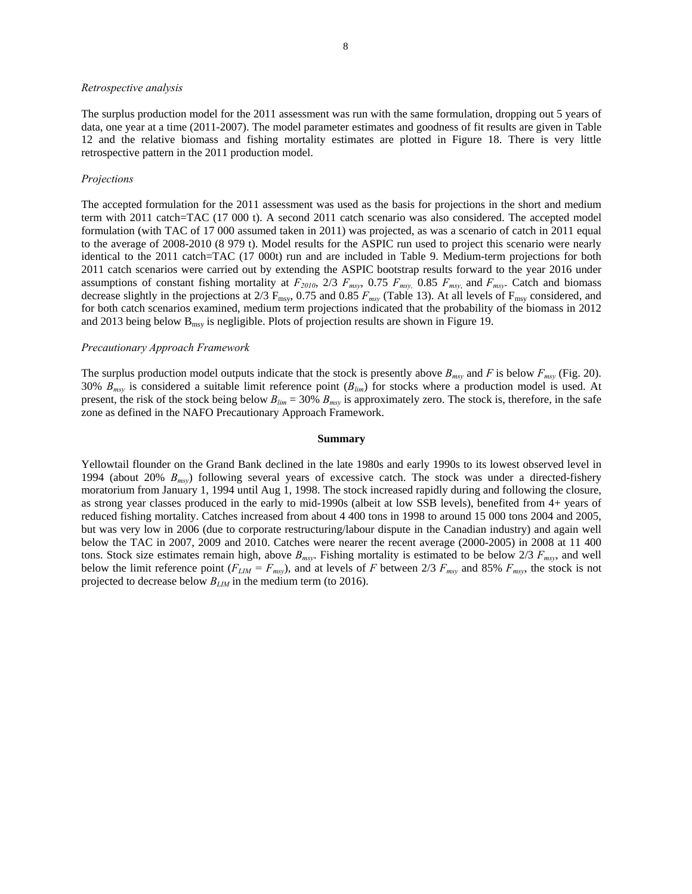*Retrospective analysis*

The surplus production model for the 2011 assessment was run with the same formulation, dropping out 5 years of data, one year at a time (2011-2007). The model parameter estimates and goodness of fit results are given in Table 12 and the relative biomass and fishing mortality estimates are plotted in Figure 18. There is very little retrospective pattern in the 2011 production model.

*Projections*

The accepted formulation for the 2011 assessment was used as the basis for projections in the short and medium term with 2011 catch=TAC (17 000 t). A second 2011 catch scenario was also considered. The accepted model formulation (with TAC of 17 000 assumed taken in 2011) was projected, as was a scenario of catch in 2011 equal to the average of 2008-2010 (8 979 t). Model results for the ASPIC run used to project this scenario were nearly identical to the 2011 catch=TAC (17 000t) run and are included in Table 9. Medium-term projections for both 2011 catch scenarios were carried out by extending the ASPIC bootstrap results forward to the year 2016 under assumptions of constant fishing mortality at $F_{2010}$, 2/3 $F_{msy}$, 0.75 $F_{msy}$, 0.85 $F_{msy}$, and $F_{msy}$. Catch and biomass decrease slightly in the projections at 2/3 $F_{msy}$, 0.75 and 0.85 $F_{msy}$ (Table 13). At all levels of $F_{msy}$ considered, and for both catch scenarios examined, medium term projections indicated that the probability of the biomass in 2012 and 2013 being below $B_{msy}$ is negligible. Plots of projection results are shown in Figure 19.

*Precautionary Approach Framework*

The surplus production model outputs indicate that the stock is presently above $B_{msy}$ and $F$ is below $F_{msy}$ (Fig. 20). 30% $B_{msy}$ is considered a suitable limit reference point ($B_{lim}$) for stocks where a production model is used. At present, the risk of the stock being below $B_{lim}$ = 30% $B_{msy}$ is approximately zero. The stock is, therefore, in the safe zone as defined in the NAFO Precautionary Approach Framework.

## Summary

Yellowtail flounder on the Grand Bank declined in the late 1980s and early 1990s to its lowest observed level in 1994 (about 20% $B_{msy}$) following several years of excessive catch. The stock was under a directed-fishery moratorium from January 1, 1994 until Aug 1, 1998. The stock increased rapidly during and following the closure, as strong year classes produced in the early to mid-1990s (albeit at low SSB levels), benefited from 4+ years of reduced fishing mortality. Catches increased from about 4 400 tons in 1998 to around 15 000 tons 2004 and 2005, but was very low in 2006 (due to corporate restructuring/labour dispute in the Canadian industry) and again well below the TAC in 2007, 2009 and 2010. Catches were nearer the recent average (2000-2005) in 2008 at 11 400 tons. Stock size estimates remain high, above $B_{msy}$. Fishing mortality is estimated to be below 2/3 $F_{msy}$, and well below the limit reference point ($F_{LIM} = F_{msy}$), and at levels of $F$ between 2/3 $F_{msy}$ and 85% $F_{msy}$, the stock is not projected to decrease below $B_{LIM}$ in the medium term (to 2016).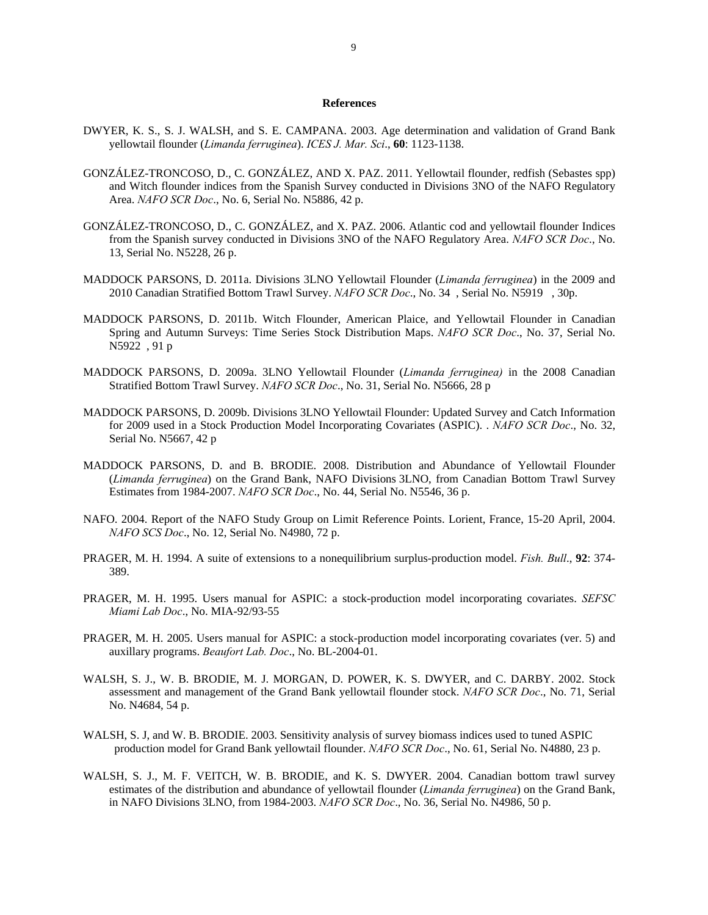## References

DWYER, K. S., S. J. WALSH, and S. E. CAMPANA. 2003. Age determination and validation of Grand Bank yellowtail flounder (*Limanda ferruginea*). *ICES J. Mar. Sci*., **60**: 1123-1138.

GONZÁLEZ-TRONCOSO, D., C. GONZÁLEZ, AND X. PAZ. 2011. Yellowtail flounder, redfish (Sebastes spp) and Witch flounder indices from the Spanish Survey conducted in Divisions 3NO of the NAFO Regulatory Area. *NAFO SCR Doc*., No. 6, Serial No. N5886, 42 p.

GONZÁLEZ-TRONCOSO, D., C. GONZÁLEZ, and X. PAZ. 2006. Atlantic cod and yellowtail flounder Indices from the Spanish survey conducted in Divisions 3NO of the NAFO Regulatory Area. *NAFO SCR Doc*., No. 13, Serial No. N5228, 26 p.

MADDOCK PARSONS, D. 2011a. Divisions 3LNO Yellowtail Flounder (*Limanda ferruginea*) in the 2009 and 2010 Canadian Stratified Bottom Trawl Survey. *NAFO SCR Doc*., No. 34 , Serial No. N5919 , 30p.

MADDOCK PARSONS, D. 2011b. Witch Flounder, American Plaice, and Yellowtail Flounder in Canadian Spring and Autumn Surveys: Time Series Stock Distribution Maps. *NAFO SCR Doc*., No. 37, Serial No. N5922 , 91 p

MADDOCK PARSONS, D. 2009a. 3LNO Yellowtail Flounder (*Limanda ferruginea)* in the 2008 Canadian Stratified Bottom Trawl Survey. *NAFO SCR Doc*., No. 31, Serial No. N5666, 28 p

MADDOCK PARSONS, D. 2009b. Divisions 3LNO Yellowtail Flounder: Updated Survey and Catch Information for 2009 used in a Stock Production Model Incorporating Covariates (ASPIC). . *NAFO SCR Doc*., No. 32, Serial No. N5667, 42 p

MADDOCK PARSONS, D. and B. BRODIE. 2008. Distribution and Abundance of Yellowtail Flounder (*Limanda ferruginea*) on the Grand Bank, NAFO Divisions 3LNO, from Canadian Bottom Trawl Survey Estimates from 1984-2007. *NAFO SCR Doc*., No. 44, Serial No. N5546, 36 p.

NAFO. 2004. Report of the NAFO Study Group on Limit Reference Points. Lorient, France, 15-20 April, 2004. *NAFO SCS Doc*., No. 12, Serial No. N4980, 72 p.

PRAGER, M. H. 1994. A suite of extensions to a nonequilibrium surplus-production model. *Fish. Bull*., **92**: 374-389.

PRAGER, M. H. 1995. Users manual for ASPIC: a stock-production model incorporating covariates. *SEFSC Miami Lab Doc*., No. MIA-92/93-55

PRAGER, M. H. 2005. Users manual for ASPIC: a stock-production model incorporating covariates (ver. 5) and auxillary programs. *Beaufort Lab. Doc*., No. BL-2004-01.

WALSH, S. J., W. B. BRODIE, M. J. MORGAN, D. POWER, K. S. DWYER, and C. DARBY. 2002. Stock assessment and management of the Grand Bank yellowtail flounder stock. *NAFO SCR Doc*., No. 71, Serial No. N4684, 54 p.

WALSH, S. J, and W. B. BRODIE. 2003. Sensitivity analysis of survey biomass indices used to tuned ASPIC production model for Grand Bank yellowtail flounder. *NAFO SCR Doc*., No. 61, Serial No. N4880, 23 p.

WALSH, S. J., M. F. VEITCH, W. B. BRODIE, and K. S. DWYER. 2004. Canadian bottom trawl survey estimates of the distribution and abundance of yellowtail flounder (*Limanda ferruginea*) on the Grand Bank, in NAFO Divisions 3LNO, from 1984-2003. *NAFO SCR Doc*., No. 36, Serial No. N4986, 50 p.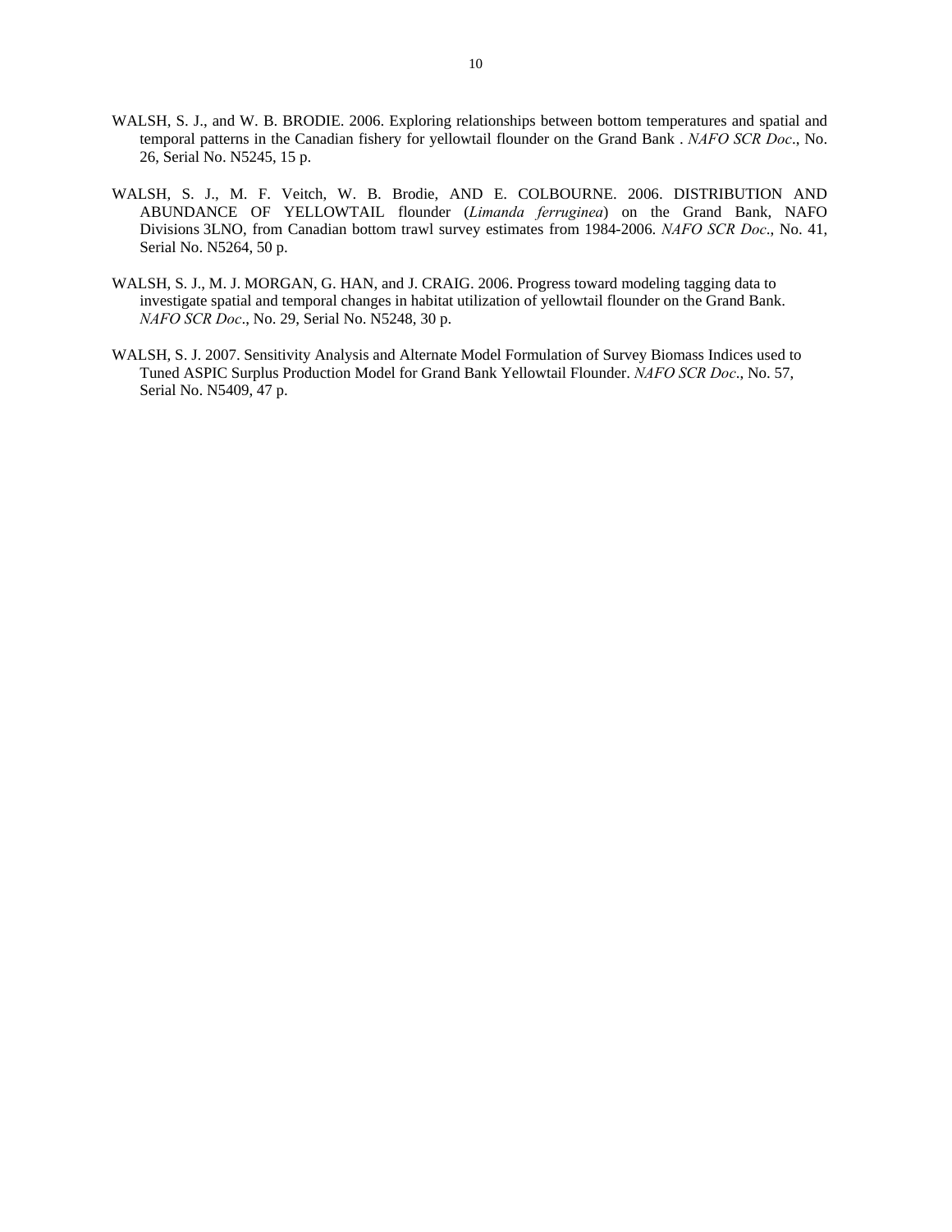WALSH, S. J., and W. B. BRODIE. 2006. Exploring relationships between bottom temperatures and spatial and temporal patterns in the Canadian fishery for yellowtail flounder on the Grand Bank . *NAFO SCR Doc*., No. 26, Serial No. N5245, 15 p.

WALSH, S. J., M. F. Veitch, W. B. Brodie, AND E. COLBOURNE. 2006. DISTRIBUTION AND ABUNDANCE OF YELLOWTAIL flounder (*Limanda ferruginea*) on the Grand Bank, NAFO Divisions 3LNO, from Canadian bottom trawl survey estimates from 1984-2006. *NAFO SCR Doc.*, No. 41, Serial No. N5264, 50 p.

WALSH, S. J., M. J. MORGAN, G. HAN, and J. CRAIG. 2006. Progress toward modeling tagging data to investigate spatial and temporal changes in habitat utilization of yellowtail flounder on the Grand Bank. *NAFO SCR Doc*., No. 29, Serial No. N5248, 30 p.

WALSH, S. J. 2007. Sensitivity Analysis and Alternate Model Formulation of Survey Biomass Indices used to Tuned ASPIC Surplus Production Model for Grand Bank Yellowtail Flounder. *NAFO SCR Doc*., No. 57, Serial No. N5409, 47 p.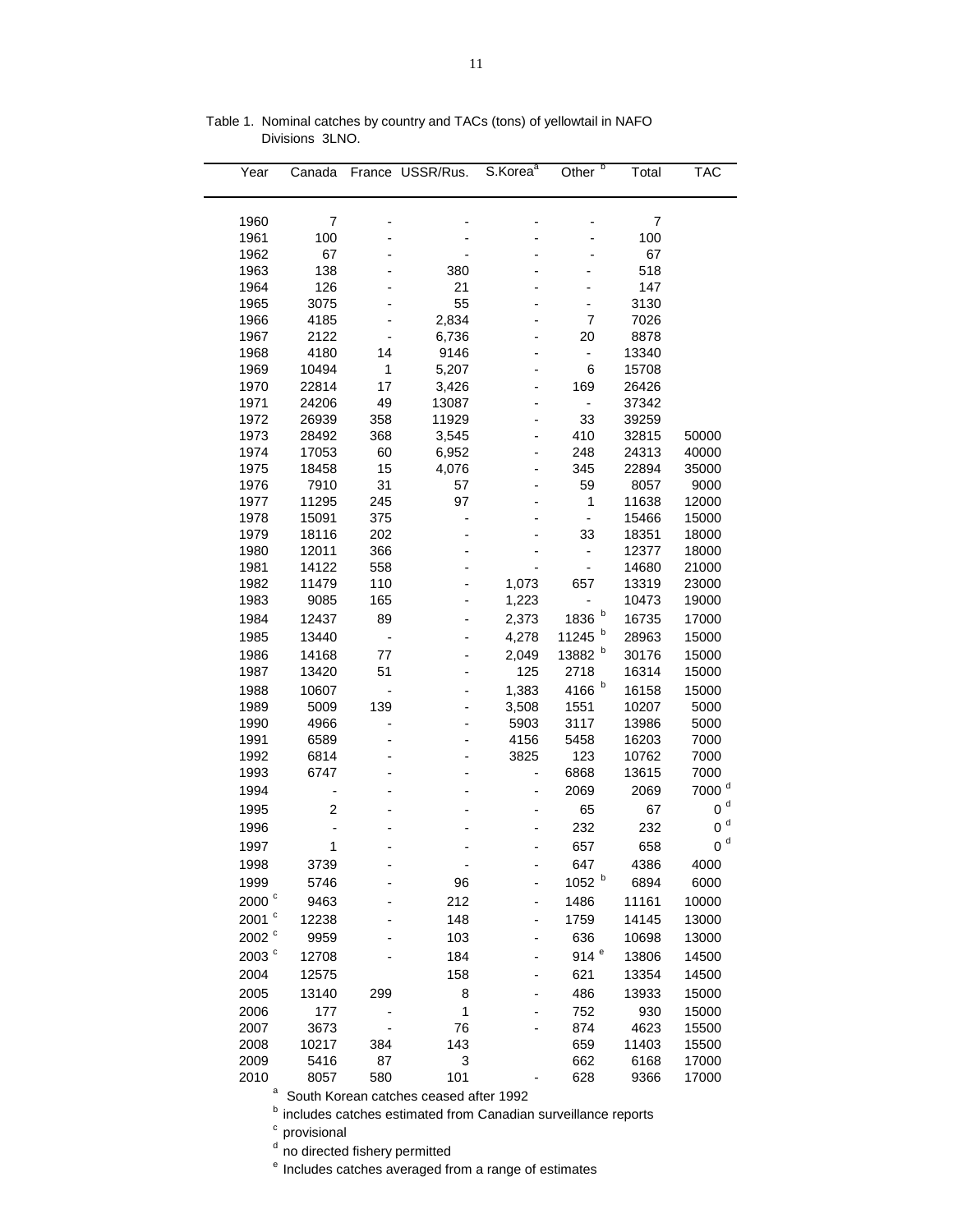Table 1. Nominal catches by country and TACs (tons) of yellowtail in NAFO Divisions 3LNO.

| Year | Canada | France | USSR/Rus. | S.Korea[a] | Other[b] | Total | TAC |
|---|---|---|---|---|---|---|---|
| 1960 | 7 | - | - | - | - | 7 | |
| 1961 | 100 | - | - | - | - | 100 | |
| 1962 | 67 | - | - | - | - | 67 | |
| 1963 | 138 | - | 380 | - | - | 518 | |
| 1964 | 126 | - | 21 | - | - | 147 | |
| 1965 | 3075 | - | 55 | - | - | 3130 | |
| 1966 | 4185 | - | 2,834 | - | 7 | 7026 | |
| 1967 | 2122 | - | 6,736 | - | 20 | 8878 | |
| 1968 | 4180 | 14 | 9146 | - | - | 13340 | |
| 1969 | 10494 | 1 | 5,207 | - | 6 | 15708 | |
| 1970 | 22814 | 17 | 3,426 | - | 169 | 26426 | |
| 1971 | 24206 | 49 | 13087 | - | - | 37342 | |
| 1972 | 26939 | 358 | 11929 | - | 33 | 39259 | |
| 1973 | 28492 | 368 | 3,545 | - | 410 | 32815 | 50000 |
| 1974 | 17053 | 60 | 6,952 | - | 248 | 24313 | 40000 |
| 1975 | 18458 | 15 | 4,076 | - | 345 | 22894 | 35000 |
| 1976 | 7910 | 31 | 57 | - | 59 | 8057 | 9000 |
| 1977 | 11295 | 245 | 97 | - | 1 | 11638 | 12000 |
| 1978 | 15091 | 375 | - | - | - | 15466 | 15000 |
| 1979 | 18116 | 202 | - | - | 33 | 18351 | 18000 |
| 1980 | 12011 | 366 | - | - | - | 12377 | 18000 |
| 1981 | 14122 | 558 | - | - | - | 14680 | 21000 |
| 1982 | 11479 | 110 | - | 1,073 | 657 | 13319 | 23000 |
| 1983 | 9085 | 165 | - | 1,223 | - | 10473 | 19000 |
| 1984 | 12437 | 89 | - | 2,373 | 1836 [b] | 16735 | 17000 |
| 1985 | 13440 | - | - | 4,278 | 11245 [b] | 28963 | 15000 |
| 1986 | 14168 | 77 | - | 2,049 | 13882 [b] | 30176 | 15000 |
| 1987 | 13420 | 51 | - | 125 | 2718 | 16314 | 15000 |
| 1988 | 10607 | - | - | 1,383 | 4166 [b] | 16158 | 15000 |
| 1989 | 5009 | 139 | - | 3,508 | 1551 | 10207 | 5000 |
| 1990 | 4966 | - | - | 5903 | 3117 | 13986 | 5000 |
| 1991 | 6589 | - | - | 4156 | 5458 | 16203 | 7000 |
| 1992 | 6814 | - | - | 3825 | 123 | 10762 | 7000 |
| 1993 | 6747 | - | - | - | 6868 | 13615 | 7000 |
| 1994 | - | - | - | - | 2069 | 2069 | 7000 [d] |
| 1995 | 2 | - | - | - | 65 | 67 | 0 [d] |
| 1996 | - | - | - | - | 232 | 232 | 0 [d] |
| 1997 | 1 | - | - | - | 657 | 658 | 0 [d] |
| 1998 | 3739 | - | - | - | 647 | 4386 | 4000 |
| 1999 | 5746 | - | 96 | - | 1052 [b] | 6894 | 6000 |
| 2000 [c] | 9463 | - | 212 | - | 1486 | 11161 | 10000 |
| 2001 [c] | 12238 | - | 148 | - | 1759 | 14145 | 13000 |
| 2002 [c] | 9959 | - | 103 | - | 636 | 10698 | 13000 |
| 2003 [c] | 12708 | - | 184 | - | 914 [e] | 13806 | 14500 |
| 2004 | 12575 | | 158 | - | 621 | 13354 | 14500 |
| 2005 | 13140 | 299 | 8 | - | 486 | 13933 | 15000 |
| 2006 | 177 | - | 1 | - | 752 | 930 | 15000 |
| 2007 | 3673 | - | 76 | - | 874 | 4623 | 15500 |
| 2008 | 10217 | 384 | 143 | | 659 | 11403 | 15500 |
| 2009 | 5416 | 87 | 3 | | 662 | 6168 | 17000 |
| 2010 | 8057 | 580 | 101 | - | 628 | 9366 | 17000 |

[a] South Korean catches ceased after 1992

[b] includes catches estimated from Canadian surveillance reports

[c] provisional

[d] no directed fishery permitted

[e] Includes catches averaged from a range of estimates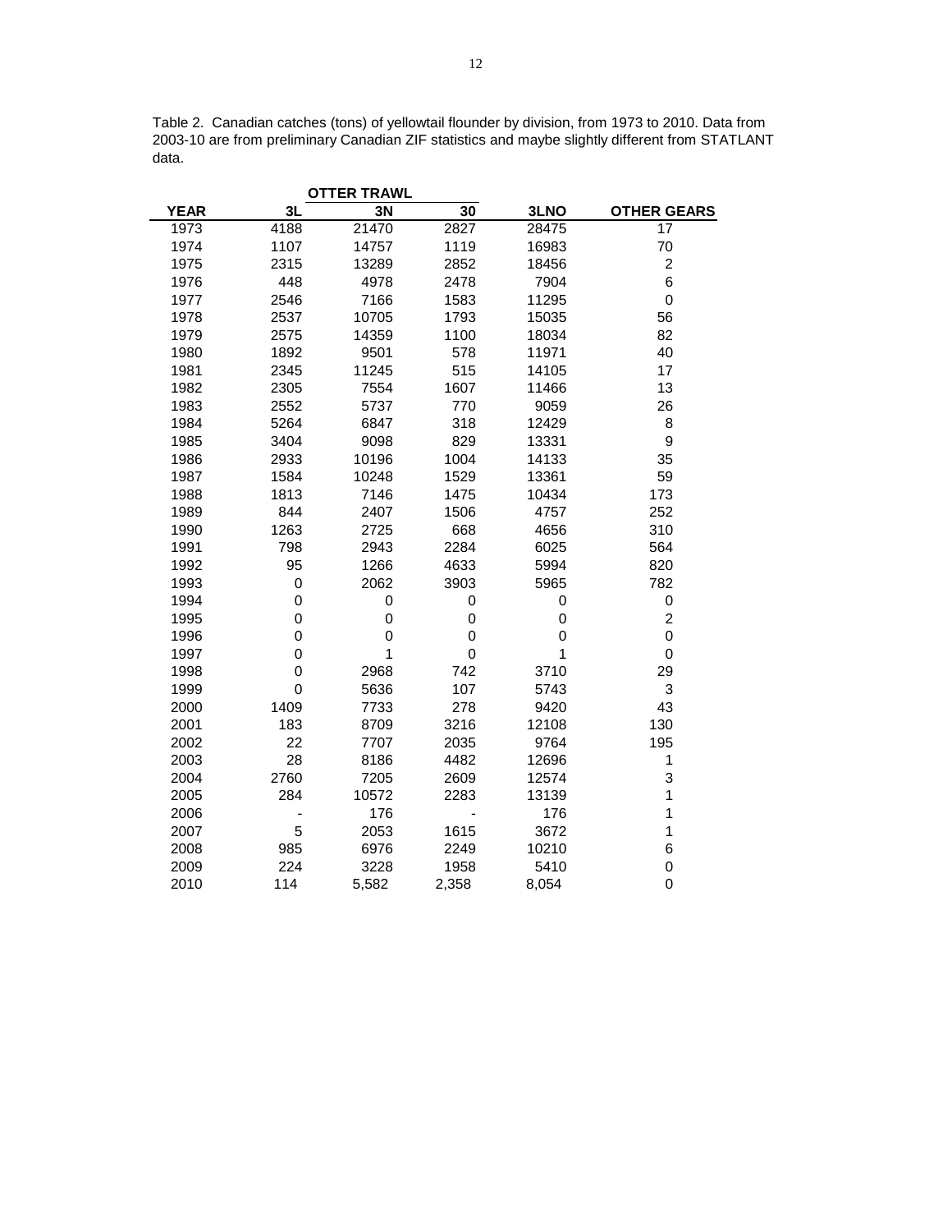Table 2. Canadian catches (tons) of yellowtail flounder by division, from 1973 to 2010. Data from 2003-10 are from preliminary Canadian ZIF statistics and maybe slightly different from STATLANT data.

| | OTTER TRAWL | | | | |
|---|---|---|---|---|---|
| **YEAR** | **3L** | **3N** | **30** | **3LNO** | **OTHER GEARS** |
| 1973 | 4188 | 21470 | 2827 | 28475 | 17 |
| 1974 | 1107 | 14757 | 1119 | 16983 | 70 |
| 1975 | 2315 | 13289 | 2852 | 18456 | 2 |
| 1976 | 448 | 4978 | 2478 | 7904 | 6 |
| 1977 | 2546 | 7166 | 1583 | 11295 | 0 |
| 1978 | 2537 | 10705 | 1793 | 15035 | 56 |
| 1979 | 2575 | 14359 | 1100 | 18034 | 82 |
| 1980 | 1892 | 9501 | 578 | 11971 | 40 |
| 1981 | 2345 | 11245 | 515 | 14105 | 17 |
| 1982 | 2305 | 7554 | 1607 | 11466 | 13 |
| 1983 | 2552 | 5737 | 770 | 9059 | 26 |
| 1984 | 5264 | 6847 | 318 | 12429 | 8 |
| 1985 | 3404 | 9098 | 829 | 13331 | 9 |
| 1986 | 2933 | 10196 | 1004 | 14133 | 35 |
| 1987 | 1584 | 10248 | 1529 | 13361 | 59 |
| 1988 | 1813 | 7146 | 1475 | 10434 | 173 |
| 1989 | 844 | 2407 | 1506 | 4757 | 252 |
| 1990 | 1263 | 2725 | 668 | 4656 | 310 |
| 1991 | 798 | 2943 | 2284 | 6025 | 564 |
| 1992 | 95 | 1266 | 4633 | 5994 | 820 |
| 1993 | 0 | 2062 | 3903 | 5965 | 782 |
| 1994 | 0 | 0 | 0 | 0 | 0 |
| 1995 | 0 | 0 | 0 | 0 | 2 |
| 1996 | 0 | 0 | 0 | 0 | 0 |
| 1997 | 0 | 1 | 0 | 1 | 0 |
| 1998 | 0 | 2968 | 742 | 3710 | 29 |
| 1999 | 0 | 5636 | 107 | 5743 | 3 |
| 2000 | 1409 | 7733 | 278 | 9420 | 43 |
| 2001 | 183 | 8709 | 3216 | 12108 | 130 |
| 2002 | 22 | 7707 | 2035 | 9764 | 195 |
| 2003 | 28 | 8186 | 4482 | 12696 | 1 |
| 2004 | 2760 | 7205 | 2609 | 12574 | 3 |
| 2005 | 284 | 10572 | 2283 | 13139 | 1 |
| 2006 | - | 176 | - | 176 | 1 |
| 2007 | 5 | 2053 | 1615 | 3672 | 1 |
| 2008 | 985 | 6976 | 2249 | 10210 | 6 |
| 2009 | 224 | 3228 | 1958 | 5410 | 0 |
| 2010 | 114 | 5,582 | 2,358 | 8,054 | 0 |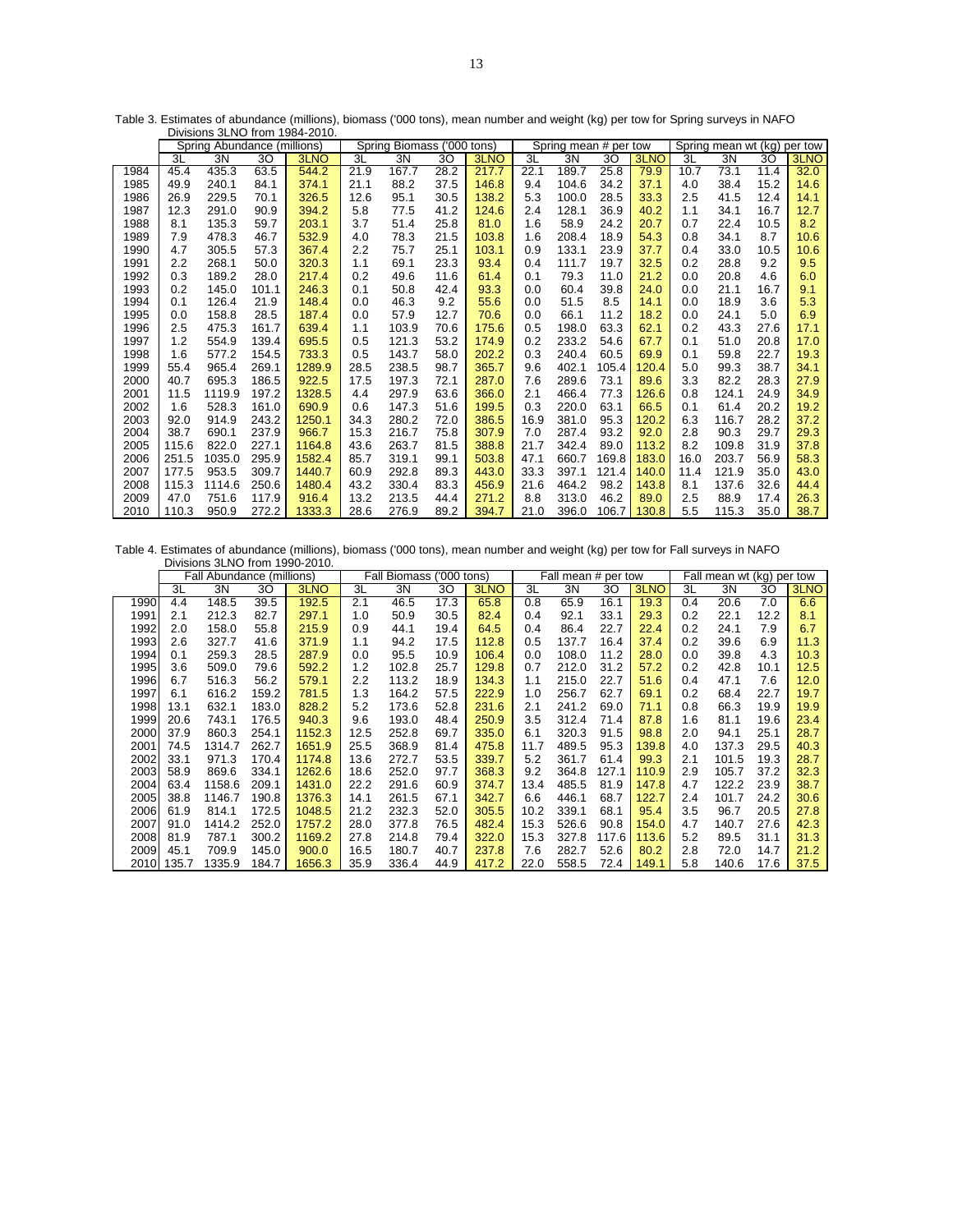Table 3. Estimates of abundance (millions), biomass ('000 tons), mean number and weight (kg) per tow for Spring surveys in NAFO Divisions 3LNO from 1984-2010.

| | Spring Abundance (millions) | | | | Spring Biomass ('000 tons) | | | | Spring mean # per tow | | | | Spring mean wt (kg) per tow | | | |
|---|---|---|---|---|---|---|---|---|---|---|---|---|---|---|---|---|
| | 3L | 3N | 3O | 3LNO | 3L | 3N | 3O | 3LNO | 3L | 3N | 3O | 3LNO | 3L | 3N | 3O | 3LNO |
| 1984 | 45.4 | 435.3 | 63.5 | 544.2 | 21.9 | 167.7 | 28.2 | 217.7 | 22.1 | 189.7 | 25.8 | 79.9 | 10.7 | 73.1 | 11.4 | 32.0 |
| 1985 | 49.9 | 240.1 | 84.1 | 374.1 | 21.1 | 88.2 | 37.5 | 146.8 | 9.4 | 104.6 | 34.2 | 37.1 | 4.0 | 38.4 | 15.2 | 14.6 |
| 1986 | 26.9 | 229.5 | 70.1 | 326.5 | 12.6 | 95.1 | 30.5 | 138.2 | 5.3 | 100.0 | 28.5 | 33.3 | 2.5 | 41.5 | 12.4 | 14.1 |
| 1987 | 12.3 | 291.0 | 90.9 | 394.2 | 5.8 | 77.5 | 41.2 | 124.6 | 2.4 | 128.1 | 36.9 | 40.2 | 1.1 | 34.1 | 16.7 | 12.7 |
| 1988 | 8.1 | 135.3 | 59.7 | 203.1 | 3.7 | 51.4 | 25.8 | 81.0 | 1.6 | 58.9 | 24.2 | 20.7 | 0.7 | 22.4 | 10.5 | 8.2 |
| 1989 | 7.9 | 478.3 | 46.7 | 532.9 | 4.0 | 78.3 | 21.5 | 103.8 | 1.6 | 208.4 | 18.9 | 54.3 | 0.8 | 34.1 | 8.7 | 10.6 |
| 1990 | 4.7 | 305.5 | 57.3 | 367.4 | 2.2 | 75.7 | 25.1 | 103.1 | 0.9 | 133.1 | 23.9 | 37.7 | 0.4 | 33.0 | 10.5 | 10.6 |
| 1991 | 2.2 | 268.1 | 50.0 | 320.3 | 1.1 | 69.1 | 23.3 | 93.4 | 0.4 | 111.7 | 19.7 | 32.5 | 0.2 | 28.8 | 9.2 | 9.5 |
| 1992 | 0.3 | 189.2 | 28.0 | 217.4 | 0.2 | 49.6 | 11.6 | 61.4 | 0.1 | 79.3 | 11.0 | 21.2 | 0.0 | 20.8 | 4.6 | 6.0 |
| 1993 | 0.2 | 145.0 | 101.1 | 246.3 | 0.1 | 50.8 | 42.4 | 93.3 | 0.0 | 60.4 | 39.8 | 24.0 | 0.0 | 21.1 | 16.7 | 9.1 |
| 1994 | 0.1 | 126.4 | 21.9 | 148.4 | 0.0 | 46.3 | 9.2 | 55.6 | 0.0 | 51.5 | 8.5 | 14.1 | 0.0 | 18.9 | 3.6 | 5.3 |
| 1995 | 0.0 | 158.8 | 28.5 | 187.4 | 0.0 | 57.9 | 12.7 | 70.6 | 0.0 | 66.1 | 11.2 | 18.2 | 0.0 | 24.1 | 5.0 | 6.9 |
| 1996 | 2.5 | 475.3 | 161.7 | 639.4 | 1.1 | 103.9 | 70.6 | 175.6 | 0.5 | 198.0 | 63.3 | 62.1 | 0.2 | 43.3 | 27.6 | 17.1 |
| 1997 | 1.2 | 554.9 | 139.4 | 695.5 | 0.5 | 121.3 | 53.2 | 174.9 | 0.2 | 233.2 | 54.6 | 67.7 | 0.1 | 51.0 | 20.8 | 17.0 |
| 1998 | 1.6 | 577.2 | 154.5 | 733.3 | 0.5 | 143.7 | 58.0 | 202.2 | 0.3 | 240.4 | 60.5 | 69.9 | 0.1 | 59.8 | 22.7 | 19.3 |
| 1999 | 55.4 | 965.4 | 269.1 | 1289.9 | 28.5 | 238.5 | 98.7 | 365.7 | 9.6 | 402.1 | 105.4 | 120.4 | 5.0 | 99.3 | 38.7 | 34.1 |
| 2000 | 40.7 | 695.3 | 186.5 | 922.5 | 17.5 | 197.3 | 72.1 | 287.0 | 7.6 | 289.6 | 73.1 | 89.6 | 3.3 | 82.2 | 28.3 | 27.9 |
| 2001 | 11.5 | 1119.9 | 197.2 | 1328.5 | 4.4 | 297.9 | 63.6 | 366.0 | 2.1 | 466.4 | 77.3 | 126.6 | 0.8 | 124.1 | 24.9 | 34.9 |
| 2002 | 1.6 | 528.3 | 161.0 | 690.9 | 0.6 | 147.3 | 51.6 | 199.5 | 0.3 | 220.0 | 63.1 | 66.5 | 0.1 | 61.4 | 20.2 | 19.2 |
| 2003 | 92.0 | 914.9 | 243.2 | 1250.1 | 34.3 | 280.2 | 72.0 | 386.5 | 16.9 | 381.0 | 95.3 | 120.2 | 6.3 | 116.7 | 28.2 | 37.2 |
| 2004 | 38.7 | 690.1 | 237.9 | 966.7 | 15.3 | 216.7 | 75.8 | 307.9 | 7.0 | 287.4 | 93.2 | 92.0 | 2.8 | 90.3 | 29.7 | 29.3 |
| 2005 | 115.6 | 822.0 | 227.1 | 1164.8 | 43.6 | 263.7 | 81.5 | 388.8 | 21.7 | 342.4 | 89.0 | 113.2 | 8.2 | 109.8 | 31.9 | 37.8 |
| 2006 | 251.5 | 1035.0 | 295.9 | 1582.4 | 85.7 | 319.1 | 99.1 | 503.8 | 47.1 | 660.7 | 169.8 | 183.0 | 16.0 | 203.7 | 56.9 | 58.3 |
| 2007 | 177.5 | 953.5 | 309.7 | 1440.7 | 60.9 | 292.8 | 89.3 | 443.0 | 33.3 | 397.1 | 121.4 | 140.0 | 11.4 | 121.9 | 35.0 | 43.0 |
| 2008 | 115.3 | 1114.6 | 250.6 | 1480.4 | 43.2 | 330.4 | 83.3 | 456.9 | 21.6 | 464.2 | 98.2 | 143.8 | 8.1 | 137.6 | 32.6 | 44.4 |
| 2009 | 47.0 | 751.6 | 117.9 | 916.4 | 13.2 | 213.5 | 44.4 | 271.2 | 8.8 | 313.0 | 46.2 | 89.0 | 2.5 | 88.9 | 17.4 | 26.3 |
| 2010 | 110.3 | 950.9 | 272.2 | 1333.3 | 28.6 | 276.9 | 89.2 | 394.7 | 21.0 | 396.0 | 106.7 | 130.8 | 5.5 | 115.3 | 35.0 | 38.7 |

Table 4. Estimates of abundance (millions), biomass ('000 tons), mean number and weight (kg) per tow for Fall surveys in NAFO Divisions 3LNO from 1990-2010.

| | Fall Abundance (millions) | | | | Fall Biomass ('000 tons) | | | | Fall mean # per tow | | | | Fall mean wt (kg) per tow | | | |
|---|---|---|---|---|---|---|---|---|---|---|---|---|---|---|---|---|
| | 3L | 3N | 3O | 3LNO | 3L | 3N | 3O | 3LNO | 3L | 3N | 3O | 3LNO | 3L | 3N | 3O | 3LNO |
| 1990 | 4.4 | 148.5 | 39.5 | 192.5 | 2.1 | 46.5 | 17.3 | 65.8 | 0.8 | 65.9 | 16.1 | 19.3 | 0.4 | 20.6 | 7.0 | 6.6 |
| 1991 | 2.1 | 212.3 | 82.7 | 297.1 | 1.0 | 50.9 | 30.5 | 82.4 | 0.4 | 92.1 | 33.1 | 29.3 | 0.2 | 22.1 | 12.2 | 8.1 |
| 1992 | 2.0 | 158.0 | 55.8 | 215.9 | 0.9 | 44.1 | 19.4 | 64.5 | 0.4 | 86.4 | 22.7 | 22.4 | 0.2 | 24.1 | 7.9 | 6.7 |
| 1993 | 2.6 | 327.7 | 41.6 | 371.9 | 1.1 | 94.2 | 17.5 | 112.8 | 0.5 | 137.7 | 16.4 | 37.4 | 0.2 | 39.6 | 6.9 | 11.3 |
| 1994 | 0.1 | 259.3 | 28.5 | 287.9 | 0.0 | 95.5 | 10.9 | 106.4 | 0.0 | 108.0 | 11.2 | 28.0 | 0.0 | 39.8 | 4.3 | 10.3 |
| 1995 | 3.6 | 509.0 | 79.6 | 592.2 | 1.2 | 102.8 | 25.7 | 129.8 | 0.7 | 212.0 | 31.2 | 57.2 | 0.2 | 42.8 | 10.1 | 12.5 |
| 1996 | 6.7 | 516.3 | 56.2 | 579.1 | 2.2 | 113.2 | 18.9 | 134.3 | 1.1 | 215.0 | 22.7 | 51.6 | 0.4 | 47.1 | 7.6 | 12.0 |
| 1997 | 6.1 | 616.2 | 159.2 | 781.5 | 1.3 | 164.2 | 57.5 | 222.9 | 1.0 | 256.7 | 62.7 | 69.1 | 0.2 | 68.4 | 22.7 | 19.7 |
| 1998 | 13.1 | 632.1 | 183.0 | 828.2 | 5.2 | 173.6 | 52.8 | 231.6 | 2.1 | 241.2 | 69.0 | 71.1 | 0.8 | 66.3 | 19.9 | 19.9 |
| 1999 | 20.6 | 743.1 | 176.5 | 940.3 | 9.6 | 193.0 | 48.4 | 250.9 | 3.5 | 312.4 | 71.4 | 87.8 | 1.6 | 81.1 | 19.6 | 23.4 |
| 2000 | 37.9 | 860.3 | 254.1 | 1152.3 | 12.5 | 252.8 | 69.7 | 335.0 | 6.1 | 320.3 | 91.5 | 98.8 | 2.0 | 94.1 | 25.1 | 28.7 |
| 2001 | 74.5 | 1314.7 | 262.7 | 1651.9 | 25.5 | 368.9 | 81.4 | 475.8 | 11.7 | 489.5 | 95.3 | 139.8 | 4.0 | 137.3 | 29.5 | 40.3 |
| 2002 | 33.1 | 971.3 | 170.4 | 1174.8 | 13.6 | 272.7 | 53.5 | 339.7 | 5.2 | 361.7 | 61.4 | 99.3 | 2.1 | 101.5 | 19.3 | 28.7 |
| 2003 | 58.9 | 869.6 | 334.1 | 1262.6 | 18.6 | 252.0 | 97.7 | 368.3 | 9.2 | 364.8 | 127.1 | 110.9 | 2.9 | 105.7 | 37.2 | 32.3 |
| 2004 | 63.4 | 1158.6 | 209.1 | 1431.0 | 22.2 | 291.6 | 60.9 | 374.7 | 13.4 | 485.5 | 81.9 | 147.8 | 4.7 | 122.2 | 23.9 | 38.7 |
| 2005 | 38.8 | 1146.7 | 190.8 | 1376.3 | 14.1 | 261.5 | 67.1 | 342.7 | 6.6 | 446.1 | 68.7 | 122.7 | 2.4 | 101.7 | 24.2 | 30.6 |
| 2006 | 61.9 | 814.1 | 172.5 | 1048.5 | 21.2 | 232.3 | 52.0 | 305.5 | 10.2 | 339.1 | 68.1 | 95.4 | 3.5 | 96.7 | 20.5 | 27.8 |
| 2007 | 91.0 | 1414.2 | 252.0 | 1757.2 | 28.0 | 377.8 | 76.5 | 482.4 | 15.3 | 526.6 | 90.8 | 154.0 | 4.7 | 140.7 | 27.6 | 42.3 |
| 2008 | 81.9 | 787.1 | 300.2 | 1169.2 | 27.8 | 214.8 | 79.4 | 322.0 | 15.3 | 327.8 | 117.6 | 113.6 | 5.2 | 89.5 | 31.1 | 31.3 |
| 2009 | 45.1 | 709.9 | 145.0 | 900.0 | 16.5 | 180.7 | 40.7 | 237.8 | 7.6 | 282.7 | 52.6 | 80.2 | 2.8 | 72.0 | 14.7 | 21.2 |
| 2010 | 135.7 | 1335.9 | 184.7 | 1656.3 | 35.9 | 336.4 | 44.9 | 417.2 | 22.0 | 558.5 | 72.4 | 149.1 | 5.8 | 140.6 | 17.6 | 37.5 |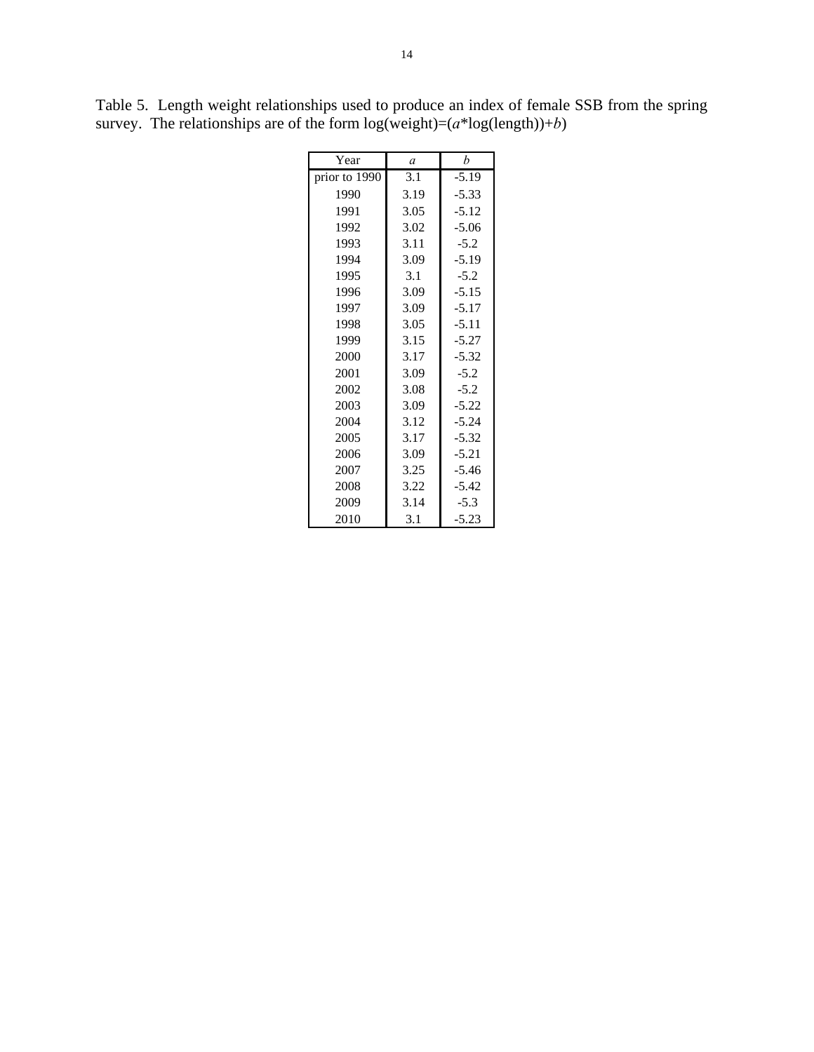Table 5. Length weight relationships used to produce an index of female SSB from the spring survey. The relationships are of the form log(weight)=($a$*log(length))+$b$)

| Year | *a* | *b* |
|---|---|---|
| prior to 1990 | 3.1 | -5.19 |
| 1990 | 3.19 | -5.33 |
| 1991 | 3.05 | -5.12 |
| 1992 | 3.02 | -5.06 |
| 1993 | 3.11 | -5.2 |
| 1994 | 3.09 | -5.19 |
| 1995 | 3.1 | -5.2 |
| 1996 | 3.09 | -5.15 |
| 1997 | 3.09 | -5.17 |
| 1998 | 3.05 | -5.11 |
| 1999 | 3.15 | -5.27 |
| 2000 | 3.17 | -5.32 |
| 2001 | 3.09 | -5.2 |
| 2002 | 3.08 | -5.2 |
| 2003 | 3.09 | -5.22 |
| 2004 | 3.12 | -5.24 |
| 2005 | 3.17 | -5.32 |
| 2006 | 3.09 | -5.21 |
| 2007 | 3.25 | -5.46 |
| 2008 | 3.22 | -5.42 |
| 2009 | 3.14 | -5.3 |
| 2010 | 3.1 | -5.23 |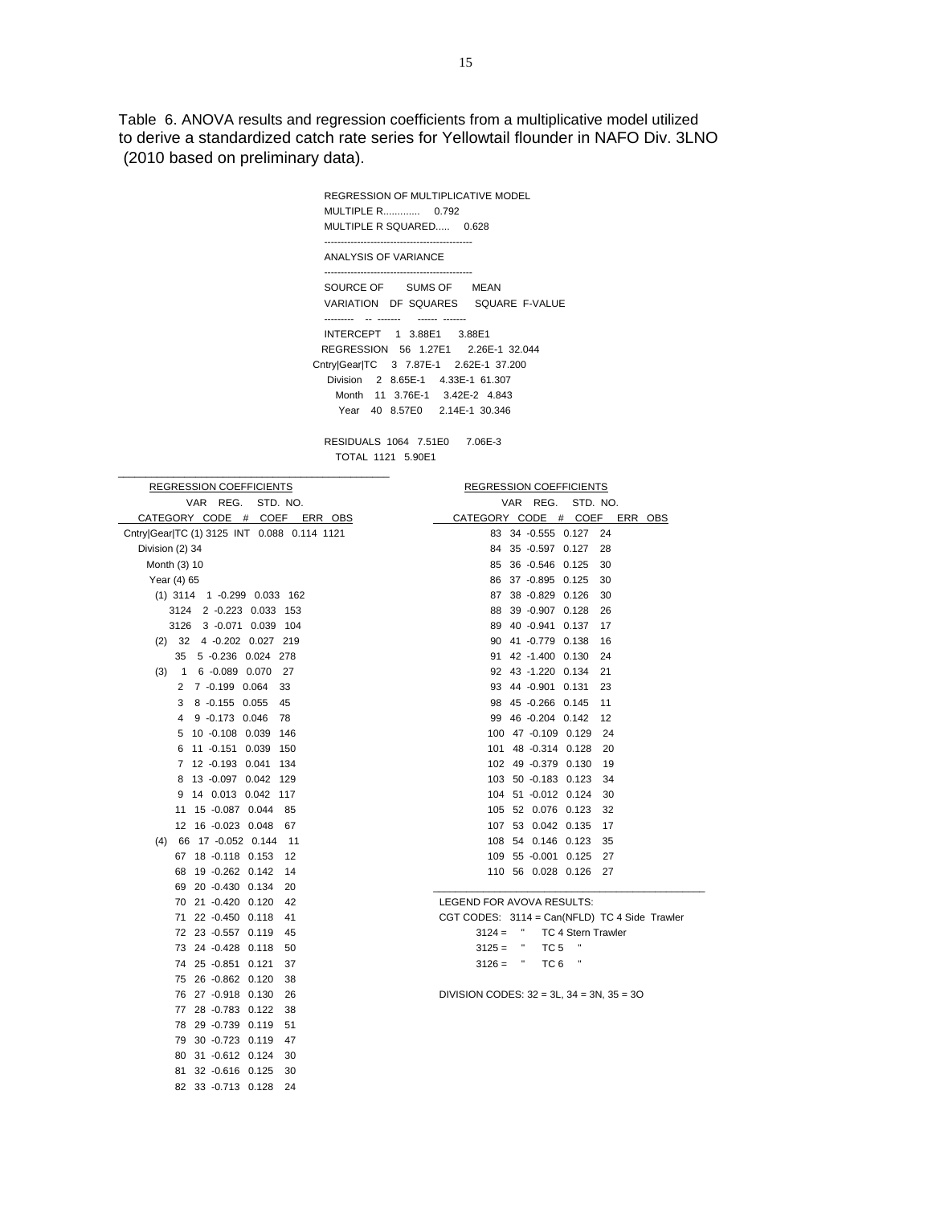Table 6. ANOVA results and regression coefficients from a multiplicative model utilized to derive a standardized catch rate series for Yellowtail flounder in NAFO Div. 3LNO (2010 based on preliminary data).

```
REGRESSION OF MULTIPLICATIVE MODEL
MULTIPLE R.............   0.792
MULTIPLE R SQUARED.....   0.628
---------------------------------------------
ANALYSIS OF VARIANCE
---------------------------------------------
SOURCE OF        SUMS OF      MEAN
VARIATION   DF  SQUARES      SQUARE  F-VALUE
---------   --  -------      ------  -------
INTERCEPT    1  3.88E1       3.88E1
REGRESSION  56  1.27E1       2.26E-1  32.044
Cntry|Gear|TC  3  7.87E-1    2.62E-1  37.200
  Division   2  8.65E-1      4.33E-1  61.307
    Month   11  3.76E-1      3.42E-2   4.843
     Year   40  8.57E0       2.14E-1  30.346

RESIDUALS 1064  7.51E0       7.06E-3
   TOTAL  1121  5.90E1
```

REGRESSION COEFFICIENTS

| CATEGORY | CODE | VAR # | REG. COEF | STD. ERR | NO. OBS |
|---|---|---|---|---|---|
| Cntry\|Gear\|TC (1) | 3125 | INT | 0.088 | 0.114 | 1121 |
| Division (2) | 34 | | | | |
| Month (3) | 10 | | | | |
| Year (4) | 65 | | | | |
| (1) | 3114 | 1 | -0.299 | 0.033 | 162 |
| | 3124 | 2 | -0.223 | 0.033 | 153 |
| | 3126 | 3 | -0.071 | 0.039 | 104 |
| (2) | 32 | 4 | -0.202 | 0.027 | 219 |
| | 35 | 5 | -0.236 | 0.024 | 278 |
| (3) | 1 | 6 | -0.089 | 0.070 | 27 |
| | 2 | 7 | -0.199 | 0.064 | 33 |
| | 3 | 8 | -0.155 | 0.055 | 45 |
| | 4 | 9 | -0.173 | 0.046 | 78 |
| | 5 | 10 | -0.108 | 0.039 | 146 |
| | 6 | 11 | -0.151 | 0.039 | 150 |
| | 7 | 12 | -0.193 | 0.041 | 134 |
| | 8 | 13 | -0.097 | 0.042 | 129 |
| | 9 | 14 | 0.013 | 0.042 | 117 |
| | 11 | 15 | -0.087 | 0.044 | 85 |
| | 12 | 16 | -0.023 | 0.048 | 67 |
| (4) | 66 | 17 | -0.052 | 0.144 | 11 |
| | 67 | 18 | -0.118 | 0.153 | 12 |
| | 68 | 19 | -0.262 | 0.142 | 14 |
| | 69 | 20 | -0.430 | 0.134 | 20 |
| | 70 | 21 | -0.420 | 0.120 | 42 |
| | 71 | 22 | -0.450 | 0.118 | 41 |
| | 72 | 23 | -0.557 | 0.119 | 45 |
| | 73 | 24 | -0.428 | 0.118 | 50 |
| | 74 | 25 | -0.851 | 0.121 | 37 |
| | 75 | 26 | -0.862 | 0.120 | 38 |
| | 76 | 27 | -0.918 | 0.130 | 26 |
| | 77 | 28 | -0.783 | 0.122 | 38 |
| | 78 | 29 | -0.739 | 0.119 | 51 |
| | 79 | 30 | -0.723 | 0.119 | 47 |
| | 80 | 31 | -0.612 | 0.124 | 30 |
| | 81 | 32 | -0.616 | 0.125 | 30 |
| | 82 | 33 | -0.713 | 0.128 | 24 |
| | 83 | 34 | -0.555 | 0.127 | 24 |
| | 84 | 35 | -0.597 | 0.127 | 28 |
| | 85 | 36 | -0.546 | 0.125 | 30 |
| | 86 | 37 | -0.895 | 0.125 | 30 |
| | 87 | 38 | -0.829 | 0.126 | 30 |
| | 88 | 39 | -0.907 | 0.128 | 26 |
| | 89 | 40 | -0.941 | 0.137 | 17 |
| | 90 | 41 | -0.779 | 0.138 | 16 |
| | 91 | 42 | -1.400 | 0.130 | 24 |
| | 92 | 43 | -1.220 | 0.134 | 21 |
| | 93 | 44 | -0.901 | 0.131 | 23 |
| | 98 | 45 | -0.266 | 0.145 | 11 |
| | 99 | 46 | -0.204 | 0.142 | 12 |
| | 100 | 47 | -0.109 | 0.129 | 24 |
| | 101 | 48 | -0.314 | 0.128 | 20 |
| | 102 | 49 | -0.379 | 0.130 | 19 |
| | 103 | 50 | -0.183 | 0.123 | 34 |
| | 104 | 51 | -0.012 | 0.124 | 30 |
| | 105 | 52 | 0.076 | 0.123 | 32 |
| | 107 | 53 | 0.042 | 0.135 | 17 |
| | 108 | 54 | 0.146 | 0.123 | 35 |
| | 109 | 55 | -0.001 | 0.125 | 27 |
| | 110 | 56 | 0.028 | 0.126 | 27 |

LEGEND FOR AVOVA RESULTS:

CGT CODES: 3114 = Can(NFLD) TC 4 Side Trawler
- 3124 = " TC 4 Stern Trawler
- 3125 = " TC 5 "
- 3126 = " TC 6 "

DIVISION CODES: 32 = 3L, 34 = 3N, 35 = 3O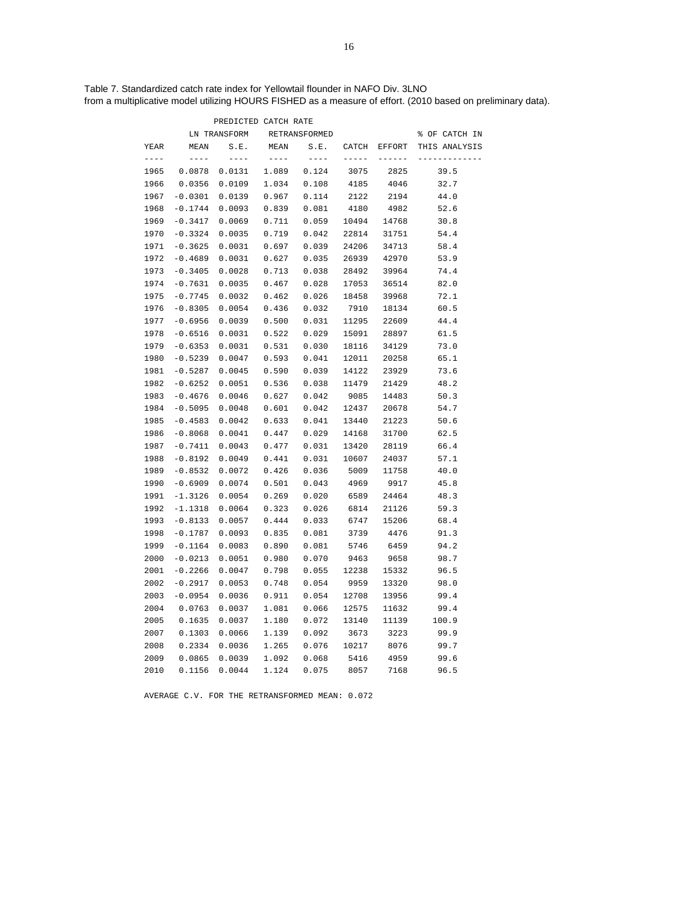Table 7. Standardized catch rate index for Yellowtail flounder in NAFO Div. 3LNO from a multiplicative model utilizing HOURS FISHED as a measure of effort. (2010 based on preliminary data).

| | PREDICTED CATCH RATE | | | | | | |
|---|---|---|---|---|---|---|---|
| | LN TRANSFORM | | RETRANSFORMED | | | | % OF CATCH IN |
| YEAR | MEAN | S.E. | MEAN | S.E. | CATCH | EFFORT | THIS ANALYSIS |
| 1965 | 0.0878 | 0.0131 | 1.089 | 0.124 | 3075 | 2825 | 39.5 |
| 1966 | 0.0356 | 0.0109 | 1.034 | 0.108 | 4185 | 4046 | 32.7 |
| 1967 | -0.0301 | 0.0139 | 0.967 | 0.114 | 2122 | 2194 | 44.0 |
| 1968 | -0.1744 | 0.0093 | 0.839 | 0.081 | 4180 | 4982 | 52.6 |
| 1969 | -0.3417 | 0.0069 | 0.711 | 0.059 | 10494 | 14768 | 30.8 |
| 1970 | -0.3324 | 0.0035 | 0.719 | 0.042 | 22814 | 31751 | 54.4 |
| 1971 | -0.3625 | 0.0031 | 0.697 | 0.039 | 24206 | 34713 | 58.4 |
| 1972 | -0.4689 | 0.0031 | 0.627 | 0.035 | 26939 | 42970 | 53.9 |
| 1973 | -0.3405 | 0.0028 | 0.713 | 0.038 | 28492 | 39964 | 74.4 |
| 1974 | -0.7631 | 0.0035 | 0.467 | 0.028 | 17053 | 36514 | 82.0 |
| 1975 | -0.7745 | 0.0032 | 0.462 | 0.026 | 18458 | 39968 | 72.1 |
| 1976 | -0.8305 | 0.0054 | 0.436 | 0.032 | 7910 | 18134 | 60.5 |
| 1977 | -0.6956 | 0.0039 | 0.500 | 0.031 | 11295 | 22609 | 44.4 |
| 1978 | -0.6516 | 0.0031 | 0.522 | 0.029 | 15091 | 28897 | 61.5 |
| 1979 | -0.6353 | 0.0031 | 0.531 | 0.030 | 18116 | 34129 | 73.0 |
| 1980 | -0.5239 | 0.0047 | 0.593 | 0.041 | 12011 | 20258 | 65.1 |
| 1981 | -0.5287 | 0.0045 | 0.590 | 0.039 | 14122 | 23929 | 73.6 |
| 1982 | -0.6252 | 0.0051 | 0.536 | 0.038 | 11479 | 21429 | 48.2 |
| 1983 | -0.4676 | 0.0046 | 0.627 | 0.042 | 9085 | 14483 | 50.3 |
| 1984 | -0.5095 | 0.0048 | 0.601 | 0.042 | 12437 | 20678 | 54.7 |
| 1985 | -0.4583 | 0.0042 | 0.633 | 0.041 | 13440 | 21223 | 50.6 |
| 1986 | -0.8068 | 0.0041 | 0.447 | 0.029 | 14168 | 31700 | 62.5 |
| 1987 | -0.7411 | 0.0043 | 0.477 | 0.031 | 13420 | 28119 | 66.4 |
| 1988 | -0.8192 | 0.0049 | 0.441 | 0.031 | 10607 | 24037 | 57.1 |
| 1989 | -0.8532 | 0.0072 | 0.426 | 0.036 | 5009 | 11758 | 40.0 |
| 1990 | -0.6909 | 0.0074 | 0.501 | 0.043 | 4969 | 9917 | 45.8 |
| 1991 | -1.3126 | 0.0054 | 0.269 | 0.020 | 6589 | 24464 | 48.3 |
| 1992 | -1.1318 | 0.0064 | 0.323 | 0.026 | 6814 | 21126 | 59.3 |
| 1993 | -0.8133 | 0.0057 | 0.444 | 0.033 | 6747 | 15206 | 68.4 |
| 1998 | -0.1787 | 0.0093 | 0.835 | 0.081 | 3739 | 4476 | 91.3 |
| 1999 | -0.1164 | 0.0083 | 0.890 | 0.081 | 5746 | 6459 | 94.2 |
| 2000 | -0.0213 | 0.0051 | 0.980 | 0.070 | 9463 | 9658 | 98.7 |
| 2001 | -0.2266 | 0.0047 | 0.798 | 0.055 | 12238 | 15332 | 96.5 |
| 2002 | -0.2917 | 0.0053 | 0.748 | 0.054 | 9959 | 13320 | 98.0 |
| 2003 | -0.0954 | 0.0036 | 0.911 | 0.054 | 12708 | 13956 | 99.4 |
| 2004 | 0.0763 | 0.0037 | 1.081 | 0.066 | 12575 | 11632 | 99.4 |
| 2005 | 0.1635 | 0.0037 | 1.180 | 0.072 | 13140 | 11139 | 100.9 |
| 2007 | 0.1303 | 0.0066 | 1.139 | 0.092 | 3673 | 3223 | 99.9 |
| 2008 | 0.2334 | 0.0036 | 1.265 | 0.076 | 10217 | 8076 | 99.7 |
| 2009 | 0.0865 | 0.0039 | 1.092 | 0.068 | 5416 | 4959 | 99.6 |
| 2010 | 0.1156 | 0.0044 | 1.124 | 0.075 | 8057 | 7168 | 96.5 |

AVERAGE C.V. FOR THE RETRANSFORMED MEAN: 0.072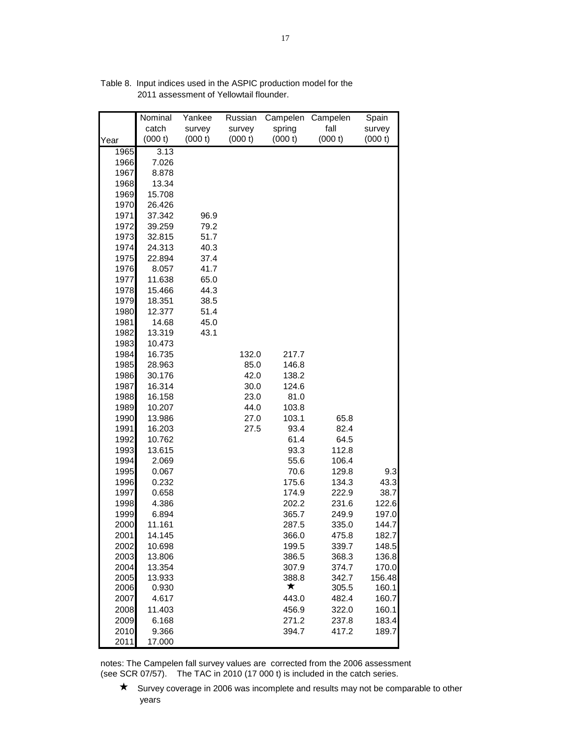Table 8. Input indices used in the ASPIC production model for the 2011 assessment of Yellowtail flounder.

| Year | Nominal catch (000 t) | Yankee survey (000 t) | Russian survey (000 t) | Campelen spring (000 t) | Campelen fall (000 t) | Spain survey (000 t) |
|---|---|---|---|---|---|---|
| 1965 | 3.13 | | | | | |
| 1966 | 7.026 | | | | | |
| 1967 | 8.878 | | | | | |
| 1968 | 13.34 | | | | | |
| 1969 | 15.708 | | | | | |
| 1970 | 26.426 | | | | | |
| 1971 | 37.342 | 96.9 | | | | |
| 1972 | 39.259 | 79.2 | | | | |
| 1973 | 32.815 | 51.7 | | | | |
| 1974 | 24.313 | 40.3 | | | | |
| 1975 | 22.894 | 37.4 | | | | |
| 1976 | 8.057 | 41.7 | | | | |
| 1977 | 11.638 | 65.0 | | | | |
| 1978 | 15.466 | 44.3 | | | | |
| 1979 | 18.351 | 38.5 | | | | |
| 1980 | 12.377 | 51.4 | | | | |
| 1981 | 14.68 | 45.0 | | | | |
| 1982 | 13.319 | 43.1 | | | | |
| 1983 | 10.473 | | | | | |
| 1984 | 16.735 | | 132.0 | 217.7 | | |
| 1985 | 28.963 | | 85.0 | 146.8 | | |
| 1986 | 30.176 | | 42.0 | 138.2 | | |
| 1987 | 16.314 | | 30.0 | 124.6 | | |
| 1988 | 16.158 | | 23.0 | 81.0 | | |
| 1989 | 10.207 | | 44.0 | 103.8 | | |
| 1990 | 13.986 | | 27.0 | 103.1 | 65.8 | |
| 1991 | 16.203 | | 27.5 | 93.4 | 82.4 | |
| 1992 | 10.762 | | | 61.4 | 64.5 | |
| 1993 | 13.615 | | | 93.3 | 112.8 | |
| 1994 | 2.069 | | | 55.6 | 106.4 | |
| 1995 | 0.067 | | | 70.6 | 129.8 | 9.3 |
| 1996 | 0.232 | | | 175.6 | 134.3 | 43.3 |
| 1997 | 0.658 | | | 174.9 | 222.9 | 38.7 |
| 1998 | 4.386 | | | 202.2 | 231.6 | 122.6 |
| 1999 | 6.894 | | | 365.7 | 249.9 | 197.0 |
| 2000 | 11.161 | | | 287.5 | 335.0 | 144.7 |
| 2001 | 14.145 | | | 366.0 | 475.8 | 182.7 |
| 2002 | 10.698 | | | 199.5 | 339.7 | 148.5 |
| 2003 | 13.806 | | | 386.5 | 368.3 | 136.8 |
| 2004 | 13.354 | | | 307.9 | 374.7 | 170.0 |
| 2005 | 13.933 | | | 388.8 | 342.7 | 156.48 |
| 2006 | 0.930 | | | ★ | 305.5 | 160.1 |
| 2007 | 4.617 | | | 443.0 | 482.4 | 160.7 |
| 2008 | 11.403 | | | 456.9 | 322.0 | 160.1 |
| 2009 | 6.168 | | | 271.2 | 237.8 | 183.4 |
| 2010 | 9.366 | | | 394.7 | 417.2 | 189.7 |
| 2011 | 17.000 | | | | | |

notes: The Campelen fall survey values are corrected from the 2006 assessment (see SCR 07/57). The TAC in 2010 (17 000 t) is included in the catch series.

★ Survey coverage in 2006 was incomplete and results may not be comparable to other years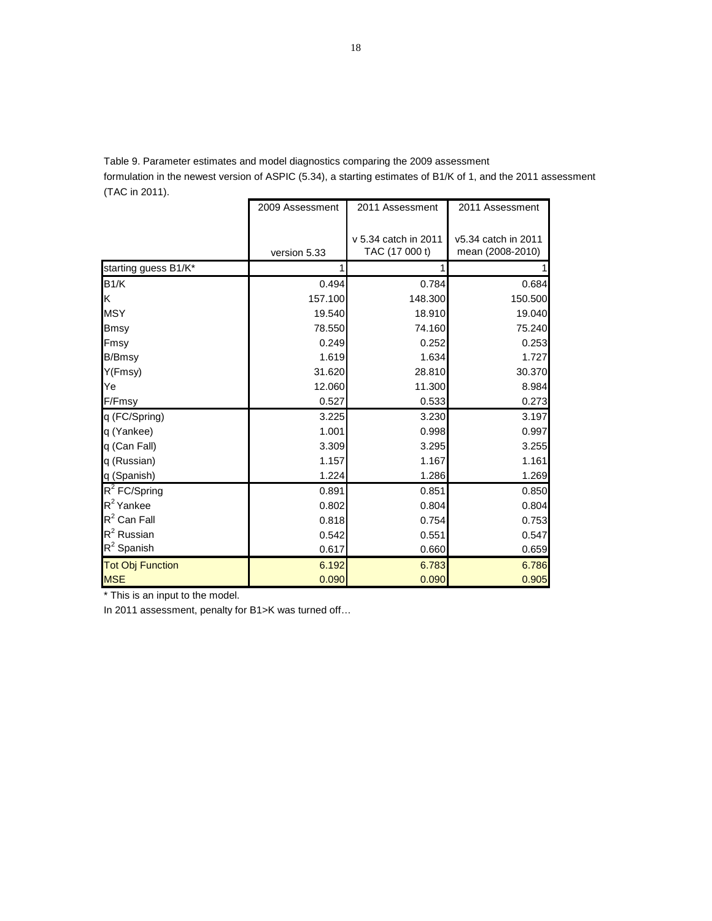Table 9. Parameter estimates and model diagnostics comparing the 2009 assessment formulation in the newest version of ASPIC (5.34), a starting estimates of B1/K of 1, and the 2011 assessment (TAC in 2011).

| | 2009 Assessment<br>version 5.33 | 2011 Assessment<br>v 5.34 catch in 2011 TAC (17 000 t) | 2011 Assessment<br>v5.34 catch in 2011 mean (2008-2010) |
|---|---|---|---|
| starting guess B1/K* | 1 | 1 | 1 |
| B1/K | 0.494 | 0.784 | 0.684 |
| K | 157.100 | 148.300 | 150.500 |
| MSY | 19.540 | 18.910 | 19.040 |
| Bmsy | 78.550 | 74.160 | 75.240 |
| Fmsy | 0.249 | 0.252 | 0.253 |
| B/Bmsy | 1.619 | 1.634 | 1.727 |
| Y(Fmsy) | 31.620 | 28.810 | 30.370 |
| Ye | 12.060 | 11.300 | 8.984 |
| F/Fmsy | 0.527 | 0.533 | 0.273 |
| q (FC/Spring) | 3.225 | 3.230 | 3.197 |
| q (Yankee) | 1.001 | 0.998 | 0.997 |
| q (Can Fall) | 3.309 | 3.295 | 3.255 |
| q (Russian) | 1.157 | 1.167 | 1.161 |
| q (Spanish) | 1.224 | 1.286 | 1.269 |
| $R^2$ FC/Spring | 0.891 | 0.851 | 0.850 |
| $R^2$ Yankee | 0.802 | 0.804 | 0.804 |
| $R^2$ Can Fall | 0.818 | 0.754 | 0.753 |
| $R^2$ Russian | 0.542 | 0.551 | 0.547 |
| $R^2$ Spanish | 0.617 | 0.660 | 0.659 |
| Tot Obj Function | 6.192 | 6.783 | 6.786 |
| MSE | 0.090 | 0.090 | 0.905 |

* This is an input to the model.

In 2011 assessment, penalty for B1>K was turned off…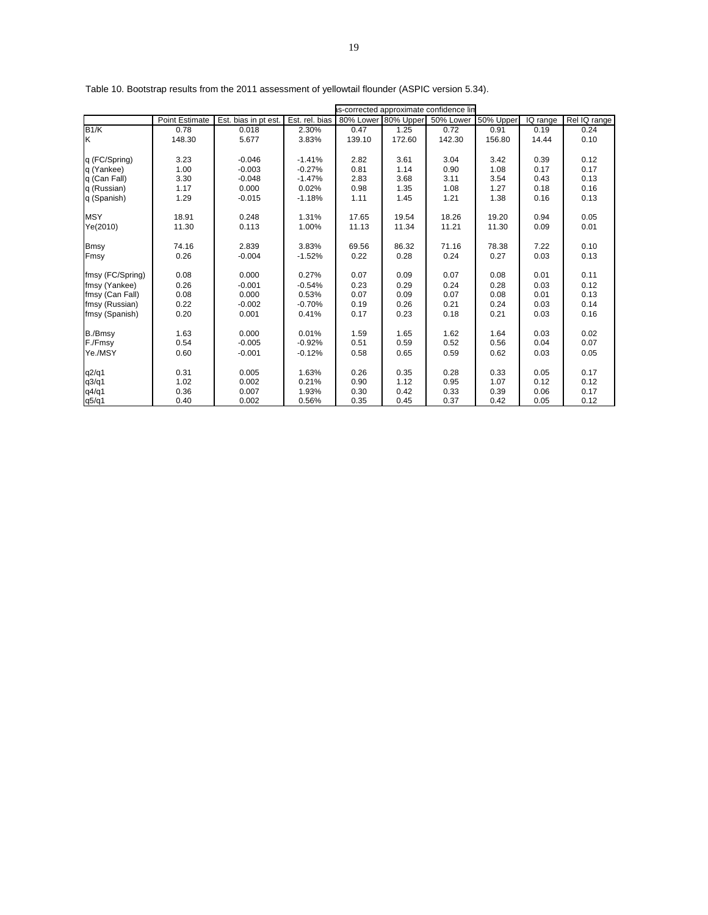Table 10. Bootstrap results from the 2011 assessment of yellowtail flounder (ASPIC version 5.34).

| | | | | as-corrected approximate confidence lin | | | | | |
|---|---|---|---|---|---|---|---|---|---|
| | Point Estimate | Est. bias in pt est. | Est. rel. bias | 80% Lower | 80% Upper | 50% Lower | 50% Upper | IQ range | Rel IQ range |
| B1/K | 0.78 | 0.018 | 2.30% | 0.47 | 1.25 | 0.72 | 0.91 | 0.19 | 0.24 |
| K | 148.30 | 5.677 | 3.83% | 139.10 | 172.60 | 142.30 | 156.80 | 14.44 | 0.10 |
| | | | | | | | | | |
| q (FC/Spring) | 3.23 | -0.046 | -1.41% | 2.82 | 3.61 | 3.04 | 3.42 | 0.39 | 0.12 |
| q (Yankee) | 1.00 | -0.003 | -0.27% | 0.81 | 1.14 | 0.90 | 1.08 | 0.17 | 0.17 |
| q (Can Fall) | 3.30 | -0.048 | -1.47% | 2.83 | 3.68 | 3.11 | 3.54 | 0.43 | 0.13 |
| q (Russian) | 1.17 | 0.000 | 0.02% | 0.98 | 1.35 | 1.08 | 1.27 | 0.18 | 0.16 |
| q (Spanish) | 1.29 | -0.015 | -1.18% | 1.11 | 1.45 | 1.21 | 1.38 | 0.16 | 0.13 |
| | | | | | | | | | |
| MSY | 18.91 | 0.248 | 1.31% | 17.65 | 19.54 | 18.26 | 19.20 | 0.94 | 0.05 |
| Ye(2010) | 11.30 | 0.113 | 1.00% | 11.13 | 11.34 | 11.21 | 11.30 | 0.09 | 0.01 |
| | | | | | | | | | |
| Bmsy | 74.16 | 2.839 | 3.83% | 69.56 | 86.32 | 71.16 | 78.38 | 7.22 | 0.10 |
| Fmsy | 0.26 | -0.004 | -1.52% | 0.22 | 0.28 | 0.24 | 0.27 | 0.03 | 0.13 |
| | | | | | | | | | |
| fmsy (FC/Spring) | 0.08 | 0.000 | 0.27% | 0.07 | 0.09 | 0.07 | 0.08 | 0.01 | 0.11 |
| fmsy (Yankee) | 0.26 | -0.001 | -0.54% | 0.23 | 0.29 | 0.24 | 0.28 | 0.03 | 0.12 |
| fmsy (Can Fall) | 0.08 | 0.000 | 0.53% | 0.07 | 0.09 | 0.07 | 0.08 | 0.01 | 0.13 |
| fmsy (Russian) | 0.22 | -0.002 | -0.70% | 0.19 | 0.26 | 0.21 | 0.24 | 0.03 | 0.14 |
| fmsy (Spanish) | 0.20 | 0.001 | 0.41% | 0.17 | 0.23 | 0.18 | 0.21 | 0.03 | 0.16 |
| | | | | | | | | | |
| B./Bmsy | 1.63 | 0.000 | 0.01% | 1.59 | 1.65 | 1.62 | 1.64 | 0.03 | 0.02 |
| F./Fmsy | 0.54 | -0.005 | -0.92% | 0.51 | 0.59 | 0.52 | 0.56 | 0.04 | 0.07 |
| Ye./MSY | 0.60 | -0.001 | -0.12% | 0.58 | 0.65 | 0.59 | 0.62 | 0.03 | 0.05 |
| | | | | | | | | | |
| q2/q1 | 0.31 | 0.005 | 1.63% | 0.26 | 0.35 | 0.28 | 0.33 | 0.05 | 0.17 |
| q3/q1 | 1.02 | 0.002 | 0.21% | 0.90 | 1.12 | 0.95 | 1.07 | 0.12 | 0.12 |
| q4/q1 | 0.36 | 0.007 | 1.93% | 0.30 | 0.42 | 0.33 | 0.39 | 0.06 | 0.17 |
| q5/q1 | 0.40 | 0.002 | 0.56% | 0.35 | 0.45 | 0.37 | 0.42 | 0.05 | 0.12 |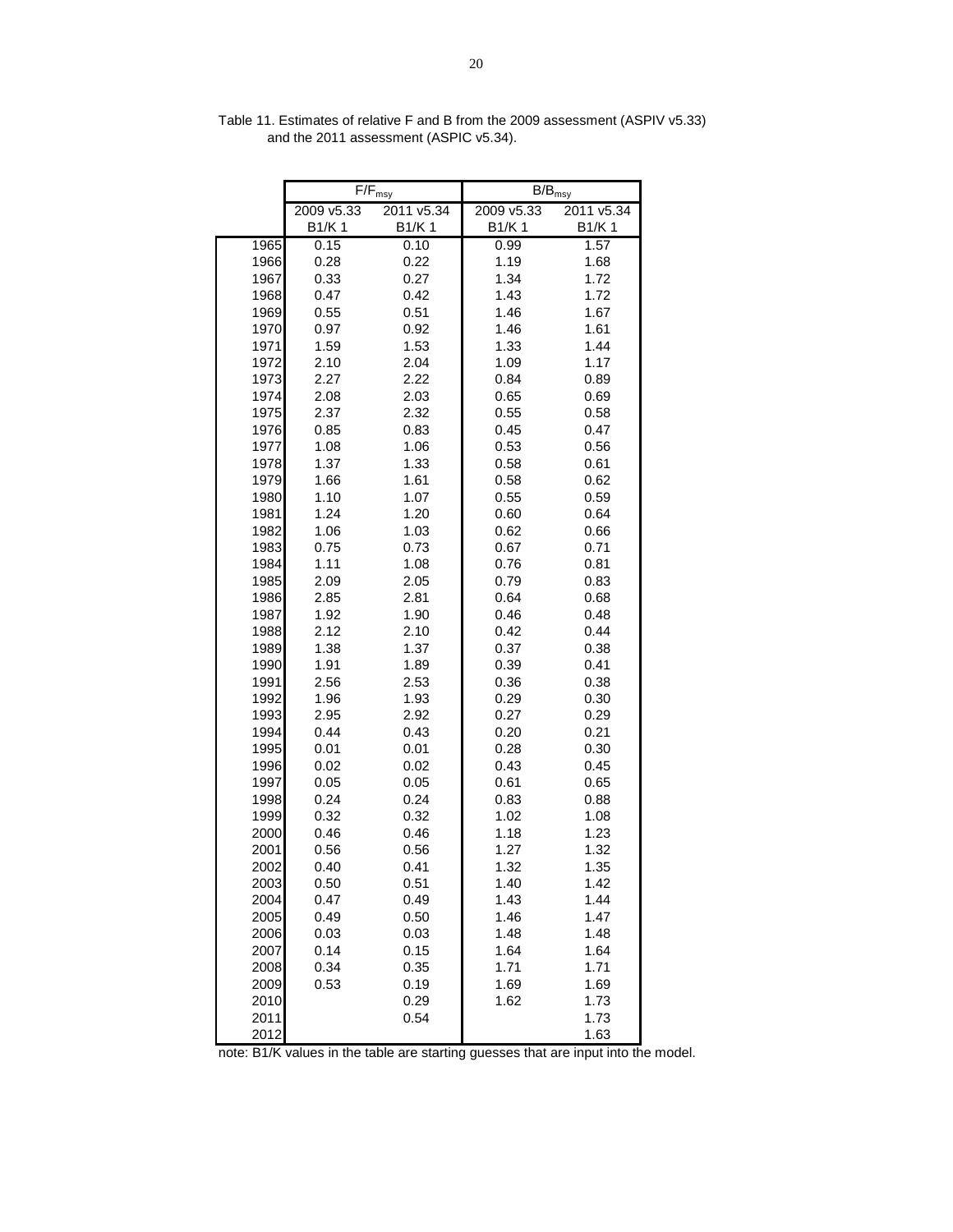Table 11. Estimates of relative F and B from the 2009 assessment (ASPIV v5.33) and the 2011 assessment (ASPIC v5.34).

| | $F/F_{msy}$ | | $B/B_{msy}$ | |
|---|---|---|---|---|
| | 2009 v5.33 B1/K 1 | 2011 v5.34 B1/K 1 | 2009 v5.33 B1/K 1 | 2011 v5.34 B1/K 1 |
| 1965 | 0.15 | 0.10 | 0.99 | 1.57 |
| 1966 | 0.28 | 0.22 | 1.19 | 1.68 |
| 1967 | 0.33 | 0.27 | 1.34 | 1.72 |
| 1968 | 0.47 | 0.42 | 1.43 | 1.72 |
| 1969 | 0.55 | 0.51 | 1.46 | 1.67 |
| 1970 | 0.97 | 0.92 | 1.46 | 1.61 |
| 1971 | 1.59 | 1.53 | 1.33 | 1.44 |
| 1972 | 2.10 | 2.04 | 1.09 | 1.17 |
| 1973 | 2.27 | 2.22 | 0.84 | 0.89 |
| 1974 | 2.08 | 2.03 | 0.65 | 0.69 |
| 1975 | 2.37 | 2.32 | 0.55 | 0.58 |
| 1976 | 0.85 | 0.83 | 0.45 | 0.47 |
| 1977 | 1.08 | 1.06 | 0.53 | 0.56 |
| 1978 | 1.37 | 1.33 | 0.58 | 0.61 |
| 1979 | 1.66 | 1.61 | 0.58 | 0.62 |
| 1980 | 1.10 | 1.07 | 0.55 | 0.59 |
| 1981 | 1.24 | 1.20 | 0.60 | 0.64 |
| 1982 | 1.06 | 1.03 | 0.62 | 0.66 |
| 1983 | 0.75 | 0.73 | 0.67 | 0.71 |
| 1984 | 1.11 | 1.08 | 0.76 | 0.81 |
| 1985 | 2.09 | 2.05 | 0.79 | 0.83 |
| 1986 | 2.85 | 2.81 | 0.64 | 0.68 |
| 1987 | 1.92 | 1.90 | 0.46 | 0.48 |
| 1988 | 2.12 | 2.10 | 0.42 | 0.44 |
| 1989 | 1.38 | 1.37 | 0.37 | 0.38 |
| 1990 | 1.91 | 1.89 | 0.39 | 0.41 |
| 1991 | 2.56 | 2.53 | 0.36 | 0.38 |
| 1992 | 1.96 | 1.93 | 0.29 | 0.30 |
| 1993 | 2.95 | 2.92 | 0.27 | 0.29 |
| 1994 | 0.44 | 0.43 | 0.20 | 0.21 |
| 1995 | 0.01 | 0.01 | 0.28 | 0.30 |
| 1996 | 0.02 | 0.02 | 0.43 | 0.45 |
| 1997 | 0.05 | 0.05 | 0.61 | 0.65 |
| 1998 | 0.24 | 0.24 | 0.83 | 0.88 |
| 1999 | 0.32 | 0.32 | 1.02 | 1.08 |
| 2000 | 0.46 | 0.46 | 1.18 | 1.23 |
| 2001 | 0.56 | 0.56 | 1.27 | 1.32 |
| 2002 | 0.40 | 0.41 | 1.32 | 1.35 |
| 2003 | 0.50 | 0.51 | 1.40 | 1.42 |
| 2004 | 0.47 | 0.49 | 1.43 | 1.44 |
| 2005 | 0.49 | 0.50 | 1.46 | 1.47 |
| 2006 | 0.03 | 0.03 | 1.48 | 1.48 |
| 2007 | 0.14 | 0.15 | 1.64 | 1.64 |
| 2008 | 0.34 | 0.35 | 1.71 | 1.71 |
| 2009 | 0.53 | 0.19 | 1.69 | 1.69 |
| 2010 | | 0.29 | 1.62 | 1.73 |
| 2011 | | 0.54 | | 1.73 |
| 2012 | | | | 1.63 |

note: B1/K values in the table are starting guesses that are input into the model.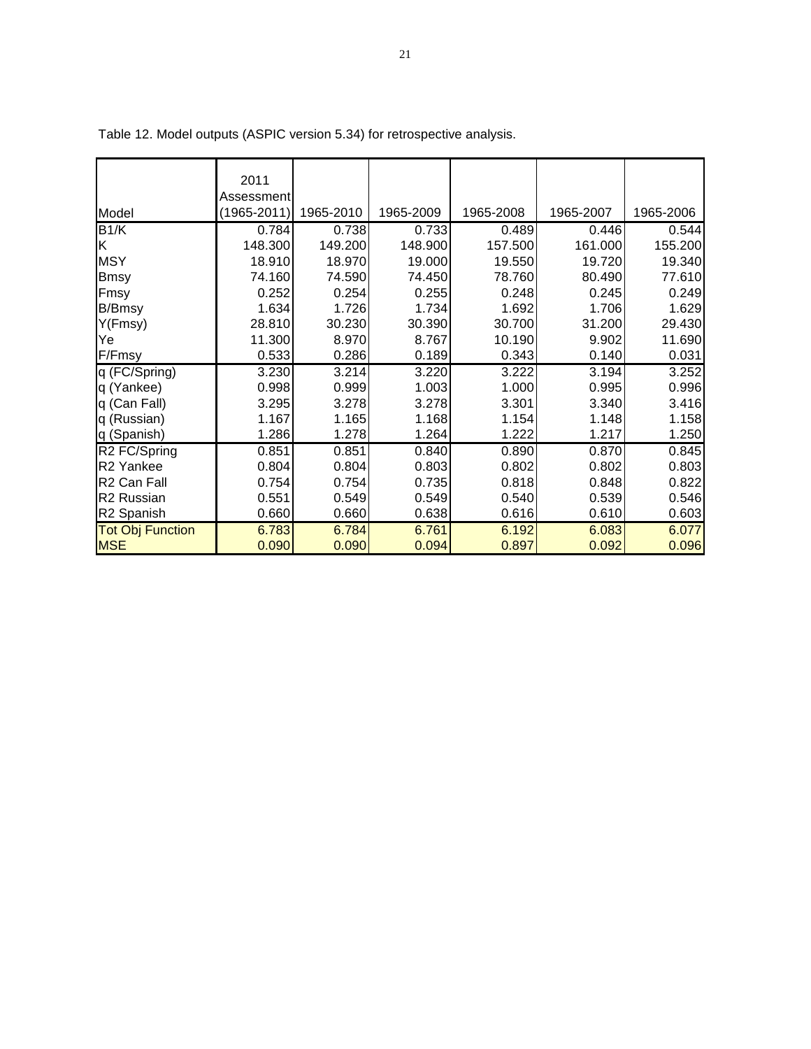Table 12. Model outputs (ASPIC version 5.34) for retrospective analysis.

| Model | 2011 Assessment (1965-2011) | 1965-2010 | 1965-2009 | 1965-2008 | 1965-2007 | 1965-2006 |
|---|---|---|---|---|---|---|
| B1/K | 0.784 | 0.738 | 0.733 | 0.489 | 0.446 | 0.544 |
| K | 148.300 | 149.200 | 148.900 | 157.500 | 161.000 | 155.200 |
| MSY | 18.910 | 18.970 | 19.000 | 19.550 | 19.720 | 19.340 |
| Bmsy | 74.160 | 74.590 | 74.450 | 78.760 | 80.490 | 77.610 |
| Fmsy | 0.252 | 0.254 | 0.255 | 0.248 | 0.245 | 0.249 |
| B/Bmsy | 1.634 | 1.726 | 1.734 | 1.692 | 1.706 | 1.629 |
| Y(Fmsy) | 28.810 | 30.230 | 30.390 | 30.700 | 31.200 | 29.430 |
| Ye | 11.300 | 8.970 | 8.767 | 10.190 | 9.902 | 11.690 |
| F/Fmsy | 0.533 | 0.286 | 0.189 | 0.343 | 0.140 | 0.031 |
| q (FC/Spring) | 3.230 | 3.214 | 3.220 | 3.222 | 3.194 | 3.252 |
| q (Yankee) | 0.998 | 0.999 | 1.003 | 1.000 | 0.995 | 0.996 |
| q (Can Fall) | 3.295 | 3.278 | 3.278 | 3.301 | 3.340 | 3.416 |
| q (Russian) | 1.167 | 1.165 | 1.168 | 1.154 | 1.148 | 1.158 |
| q (Spanish) | 1.286 | 1.278 | 1.264 | 1.222 | 1.217 | 1.250 |
| R2 FC/Spring | 0.851 | 0.851 | 0.840 | 0.890 | 0.870 | 0.845 |
| R2 Yankee | 0.804 | 0.804 | 0.803 | 0.802 | 0.802 | 0.803 |
| R2 Can Fall | 0.754 | 0.754 | 0.735 | 0.818 | 0.848 | 0.822 |
| R2 Russian | 0.551 | 0.549 | 0.549 | 0.540 | 0.539 | 0.546 |
| R2 Spanish | 0.660 | 0.660 | 0.638 | 0.616 | 0.610 | 0.603 |
| Tot Obj Function | 6.783 | 6.784 | 6.761 | 6.192 | 6.083 | 6.077 |
| MSE | 0.090 | 0.090 | 0.094 | 0.897 | 0.092 | 0.096 |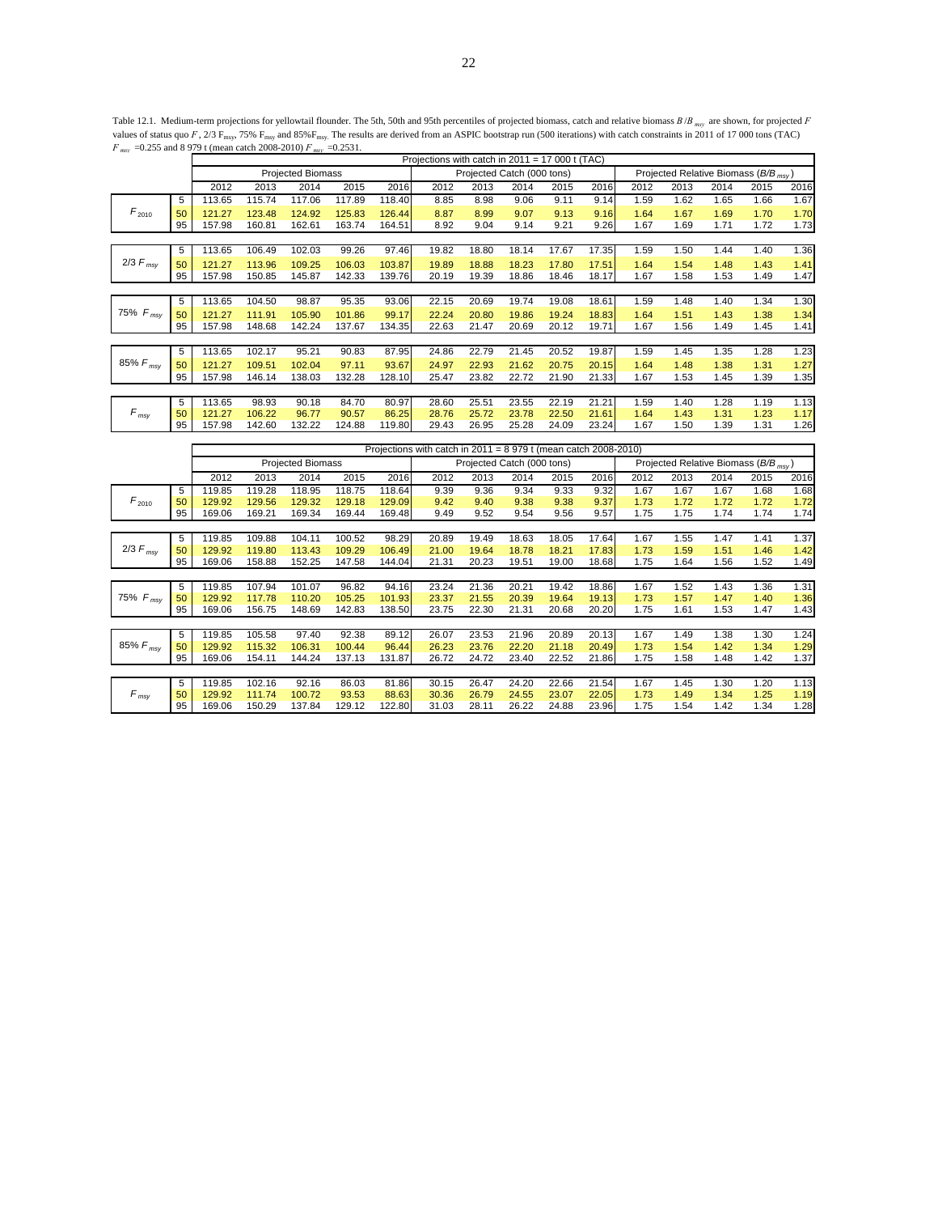Table 12.1. Medium-term projections for yellowtail flounder. The 5th, 50th and 95th percentiles of projected biomass, catch and relative biomass $B/B_{msy}$ are shown, for projected $F$ values of status quo $F$, 2/3 $F_{msy}$, 75% $F_{msy}$ and 85%$F_{msy}$. The results are derived from an ASPIC bootstrap run (500 iterations) with catch constraints in 2011 of 17 000 tons (TAC) $F_{msy}$ =0.255 and 8 979 t (mean catch 2008-2010) $F_{msy}$ =0.2531.

**Projections with catch in 2011 = 17 000 t (TAC)**

| | | Projected Biomass | | | | | Projected Catch (000 tons) | | | | | Projected Relative Biomass ($B/B_{msy}$) | | | | |
|---|---|---|---|---|---|---|---|---|---|---|---|---|---|---|---|---|
| | | 2012 | 2013 | 2014 | 2015 | 2016 | 2012 | 2013 | 2014 | 2015 | 2016 | 2012 | 2013 | 2014 | 2015 | 2016 |
| $F_{2010}$ | 5 | 113.65 | 115.74 | 117.06 | 117.89 | 118.40 | 8.85 | 8.98 | 9.06 | 9.11 | 9.14 | 1.59 | 1.62 | 1.65 | 1.66 | 1.67 |
| | 50 | 121.27 | 123.48 | 124.92 | 125.83 | 126.44 | 8.87 | 8.99 | 9.07 | 9.13 | 9.16 | 1.64 | 1.67 | 1.69 | 1.70 | 1.70 |
| | 95 | 157.98 | 160.81 | 162.61 | 163.74 | 164.51 | 8.92 | 9.04 | 9.14 | 9.21 | 9.26 | 1.67 | 1.69 | 1.71 | 1.72 | 1.73 |
| 2/3 $F_{msy}$ | 5 | 113.65 | 106.49 | 102.03 | 99.26 | 97.46 | 19.82 | 18.80 | 18.14 | 17.67 | 17.35 | 1.59 | 1.50 | 1.44 | 1.40 | 1.36 |
| | 50 | 121.27 | 113.96 | 109.25 | 106.03 | 103.87 | 19.89 | 18.88 | 18.23 | 17.80 | 17.51 | 1.64 | 1.54 | 1.48 | 1.43 | 1.41 |
| | 95 | 157.98 | 150.85 | 145.87 | 142.33 | 139.76 | 20.19 | 19.39 | 18.86 | 18.46 | 18.17 | 1.67 | 1.58 | 1.53 | 1.49 | 1.47 |
| 75% $F_{msy}$ | 5 | 113.65 | 104.50 | 98.87 | 95.35 | 93.06 | 22.15 | 20.69 | 19.74 | 19.08 | 18.61 | 1.59 | 1.48 | 1.40 | 1.34 | 1.30 |
| | 50 | 121.27 | 111.91 | 105.90 | 101.86 | 99.17 | 22.24 | 20.80 | 19.86 | 19.24 | 18.83 | 1.64 | 1.51 | 1.43 | 1.38 | 1.34 |
| | 95 | 157.98 | 148.68 | 142.24 | 137.67 | 134.35 | 22.63 | 21.47 | 20.69 | 20.12 | 19.71 | 1.67 | 1.56 | 1.49 | 1.45 | 1.41 |
| 85% $F_{msy}$ | 5 | 113.65 | 102.17 | 95.21 | 90.83 | 87.95 | 24.86 | 22.79 | 21.45 | 20.52 | 19.87 | 1.59 | 1.45 | 1.35 | 1.28 | 1.23 |
| | 50 | 121.27 | 109.51 | 102.04 | 97.11 | 93.67 | 24.97 | 22.93 | 21.62 | 20.75 | 20.15 | 1.64 | 1.48 | 1.38 | 1.31 | 1.27 |
| | 95 | 157.98 | 146.14 | 138.03 | 132.28 | 128.10 | 25.47 | 23.82 | 22.72 | 21.90 | 21.33 | 1.67 | 1.53 | 1.45 | 1.39 | 1.35 |
| $F_{msy}$ | 5 | 113.65 | 98.93 | 90.18 | 84.70 | 80.97 | 28.60 | 25.51 | 23.55 | 22.19 | 21.21 | 1.59 | 1.40 | 1.28 | 1.19 | 1.13 |
| | 50 | 121.27 | 106.22 | 96.77 | 90.57 | 86.25 | 28.76 | 25.72 | 23.78 | 22.50 | 21.61 | 1.64 | 1.43 | 1.31 | 1.23 | 1.17 |
| | 95 | 157.98 | 142.60 | 132.22 | 124.88 | 119.80 | 29.43 | 26.95 | 25.28 | 24.09 | 23.24 | 1.67 | 1.50 | 1.39 | 1.31 | 1.26 |

**Projections with catch in 2011 = 8 979 t (mean catch 2008-2010)**

| | | Projected Biomass | | | | | Projected Catch (000 tons) | | | | | Projected Relative Biomass ($B/B_{msy}$) | | | | |
|---|---|---|---|---|---|---|---|---|---|---|---|---|---|---|---|---|
| | | 2012 | 2013 | 2014 | 2015 | 2016 | 2012 | 2013 | 2014 | 2015 | 2016 | 2012 | 2013 | 2014 | 2015 | 2016 |
| $F_{2010}$ | 5 | 119.85 | 119.28 | 118.95 | 118.75 | 118.64 | 9.39 | 9.36 | 9.34 | 9.33 | 9.32 | 1.67 | 1.67 | 1.67 | 1.68 | 1.68 |
| | 50 | 129.92 | 129.56 | 129.32 | 129.18 | 129.09 | 9.42 | 9.40 | 9.38 | 9.38 | 9.37 | 1.73 | 1.72 | 1.72 | 1.72 | 1.72 |
| | 95 | 169.06 | 169.21 | 169.34 | 169.44 | 169.48 | 9.49 | 9.52 | 9.54 | 9.56 | 9.57 | 1.75 | 1.75 | 1.74 | 1.74 | 1.74 |
| 2/3 $F_{msy}$ | 5 | 119.85 | 109.88 | 104.11 | 100.52 | 98.29 | 20.89 | 19.49 | 18.63 | 18.05 | 17.64 | 1.67 | 1.55 | 1.47 | 1.41 | 1.37 |
| | 50 | 129.92 | 119.80 | 113.43 | 109.29 | 106.49 | 21.00 | 19.64 | 18.78 | 18.21 | 17.83 | 1.73 | 1.59 | 1.51 | 1.46 | 1.42 |
| | 95 | 169.06 | 158.88 | 152.25 | 147.58 | 144.04 | 21.31 | 20.23 | 19.51 | 19.00 | 18.68 | 1.75 | 1.64 | 1.56 | 1.52 | 1.49 |
| 75% $F_{msy}$ | 5 | 119.85 | 107.94 | 101.07 | 96.82 | 94.16 | 23.24 | 21.36 | 20.21 | 19.42 | 18.86 | 1.67 | 1.52 | 1.43 | 1.36 | 1.31 |
| | 50 | 129.92 | 117.78 | 110.20 | 105.25 | 101.93 | 23.37 | 21.55 | 20.39 | 19.64 | 19.13 | 1.73 | 1.57 | 1.47 | 1.40 | 1.36 |
| | 95 | 169.06 | 156.75 | 148.69 | 142.83 | 138.50 | 23.75 | 22.30 | 21.31 | 20.68 | 20.20 | 1.75 | 1.61 | 1.53 | 1.47 | 1.43 |
| 85% $F_{msy}$ | 5 | 119.85 | 105.58 | 97.40 | 92.38 | 89.12 | 26.07 | 23.53 | 21.96 | 20.89 | 20.13 | 1.67 | 1.49 | 1.38 | 1.30 | 1.24 |
| | 50 | 129.92 | 115.32 | 106.31 | 100.44 | 96.44 | 26.23 | 23.76 | 22.20 | 21.18 | 20.49 | 1.73 | 1.54 | 1.42 | 1.34 | 1.29 |
| | 95 | 169.06 | 154.11 | 144.24 | 137.13 | 131.87 | 26.72 | 24.72 | 23.40 | 22.52 | 21.86 | 1.75 | 1.58 | 1.48 | 1.42 | 1.37 |
| $F_{msy}$ | 5 | 119.85 | 102.16 | 92.16 | 86.03 | 81.86 | 30.15 | 26.47 | 24.20 | 22.66 | 21.54 | 1.67 | 1.45 | 1.30 | 1.20 | 1.13 |
| | 50 | 129.92 | 111.74 | 100.72 | 93.53 | 88.63 | 30.36 | 26.79 | 24.55 | 23.07 | 22.05 | 1.73 | 1.49 | 1.34 | 1.25 | 1.19 |
| | 95 | 169.06 | 150.29 | 137.84 | 129.12 | 122.80 | 31.03 | 28.11 | 26.22 | 24.88 | 23.96 | 1.75 | 1.54 | 1.42 | 1.34 | 1.28 |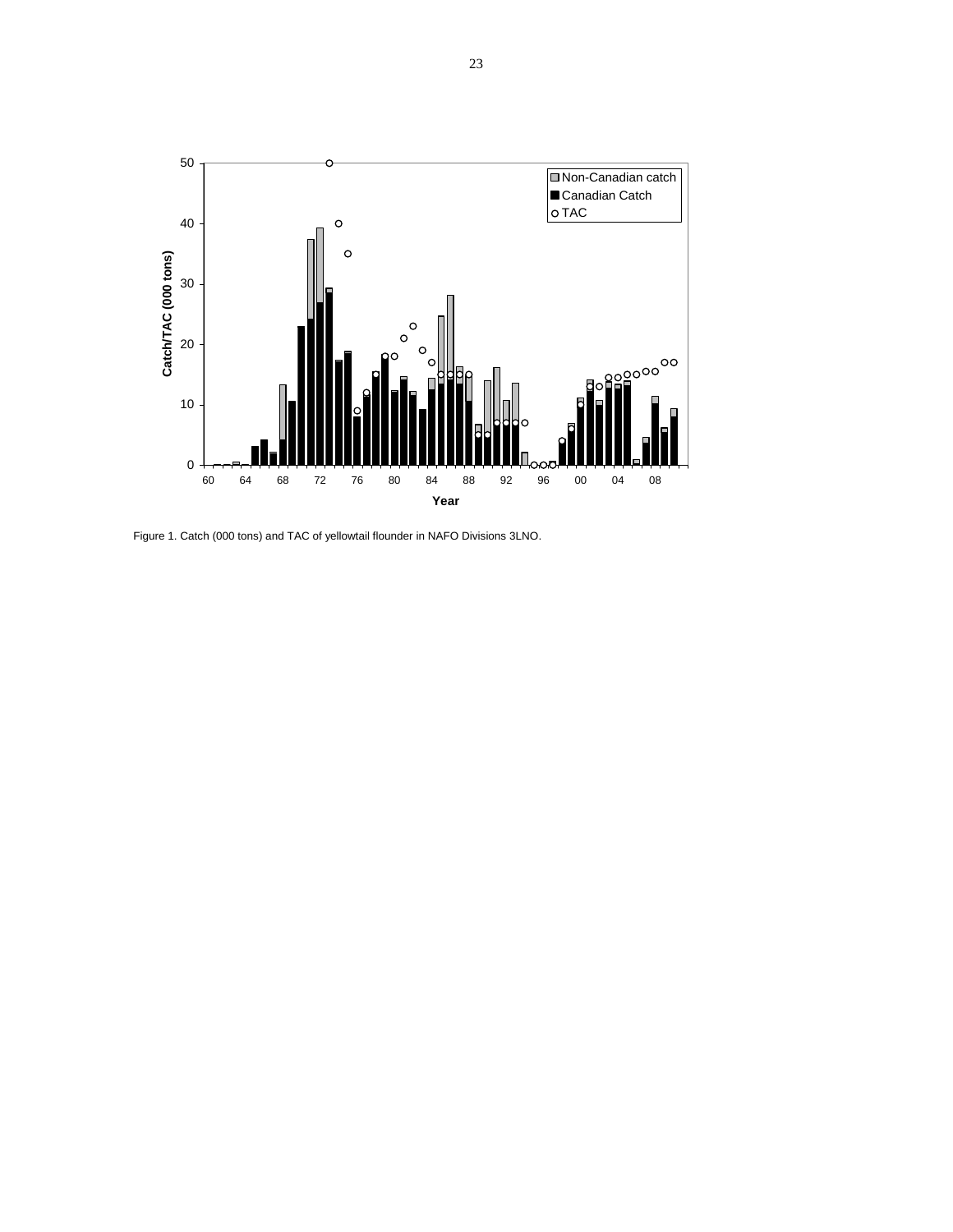Figure 1. Catch (000 tons) and TAC of yellowtail flounder in NAFO Divisions 3LNO.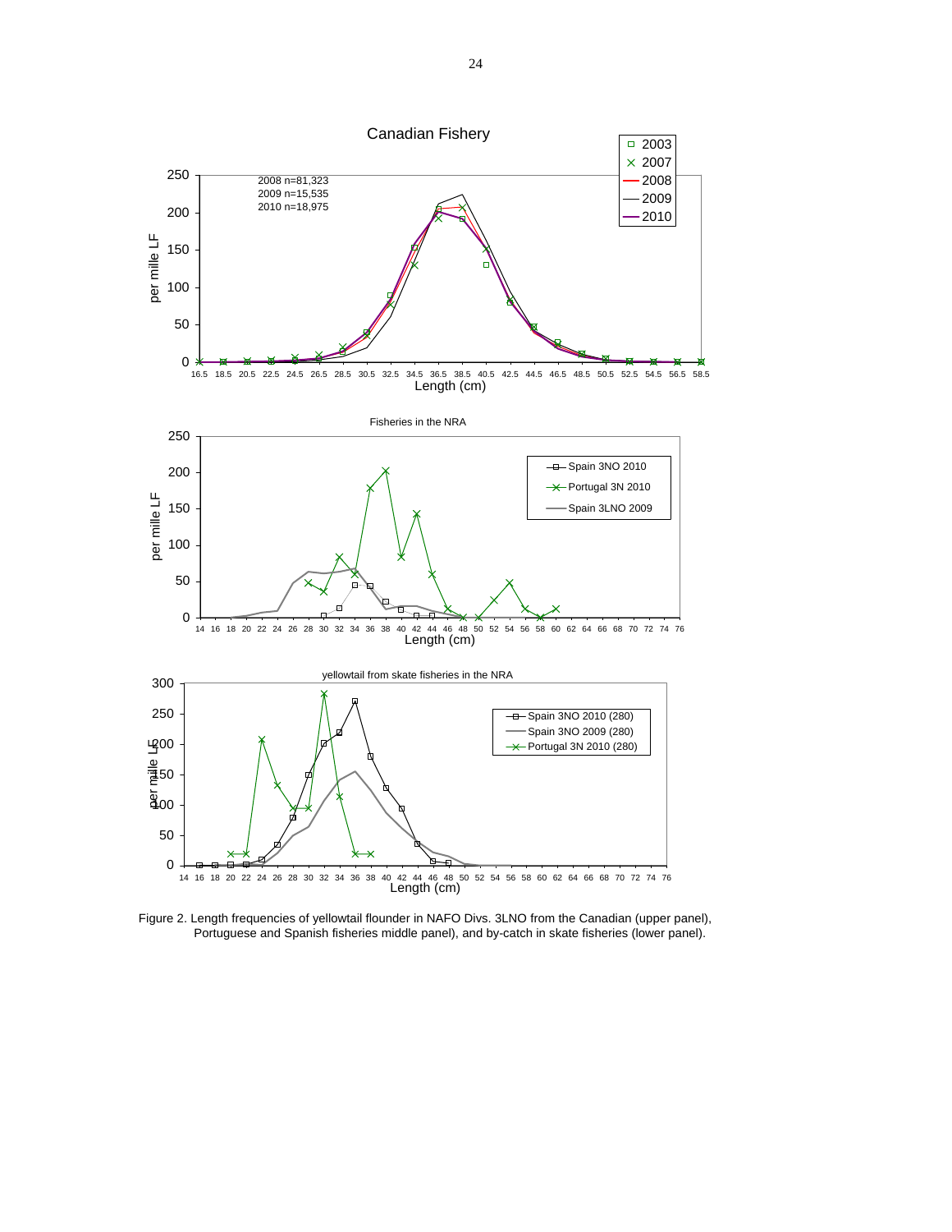Figure 2. Length frequencies of yellowtail flounder in NAFO Divs. 3LNO from the Canadian (upper panel), Portuguese and Spanish fisheries middle panel), and by-catch in skate fisheries (lower panel).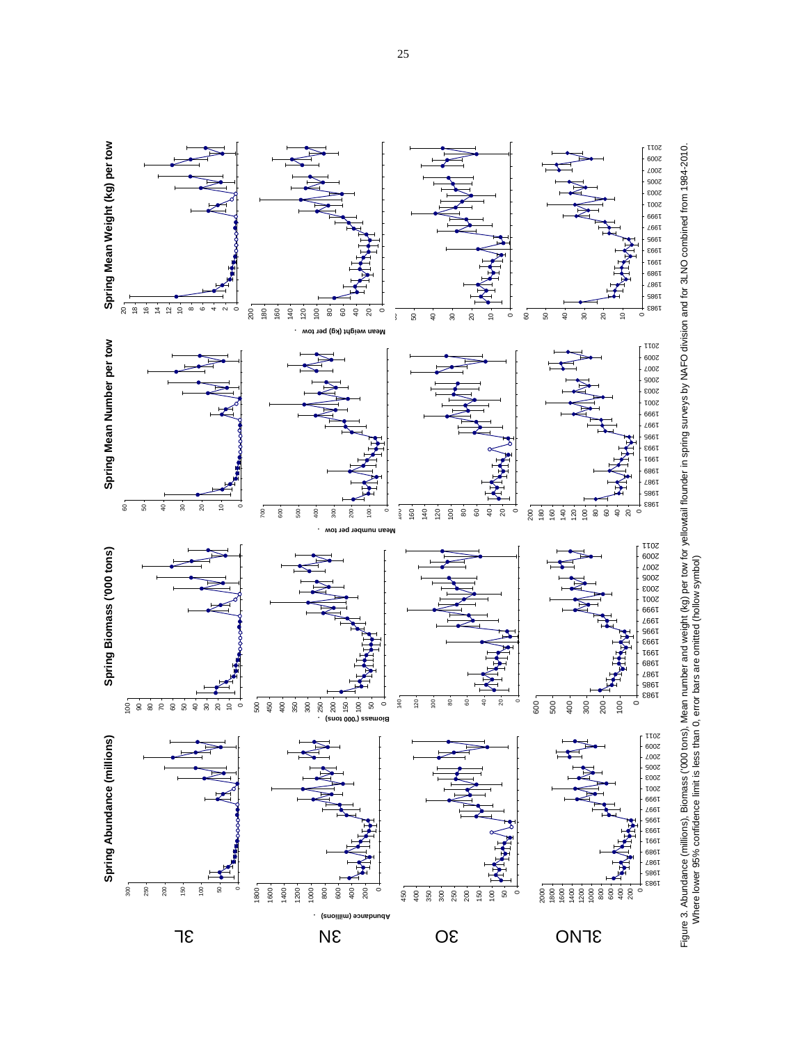Figure 3. Abundance (millions), Biomass ('000 tons), Mean number and weight (kg) per tow for yellowtail flounder in spring surveys by NAFO division and for 3LNO combined from 1984-2010. Where lower 95% confidence limit is less than 0, error bars are omitted (hollow symbol)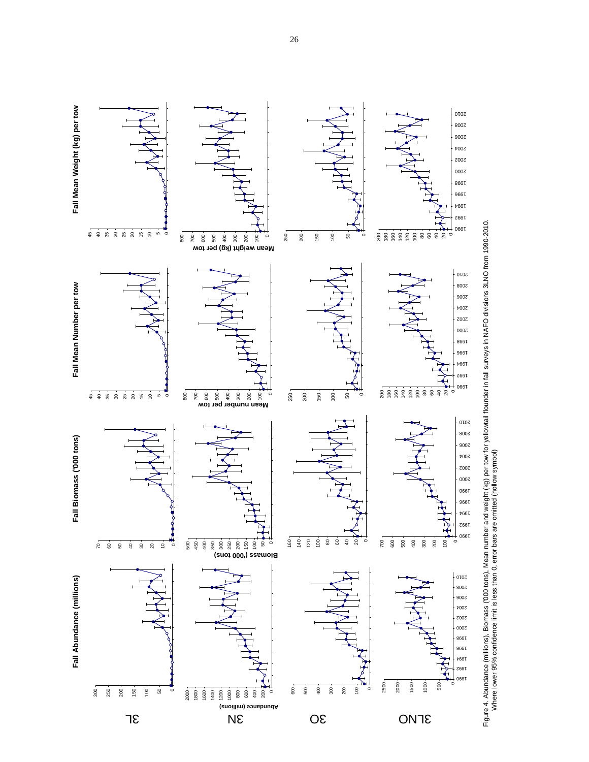Figure 4. Abundance (millions), Biomass ('000 tons), Mean number and weight (kg) per tow for yellowtail flounder in fall surveys in NAFO divisions 3LNO from 1990-2010. Where lower 95% confidence limit is less than 0, error bars are omitted (hollow symbol)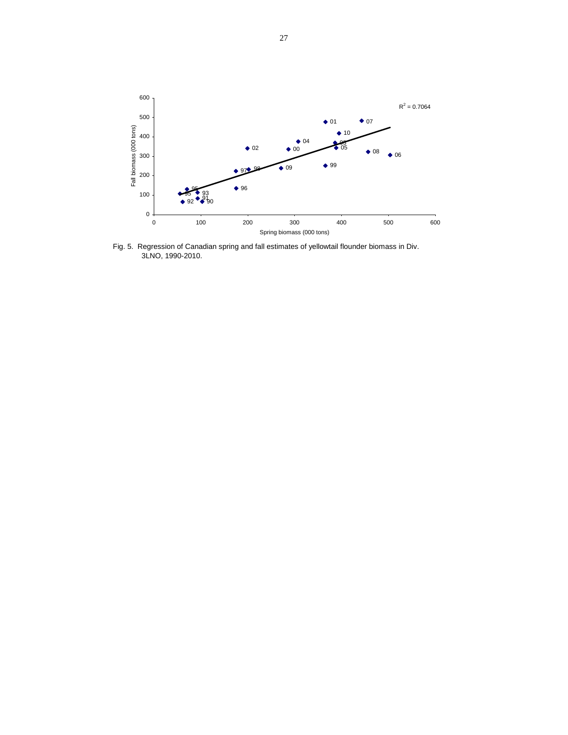Fig. 5. Regression of Canadian spring and fall estimates of yellowtail flounder biomass in Div. 3LNO, 1990-2010.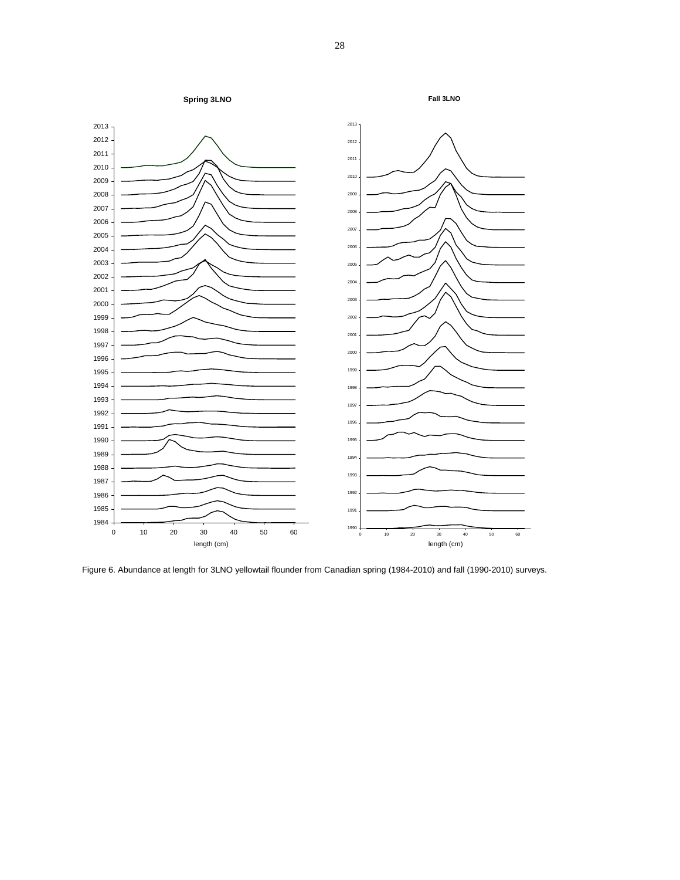Figure 6. Abundance at length for 3LNO yellowtail flounder from Canadian spring (1984-2010) and fall (1990-2010) surveys.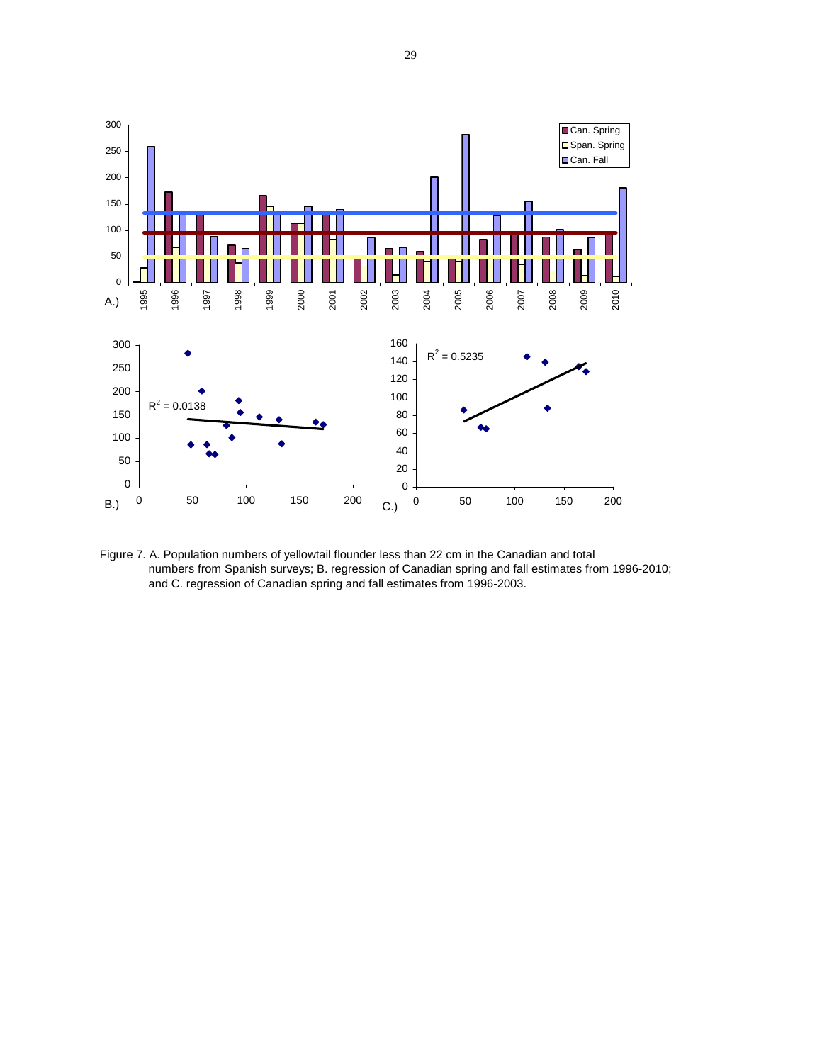Figure 7. A. Population numbers of yellowtail flounder less than 22 cm in the Canadian and total numbers from Spanish surveys; B. regression of Canadian spring and fall estimates from 1996-2010; and C. regression of Canadian spring and fall estimates from 1996-2003.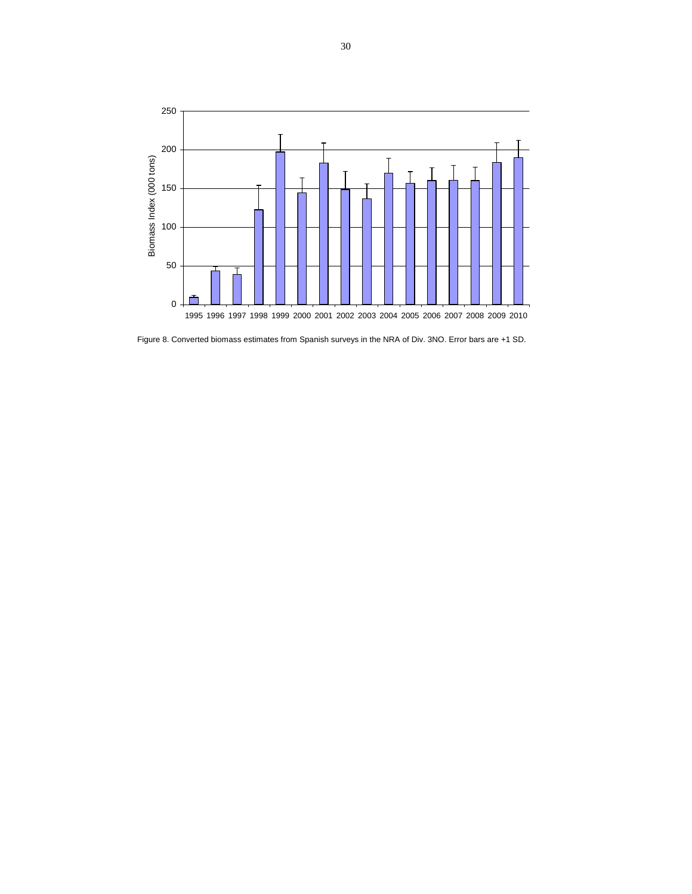Figure 8. Converted biomass estimates from Spanish surveys in the NRA of Div. 3NO. Error bars are +1 SD.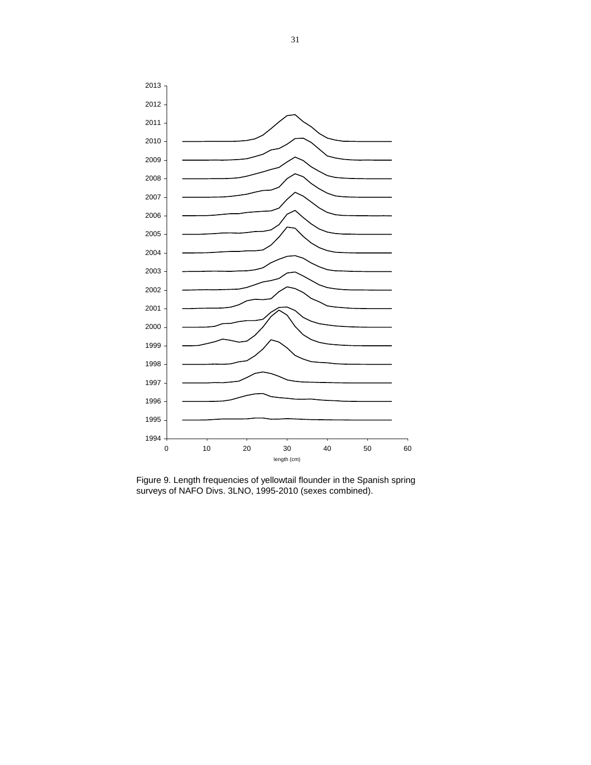Figure 9. Length frequencies of yellowtail flounder in the Spanish spring surveys of NAFO Divs. 3LNO, 1995-2010 (sexes combined).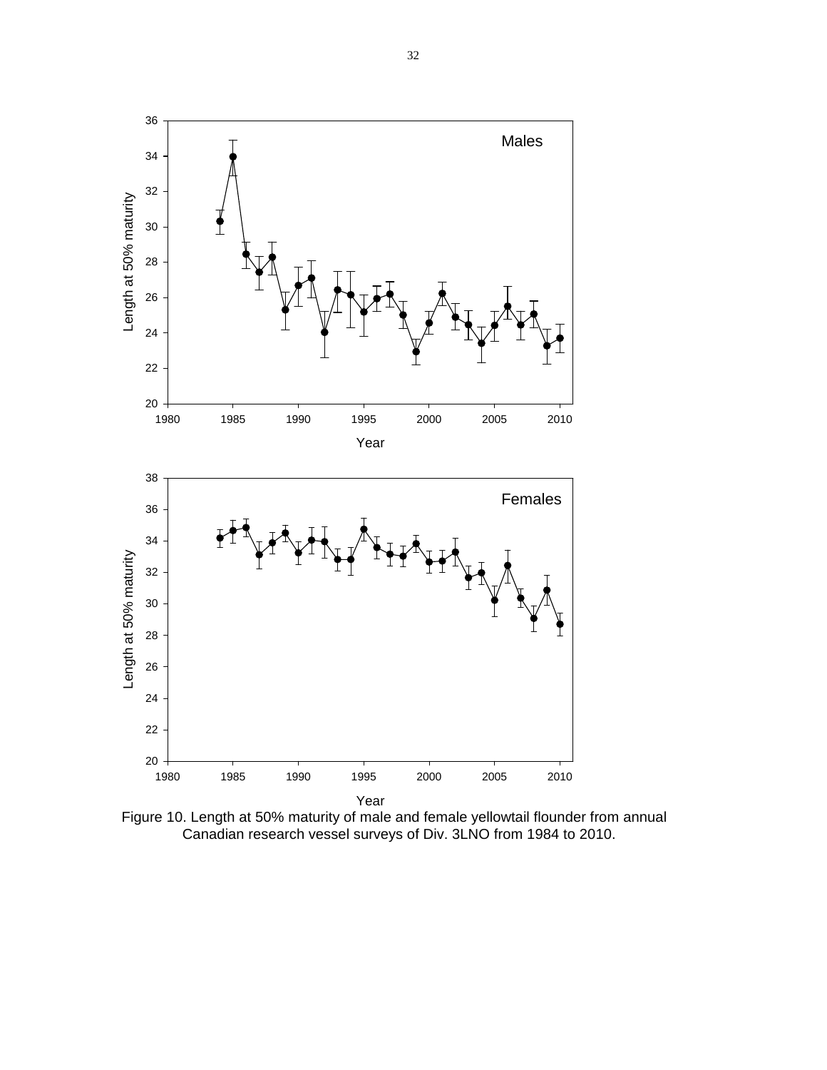Figure 10. Length at 50% maturity of male and female yellowtail flounder from annual Canadian research vessel surveys of Div. 3LNO from 1984 to 2010.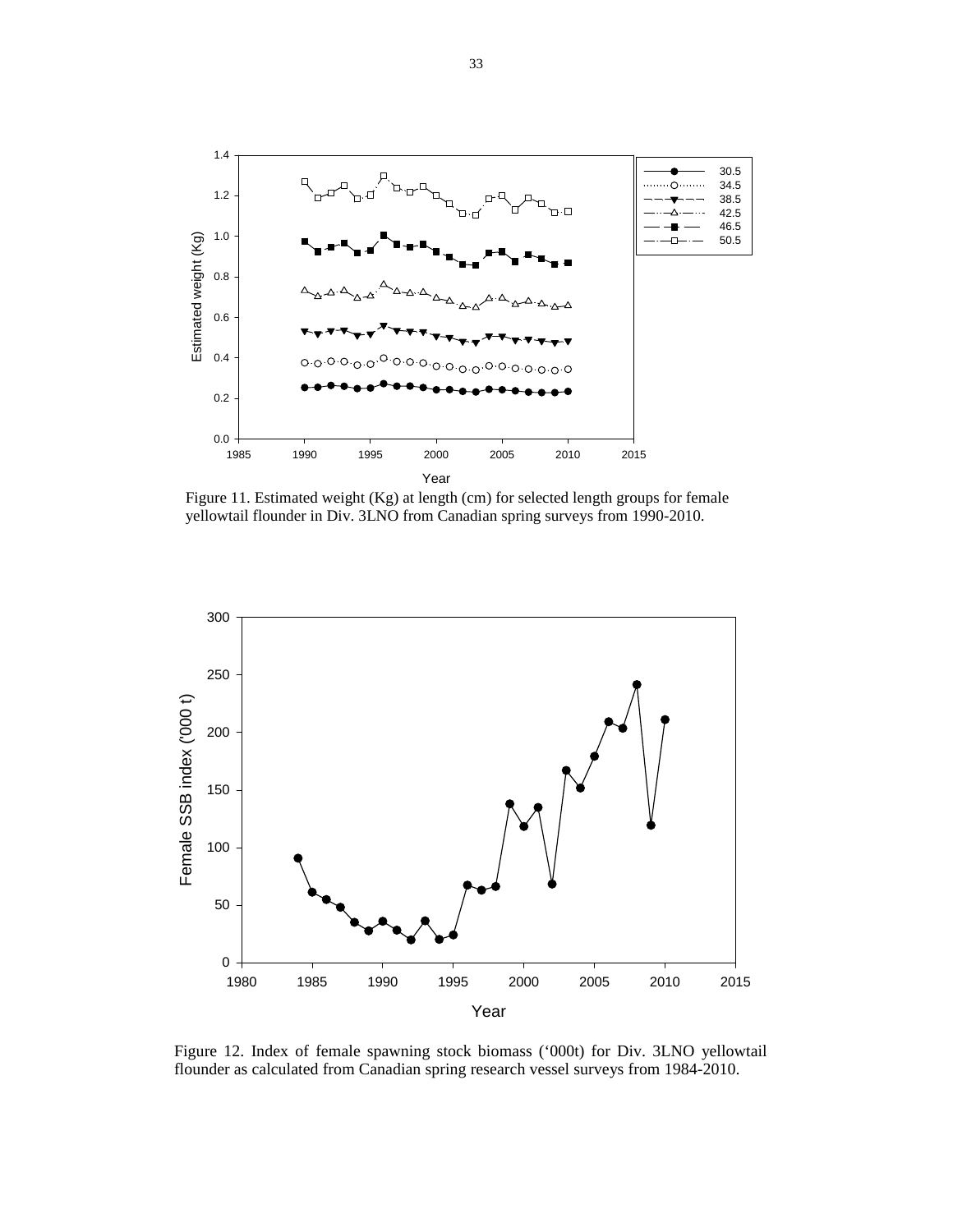Figure 11. Estimated weight (Kg) at length (cm) for selected length groups for female yellowtail flounder in Div. 3LNO from Canadian spring surveys from 1990-2010.

Figure 12. Index of female spawning stock biomass ('000t) for Div. 3LNO yellowtail flounder as calculated from Canadian spring research vessel surveys from 1984-2010.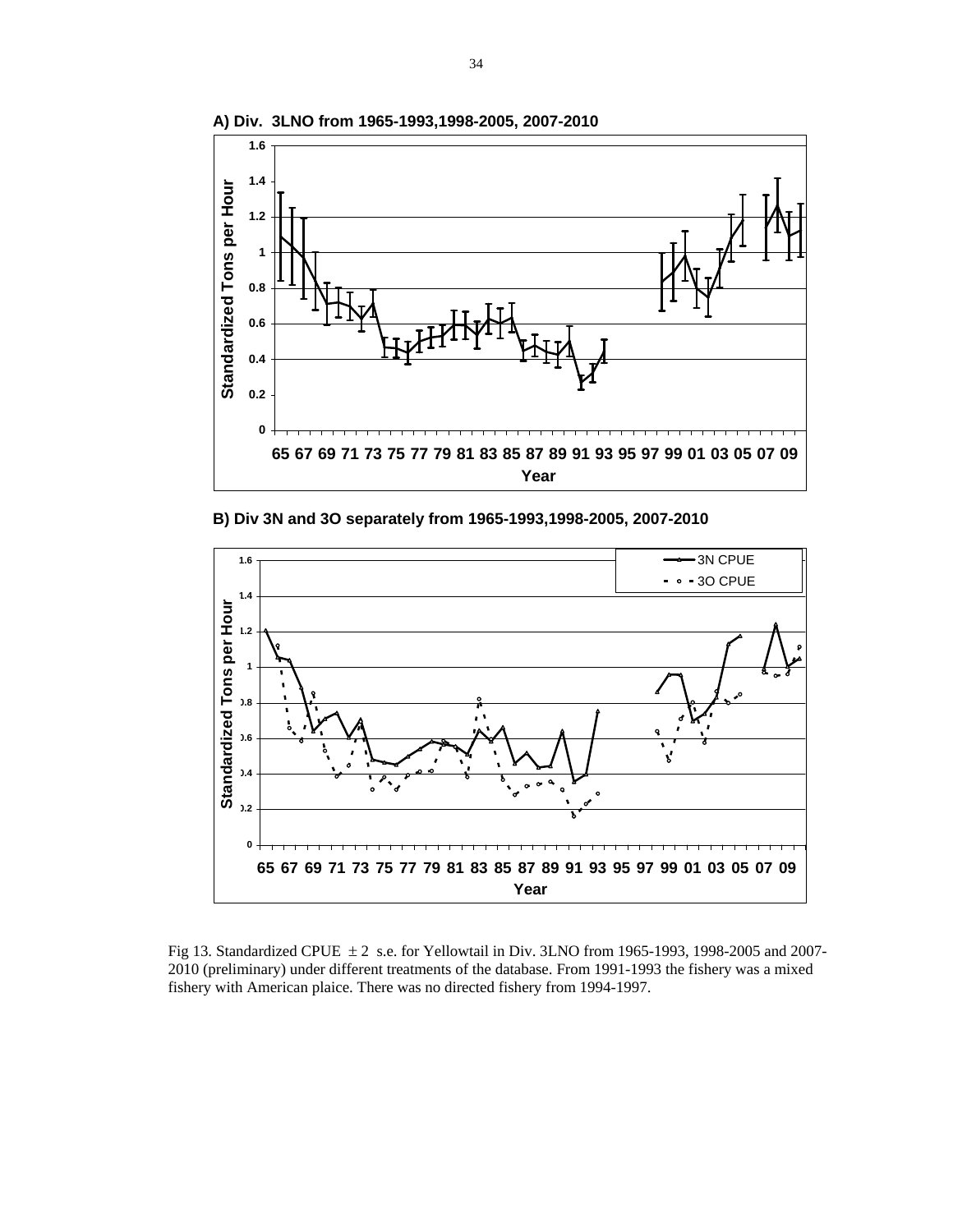**A) Div. 3LNO from 1965-1993,1998-2005, 2007-2010**

**B) Div 3N and 3O separately from 1965-1993,1998-2005, 2007-2010**

Fig 13. Standardized CPUE $\pm 2$ s.e. for Yellowtail in Div. 3LNO from 1965-1993, 1998-2005 and 2007-2010 (preliminary) under different treatments of the database. From 1991-1993 the fishery was a mixed fishery with American plaice. There was no directed fishery from 1994-1997.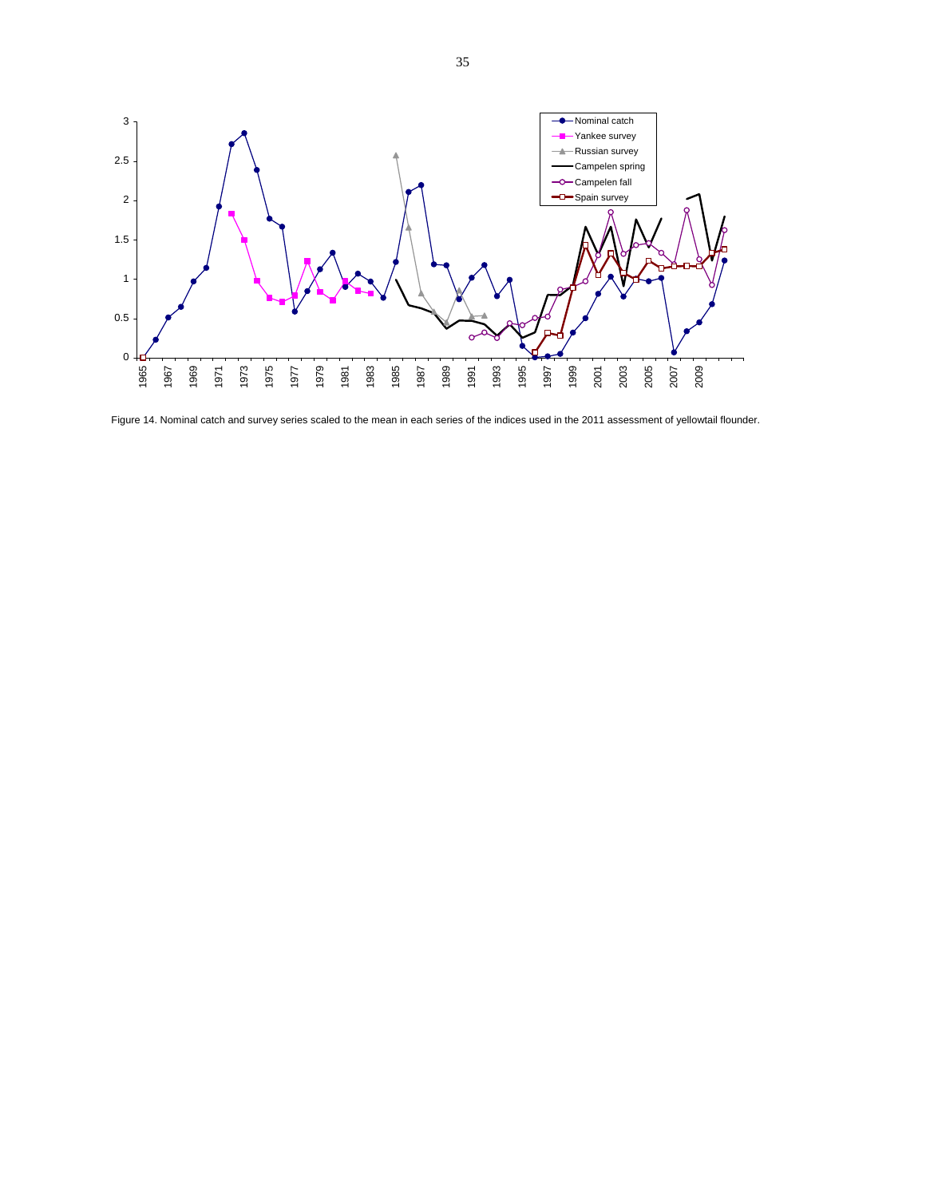Figure 14. Nominal catch and survey series scaled to the mean in each series of the indices used in the 2011 assessment of yellowtail flounder.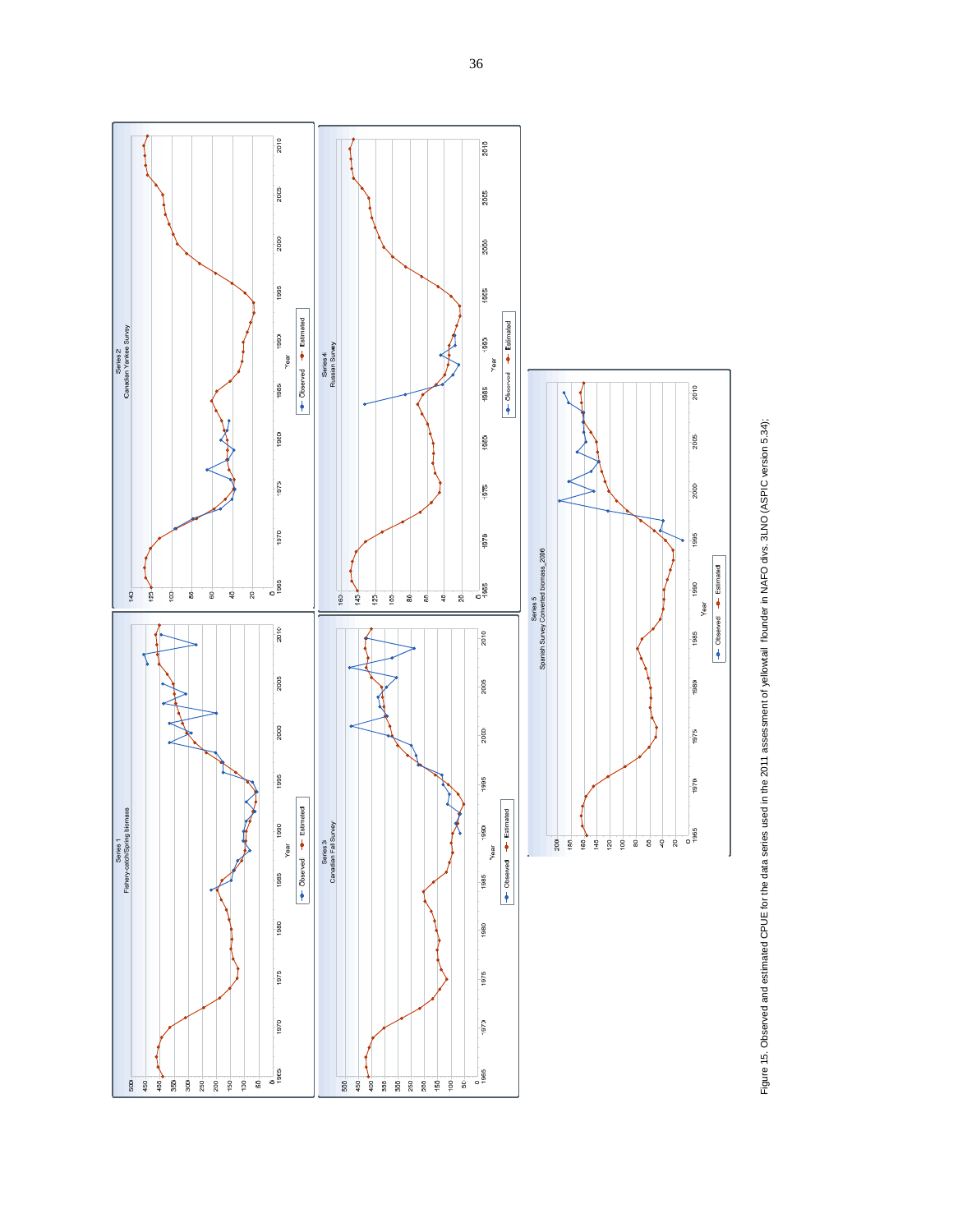Figure 15. Observed and estimated CPUE for the data series used in the 2011 assessment of yellowtail flounder in NAFO divs. 3LNO (ASPIC version 5.34);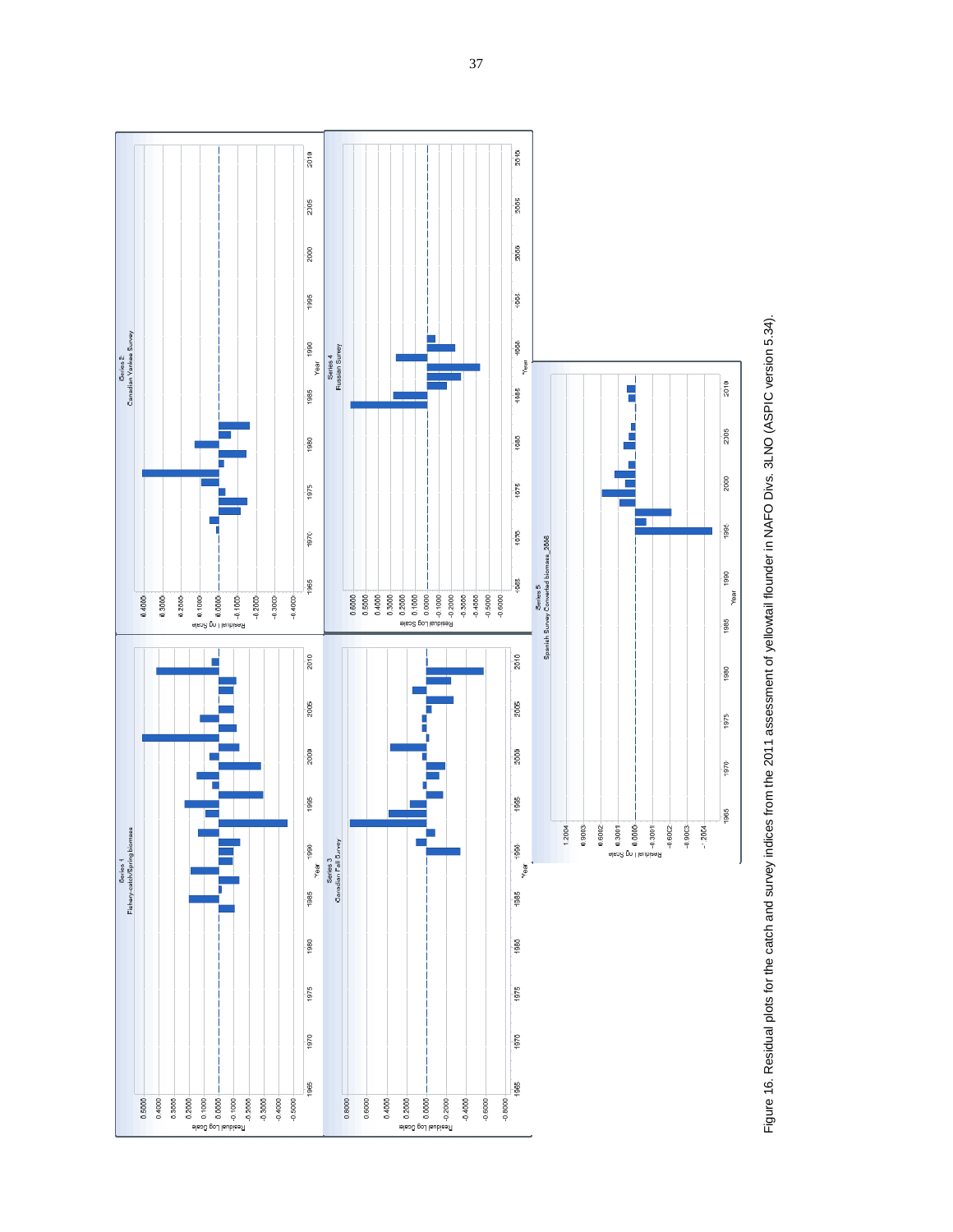Series 1
Fishery-catch/Spring biomass

Series 2
Canadian Yankee Survey

Series 3
Canadian Fall Survey

Series 4
Russian Survey

Series 5
Spanish Survey Converted biomass_3NO

Figure 16. Residual plots for the catch and survey indices from the 2011 assessment of yellowtail flounder in NAFO Divs. 3LNO (ASPIC version 5.34).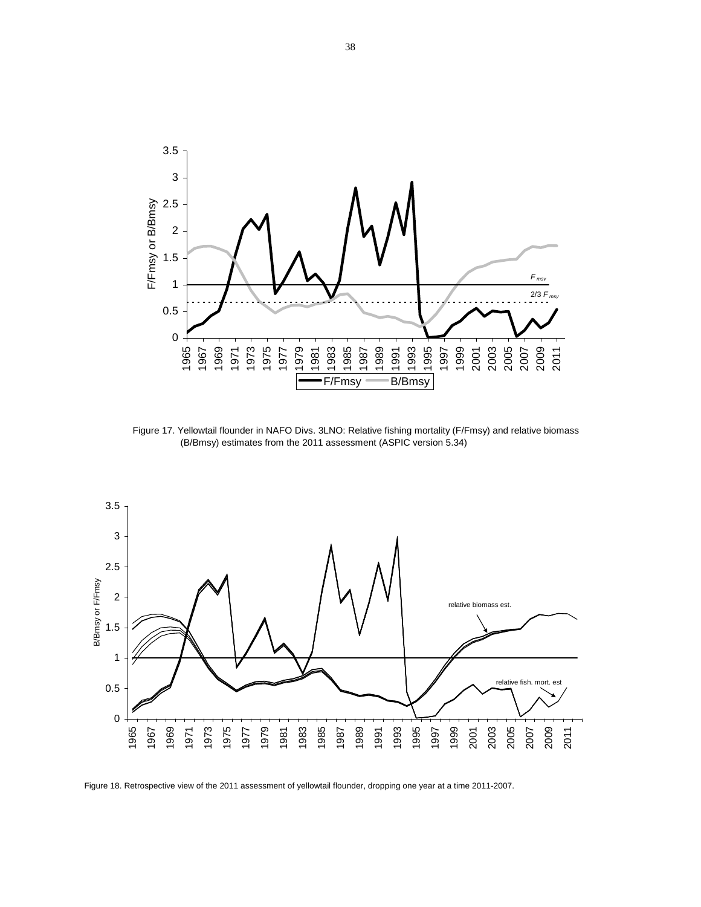Figure 17. Yellowtail flounder in NAFO Divs. 3LNO: Relative fishing mortality (F/Fmsy) and relative biomass (B/Bmsy) estimates from the 2011 assessment (ASPIC version 5.34)

Figure 18. Retrospective view of the 2011 assessment of yellowtail flounder, dropping one year at a time 2011-2007.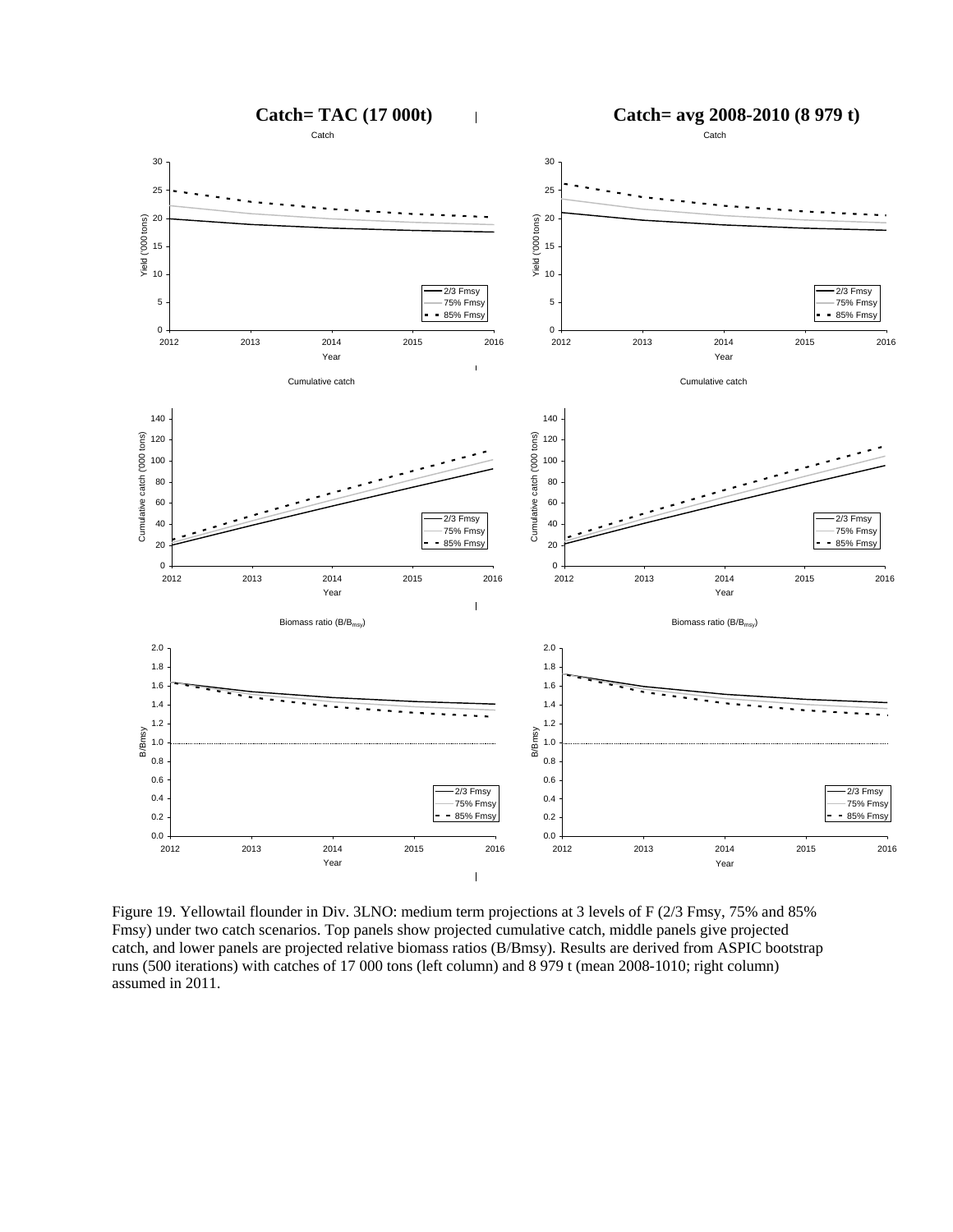**Catch= TAC (17 000t)**

**Catch= avg 2008-2010 (8 979 t)**

Figure 19. Yellowtail flounder in Div. 3LNO: medium term projections at 3 levels of F (2/3 Fmsy, 75% and 85% Fmsy) under two catch scenarios. Top panels show projected cumulative catch, middle panels give projected catch, and lower panels are projected relative biomass ratios (B/Bmsy). Results are derived from ASPIC bootstrap runs (500 iterations) with catches of 17 000 tons (left column) and 8 979 t (mean 2008-1010; right column) assumed in 2011.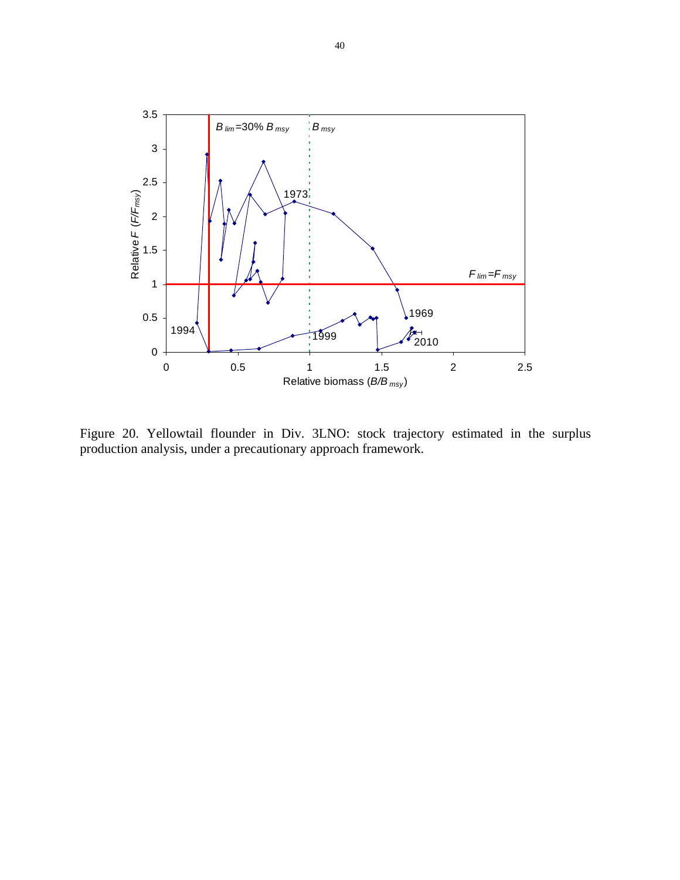Figure 20. Yellowtail flounder in Div. 3LNO: stock trajectory estimated in the surplus production analysis, under a precautionary approach framework.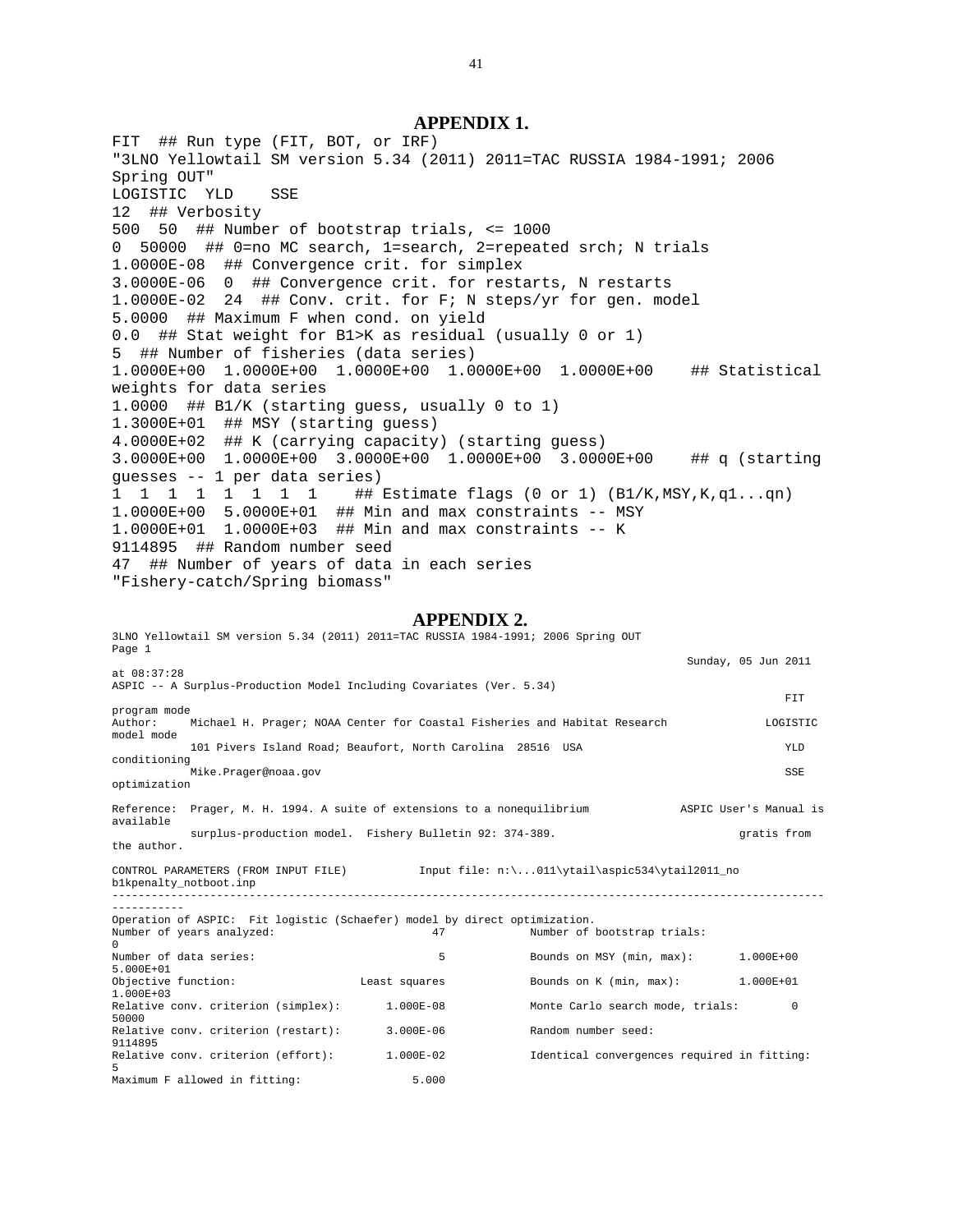## APPENDIX 1.

```
FIT  ## Run type (FIT, BOT, or IRF)
"3LNO Yellowtail SM version 5.34 (2011) 2011=TAC RUSSIA 1984-1991; 2006
Spring OUT"
LOGISTIC  YLD    SSE
12  ## Verbosity
500  50  ## Number of bootstrap trials, <= 1000
0  50000  ## 0=no MC search, 1=search, 2=repeated srch; N trials
1.0000E-08  ## Convergence crit. for simplex
3.0000E-06  0  ## Convergence crit. for restarts, N restarts
1.0000E-02  24  ## Conv. crit. for F; N steps/yr for gen. model
5.0000  ## Maximum F when cond. on yield
0.0  ## Stat weight for B1>K as residual (usually 0 or 1)
5  ## Number of fisheries (data series)
1.0000E+00  1.0000E+00  1.0000E+00  1.0000E+00  1.0000E+00    ## Statistical
weights for data series
1.0000  ## B1/K (starting guess, usually 0 to 1)
1.3000E+01  ## MSY (starting guess)
4.0000E+02  ## K (carrying capacity) (starting guess)
3.0000E+00  1.0000E+00  3.0000E+00  1.0000E+00  3.0000E+00    ## q (starting
guesses -- 1 per data series)
1  1  1  1  1  1  1  1    ## Estimate flags (0 or 1) (B1/K,MSY,K,q1...qn)
1.0000E+00  5.0000E+01  ## Min and max constraints -- MSY
1.0000E+01  1.0000E+03  ## Min and max constraints -- K
9114895  ## Random number seed
47  ## Number of years of data in each series
"Fishery-catch/Spring biomass"
```

## APPENDIX 2.

```
3LNO Yellowtail SM version 5.34 (2011) 2011=TAC RUSSIA 1984-1991; 2006 Spring OUT
Page 1
                                                                                           Sunday, 05 Jun 2011
at 08:37:28
ASPIC -- A Surplus-Production Model Including Covariates (Ver. 5.34)
                                                                                                           FIT
program mode
Author:     Michael H. Prager; NOAA Center for Coastal Fisheries and Habitat Research              LOGISTIC
model mode
            101 Pivers Island Road; Beaufort, North Carolina  28516  USA                                YLD
conditioning
            Mike.Prager@noaa.gov                                                                        SSE
optimization

Reference:  Prager, M. H. 1994. A suite of extensions to a nonequilibrium            ASPIC User's Manual is
available
            surplus-production model.  Fishery Bulletin 92: 374-389.                           gratis from
the author.

CONTROL PARAMETERS (FROM INPUT FILE)           Input file: n:\...011\ytail\aspic534\ytail2011_no
b1kpenalty_notboot.inp
-----------------------------------------------------------------------------------------------------------
-----------
Operation of ASPIC:  Fit logistic (Schaefer) model by direct optimization.
Number of years analyzed:                         47             Number of bootstrap trials:
0
Number of data series:                             5             Bounds on MSY (min, max):       1.000E+00
5.000E+01
Objective function:                   Least squares              Bounds on K (min, max):         1.000E+01
1.000E+03
Relative conv. criterion (simplex):       1.000E-08              Monte Carlo search mode, trials:        0
50000
Relative conv. criterion (restart):       3.000E-06              Random number seed:
9114895
Relative conv. criterion (effort):        1.000E-02              Identical convergences required in fitting:
5
Maximum F allowed in fitting:                5.000
```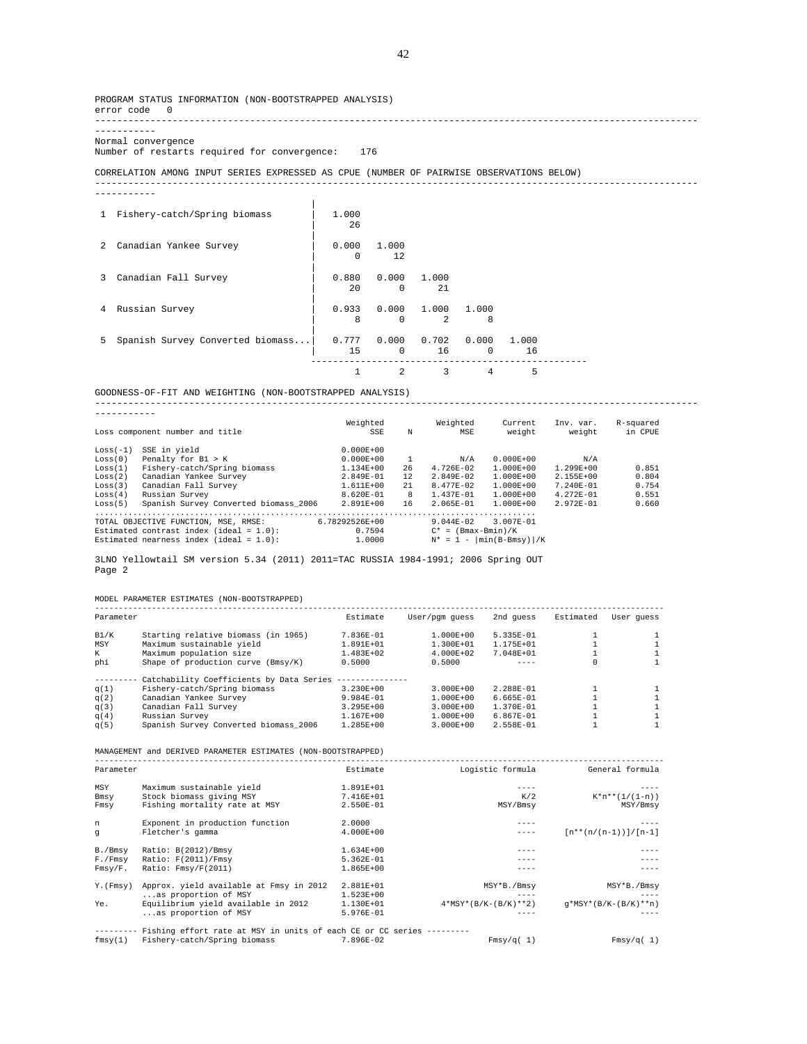PROGRAM STATUS INFORMATION (NON-BOOTSTRAPPED ANALYSIS)
error code 0

Normal convergence
Number of restarts required for convergence: 176

CORRELATION AMONG INPUT SERIES EXPRESSED AS CPUE (NUMBER OF PAIRWISE OBSERVATIONS BELOW)

```
 1  Fishery-catch/Spring biomass       |  1.000
                                       |     26
                                       |
 2  Canadian Yankee Survey             |  0.000   1.000
                                       |      0      12
                                       |
 3  Canadian Fall Survey               |  0.880   0.000   1.000
                                       |     20       0      21
                                       |
 4  Russian Survey                     |  0.933   0.000   1.000   1.000
                                       |      8       0       2       8
                                       |
 5  Spanish Survey Converted biomass...|  0.777   0.000   0.702   0.000   1.000
                                       |     15       0      16       0      16
                                        ------------------------------------------
                                            1       2       3       4       5
```

GOODNESS-OF-FIT AND WEIGHTING (NON-BOOTSTRAPPED ANALYSIS)

| Loss component number and title | | Weighted SSE | N | Weighted MSE | Current weight | Inv. var. weight | R-squared in CPUE |
|---|---|---|---|---|---|---|---|
| Loss(-1) | SSE in yield | 0.000E+00 | | | | | |
| Loss(0) | Penalty for B1 > K | 0.000E+00 | 1 | N/A | 0.000E+00 | N/A | |
| Loss(1) | Fishery-catch/Spring biomass | 1.134E+00 | 26 | 4.726E-02 | 1.000E+00 | 1.299E+00 | 0.851 |
| Loss(2) | Canadian Yankee Survey | 2.849E-01 | 12 | 2.849E-02 | 1.000E+00 | 2.155E+00 | 0.804 |
| Loss(3) | Canadian Fall Survey | 1.611E+00 | 21 | 8.477E-02 | 1.000E+00 | 7.240E-01 | 0.754 |
| Loss(4) | Russian Survey | 8.620E-01 | 8 | 1.437E-01 | 1.000E+00 | 4.272E-01 | 0.551 |
| Loss(5) | Spanish Survey Converted biomass_2006 | 2.891E+00 | 16 | 2.065E-01 | 1.000E+00 | 2.972E-01 | 0.660 |

```
TOTAL OBJECTIVE FUNCTION, MSE, RMSE:        6.78292526E+00      9.044E-02   3.007E-01
Estimated contrast index (ideal = 1.0):          0.7594          C* = (Bmax-Bmin)/K
Estimated nearness index (ideal = 1.0):          1.0000          N* = 1 - |min(B-Bmsy)|/K
```

3LNO Yellowtail SM version 5.34 (2011) 2011=TAC RUSSIA 1984-1991; 2006 Spring OUT
Page 2

MODEL PARAMETER ESTIMATES (NON-BOOTSTRAPPED)

| Parameter | | Estimate | User/pgm guess | 2nd guess | Estimated | User guess |
|---|---|---|---|---|---|---|
| B1/K | Starting relative biomass (in 1965) | 7.836E-01 | 1.000E+00 | 5.335E-01 | 1 | 1 |
| MSY | Maximum sustainable yield | 1.891E+01 | 1.300E+01 | 1.175E+01 | 1 | 1 |
| K | Maximum population size | 1.483E+02 | 4.000E+02 | 7.048E+01 | 1 | 1 |
| phi | Shape of production curve (Bmsy/K) | 0.5000 | 0.5000 | ---- | 0 | 1 |
| | --------- Catchability Coefficients by Data Series -------------- | | | | | |
| q(1) | Fishery-catch/Spring biomass | 3.230E+00 | 3.000E+00 | 2.288E-01 | 1 | 1 |
| q(2) | Canadian Yankee Survey | 9.984E-01 | 1.000E+00 | 6.665E-01 | 1 | 1 |
| q(3) | Canadian Fall Survey | 3.295E+00 | 3.000E+00 | 1.370E-01 | 1 | 1 |
| q(4) | Russian Survey | 1.167E+00 | 1.000E+00 | 6.867E-01 | 1 | 1 |
| q(5) | Spanish Survey Converted biomass_2006 | 1.285E+00 | 3.000E+00 | 2.558E-01 | 1 | 1 |

MANAGEMENT and DERIVED PARAMETER ESTIMATES (NON-BOOTSTRAPPED)

| Parameter | | Estimate | Logistic formula | General formula |
|---|---|---|---|---|
| MSY | Maximum sustainable yield | 1.891E+01 | ---- | ---- |
| Bmsy | Stock biomass giving MSY | 7.416E+01 | K/2 | K*n**(1/(1-n)) |
| Fmsy | Fishing mortality rate at MSY | 2.550E-01 | MSY/Bmsy | MSY/Bmsy |
| n | Exponent in production function | 2.0000 | ---- | ---- |
| g | Fletcher's gamma | 4.000E+00 | ---- | [n**(n/(n-1))]/[n-1] |
| B./Bmsy | Ratio: B(2012)/Bmsy | 1.634E+00 | ---- | ---- |
| F./Fmsy | Ratio: F(2011)/Fmsy | 5.362E-01 | ---- | ---- |
| Fmsy/F. | Ratio: Fmsy/F(2011) | 1.865E+00 | ---- | ---- |
| Y.(Fmsy) | Approx. yield available at Fmsy in 2012 | 2.881E+01 | MSY*B./Bmsy | MSY*B./Bmsy |
| | ...as proportion of MSY | 1.523E+00 | ---- | ---- |
| Ye. | Equilibrium yield available in 2012 | 1.130E+01 | 4*MSY*(B/K-(B/K)**2) | g*MSY*(B/K-(B/K)**n) |
| | ...as proportion of MSY | 5.976E-01 | ---- | ---- |
| | --------- Fishing effort rate at MSY in units of each CE or CC series --------- | | | |
| fmsy(1) | Fishery-catch/Spring biomass | 7.896E-02 | Fmsy/q( 1) | Fmsy/q( 1) |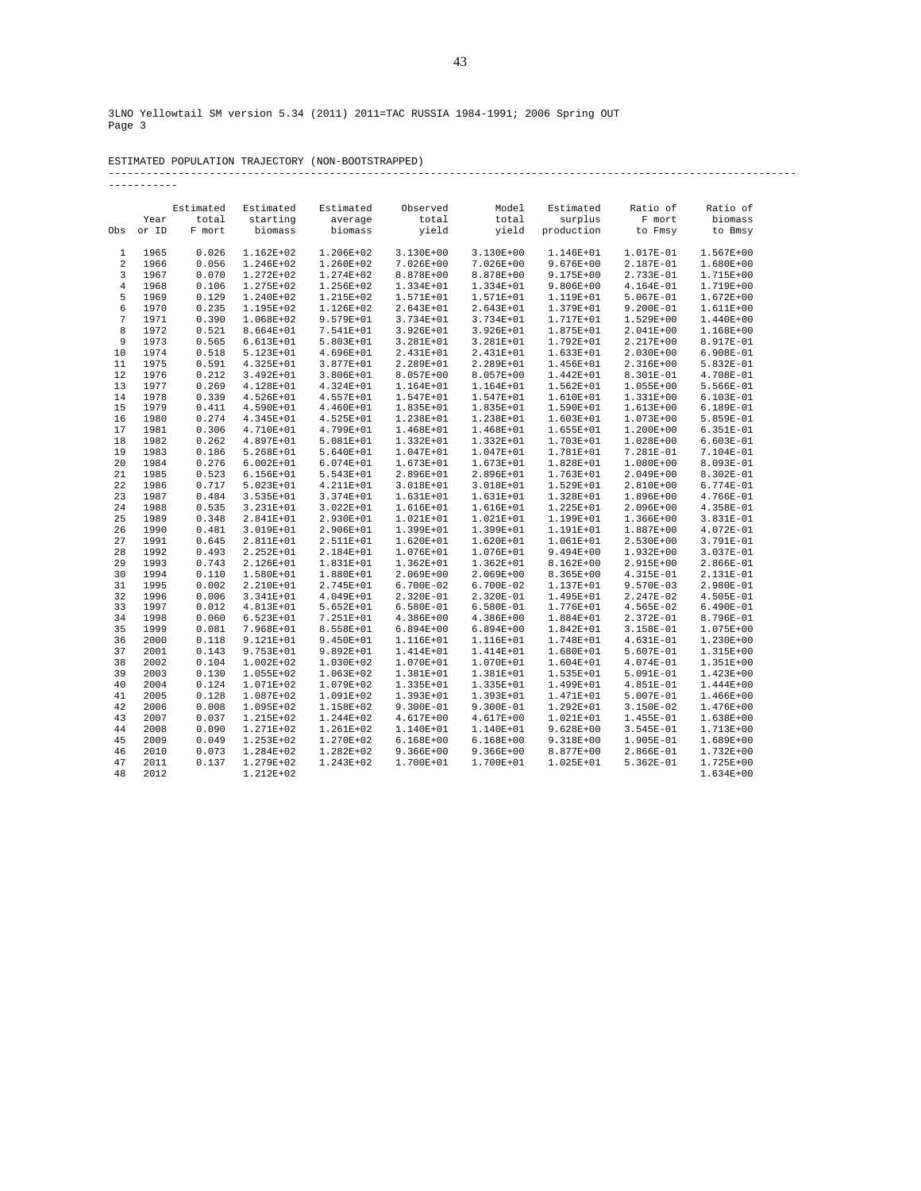3LNO Yellowtail SM version 5.34 (2011) 2011=TAC RUSSIA 1984-1991; 2006 Spring OUT
Page 3

ESTIMATED POPULATION TRAJECTORY (NON-BOOTSTRAPPED)

| Obs | Year or ID | Estimated total F mort | Estimated starting biomass | Estimated average biomass | Observed total yield | Model total yield | Estimated surplus production | Ratio of F mort to Fmsy | Ratio of biomass to Bmsy |
|---|---|---|---|---|---|---|---|---|---|
| 1 | 1965 | 0.026 | 1.162E+02 | 1.206E+02 | 3.130E+00 | 3.130E+00 | 1.146E+01 | 1.017E-01 | 1.567E+00 |
| 2 | 1966 | 0.056 | 1.246E+02 | 1.260E+02 | 7.026E+00 | 7.026E+00 | 9.676E+00 | 2.187E-01 | 1.680E+00 |
| 3 | 1967 | 0.070 | 1.272E+02 | 1.274E+02 | 8.878E+00 | 8.878E+00 | 9.175E+00 | 2.733E-01 | 1.715E+00 |
| 4 | 1968 | 0.106 | 1.275E+02 | 1.256E+02 | 1.334E+01 | 1.334E+01 | 9.806E+00 | 4.164E-01 | 1.719E+00 |
| 5 | 1969 | 0.129 | 1.240E+02 | 1.215E+02 | 1.571E+01 | 1.571E+01 | 1.119E+01 | 5.067E-01 | 1.672E+00 |
| 6 | 1970 | 0.235 | 1.195E+02 | 1.126E+02 | 2.643E+01 | 2.643E+01 | 1.379E+01 | 9.200E-01 | 1.611E+00 |
| 7 | 1971 | 0.390 | 1.068E+02 | 9.579E+01 | 3.734E+01 | 3.734E+01 | 1.717E+01 | 1.529E+00 | 1.440E+00 |
| 8 | 1972 | 0.521 | 8.664E+01 | 7.541E+01 | 3.926E+01 | 3.926E+01 | 1.875E+01 | 2.041E+00 | 1.168E+00 |
| 9 | 1973 | 0.565 | 6.613E+01 | 5.803E+01 | 3.281E+01 | 3.281E+01 | 1.792E+01 | 2.217E+00 | 8.917E-01 |
| 10 | 1974 | 0.518 | 5.123E+01 | 4.696E+01 | 2.431E+01 | 2.431E+01 | 1.633E+01 | 2.030E+00 | 6.908E-01 |
| 11 | 1975 | 0.591 | 4.325E+01 | 3.877E+01 | 2.289E+01 | 2.289E+01 | 1.456E+01 | 2.316E+00 | 5.832E-01 |
| 12 | 1976 | 0.212 | 3.492E+01 | 3.806E+01 | 8.057E+00 | 8.057E+00 | 1.442E+01 | 8.301E-01 | 4.708E-01 |
| 13 | 1977 | 0.269 | 4.128E+01 | 4.324E+01 | 1.164E+01 | 1.164E+01 | 1.562E+01 | 1.055E+00 | 5.566E-01 |
| 14 | 1978 | 0.339 | 4.526E+01 | 4.557E+01 | 1.547E+01 | 1.547E+01 | 1.610E+01 | 1.331E+00 | 6.103E-01 |
| 15 | 1979 | 0.411 | 4.590E+01 | 4.460E+01 | 1.835E+01 | 1.835E+01 | 1.590E+01 | 1.613E+00 | 6.189E-01 |
| 16 | 1980 | 0.274 | 4.345E+01 | 4.525E+01 | 1.238E+01 | 1.238E+01 | 1.603E+01 | 1.073E+00 | 5.859E-01 |
| 17 | 1981 | 0.306 | 4.710E+01 | 4.799E+01 | 1.468E+01 | 1.468E+01 | 1.655E+01 | 1.200E+00 | 6.351E-01 |
| 18 | 1982 | 0.262 | 4.897E+01 | 5.081E+01 | 1.332E+01 | 1.332E+01 | 1.703E+01 | 1.028E+00 | 6.603E-01 |
| 19 | 1983 | 0.186 | 5.268E+01 | 5.640E+01 | 1.047E+01 | 1.047E+01 | 1.781E+01 | 7.281E-01 | 7.104E-01 |
| 20 | 1984 | 0.276 | 6.002E+01 | 6.074E+01 | 1.673E+01 | 1.673E+01 | 1.828E+01 | 1.080E+00 | 8.093E-01 |
| 21 | 1985 | 0.523 | 6.156E+01 | 5.543E+01 | 2.896E+01 | 2.896E+01 | 1.763E+01 | 2.049E+00 | 8.302E-01 |
| 22 | 1986 | 0.717 | 5.023E+01 | 4.211E+01 | 3.018E+01 | 3.018E+01 | 1.529E+01 | 2.810E+00 | 6.774E-01 |
| 23 | 1987 | 0.484 | 3.535E+01 | 3.374E+01 | 1.631E+01 | 1.631E+01 | 1.328E+01 | 1.896E+00 | 4.766E-01 |
| 24 | 1988 | 0.535 | 3.231E+01 | 3.022E+01 | 1.616E+01 | 1.616E+01 | 1.225E+01 | 2.096E+00 | 4.358E-01 |
| 25 | 1989 | 0.348 | 2.841E+01 | 2.930E+01 | 1.021E+01 | 1.021E+01 | 1.199E+01 | 1.366E+00 | 3.831E-01 |
| 26 | 1990 | 0.481 | 3.019E+01 | 2.906E+01 | 1.399E+01 | 1.399E+01 | 1.191E+01 | 1.887E+00 | 4.072E-01 |
| 27 | 1991 | 0.645 | 2.811E+01 | 2.511E+01 | 1.620E+01 | 1.620E+01 | 1.061E+01 | 2.530E+00 | 3.791E-01 |
| 28 | 1992 | 0.493 | 2.252E+01 | 2.184E+01 | 1.076E+01 | 1.076E+01 | 9.494E+00 | 1.932E+00 | 3.037E-01 |
| 29 | 1993 | 0.743 | 2.126E+01 | 1.831E+01 | 1.362E+01 | 1.362E+01 | 8.162E+00 | 2.915E+00 | 2.866E-01 |
| 30 | 1994 | 0.110 | 1.580E+01 | 1.880E+01 | 2.069E+00 | 2.069E+00 | 8.365E+00 | 4.315E-01 | 2.131E-01 |
| 31 | 1995 | 0.002 | 2.210E+01 | 2.745E+01 | 6.700E-02 | 6.700E-02 | 1.137E+01 | 9.570E-03 | 2.980E-01 |
| 32 | 1996 | 0.006 | 3.341E+01 | 4.049E+01 | 2.320E-01 | 2.320E-01 | 1.495E+01 | 2.247E-02 | 4.505E-01 |
| 33 | 1997 | 0.012 | 4.813E+01 | 5.652E+01 | 6.580E-01 | 6.580E-01 | 1.776E+01 | 4.565E-02 | 6.490E-01 |
| 34 | 1998 | 0.060 | 6.523E+01 | 7.251E+01 | 4.386E+00 | 4.386E+00 | 1.884E+01 | 2.372E-01 | 8.796E-01 |
| 35 | 1999 | 0.081 | 7.968E+01 | 8.558E+01 | 6.894E+00 | 6.894E+00 | 1.842E+01 | 3.158E-01 | 1.075E+00 |
| 36 | 2000 | 0.118 | 9.121E+01 | 9.450E+01 | 1.116E+01 | 1.116E+01 | 1.748E+01 | 4.631E-01 | 1.230E+00 |
| 37 | 2001 | 0.143 | 9.753E+01 | 9.892E+01 | 1.414E+01 | 1.414E+01 | 1.680E+01 | 5.607E-01 | 1.315E+00 |
| 38 | 2002 | 0.104 | 1.002E+02 | 1.030E+02 | 1.070E+01 | 1.070E+01 | 1.604E+01 | 4.074E-01 | 1.351E+00 |
| 39 | 2003 | 0.130 | 1.055E+02 | 1.063E+02 | 1.381E+01 | 1.381E+01 | 1.535E+01 | 5.091E-01 | 1.423E+00 |
| 40 | 2004 | 0.124 | 1.071E+02 | 1.079E+02 | 1.335E+01 | 1.335E+01 | 1.499E+01 | 4.851E-01 | 1.444E+00 |
| 41 | 2005 | 0.128 | 1.087E+02 | 1.091E+02 | 1.393E+01 | 1.393E+01 | 1.471E+01 | 5.007E-01 | 1.466E+00 |
| 42 | 2006 | 0.008 | 1.095E+02 | 1.158E+02 | 9.300E-01 | 9.300E-01 | 1.292E+01 | 3.150E-02 | 1.476E+00 |
| 43 | 2007 | 0.037 | 1.215E+02 | 1.244E+02 | 4.617E+00 | 4.617E+00 | 1.021E+01 | 1.455E-01 | 1.638E+00 |
| 44 | 2008 | 0.090 | 1.271E+02 | 1.261E+02 | 1.140E+01 | 1.140E+01 | 9.628E+00 | 3.545E-01 | 1.713E+00 |
| 45 | 2009 | 0.049 | 1.253E+02 | 1.270E+02 | 6.168E+00 | 6.168E+00 | 9.318E+00 | 1.905E-01 | 1.689E+00 |
| 46 | 2010 | 0.073 | 1.284E+02 | 1.282E+02 | 9.366E+00 | 9.366E+00 | 8.877E+00 | 2.866E-01 | 1.732E+00 |
| 47 | 2011 | 0.137 | 1.279E+02 | 1.243E+02 | 1.700E+01 | 1.700E+01 | 1.025E+01 | 5.362E-01 | 1.725E+00 |
| 48 | 2012 | | 1.212E+02 | | | | | | 1.634E+00 |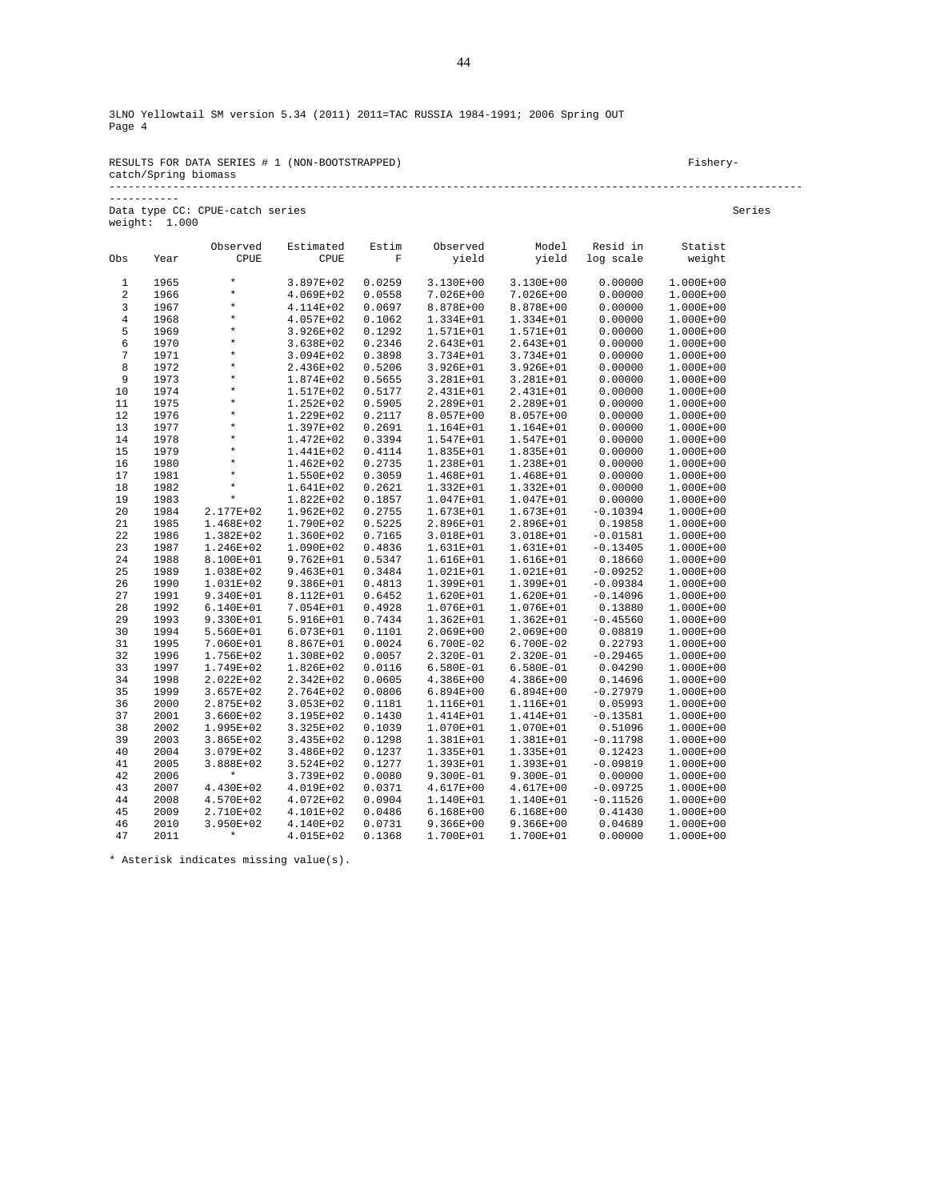3LNO Yellowtail SM version 5.34 (2011) 2011=TAC RUSSIA 1984-1991; 2006 Spring OUT
Page 4

RESULTS FOR DATA SERIES # 1 (NON-BOOTSTRAPPED) Fishery-catch/Spring biomass

---

Data type CC: CPUE-catch series Series weight: 1.000

| Obs | Year | Observed CPUE | Estimated CPUE | Estim F | Observed yield | Model yield | Resid in log scale | Statist weight |
|---|---|---|---|---|---|---|---|---|
| 1 | 1965 | * | 3.897E+02 | 0.0259 | 3.130E+00 | 3.130E+00 | 0.00000 | 1.000E+00 |
| 2 | 1966 | * | 4.069E+02 | 0.0558 | 7.026E+00 | 7.026E+00 | 0.00000 | 1.000E+00 |
| 3 | 1967 | * | 4.114E+02 | 0.0697 | 8.878E+00 | 8.878E+00 | 0.00000 | 1.000E+00 |
| 4 | 1968 | * | 4.057E+02 | 0.1062 | 1.334E+01 | 1.334E+01 | 0.00000 | 1.000E+00 |
| 5 | 1969 | * | 3.926E+02 | 0.1292 | 1.571E+01 | 1.571E+01 | 0.00000 | 1.000E+00 |
| 6 | 1970 | * | 3.638E+02 | 0.2346 | 2.643E+01 | 2.643E+01 | 0.00000 | 1.000E+00 |
| 7 | 1971 | * | 3.094E+02 | 0.3898 | 3.734E+01 | 3.734E+01 | 0.00000 | 1.000E+00 |
| 8 | 1972 | * | 2.436E+02 | 0.5206 | 3.926E+01 | 3.926E+01 | 0.00000 | 1.000E+00 |
| 9 | 1973 | * | 1.874E+02 | 0.5655 | 3.281E+01 | 3.281E+01 | 0.00000 | 1.000E+00 |
| 10 | 1974 | * | 1.517E+02 | 0.5177 | 2.431E+01 | 2.431E+01 | 0.00000 | 1.000E+00 |
| 11 | 1975 | * | 1.252E+02 | 0.5905 | 2.289E+01 | 2.289E+01 | 0.00000 | 1.000E+00 |
| 12 | 1976 | * | 1.229E+02 | 0.2117 | 8.057E+00 | 8.057E+00 | 0.00000 | 1.000E+00 |
| 13 | 1977 | * | 1.397E+02 | 0.2691 | 1.164E+01 | 1.164E+01 | 0.00000 | 1.000E+00 |
| 14 | 1978 | * | 1.472E+02 | 0.3394 | 1.547E+01 | 1.547E+01 | 0.00000 | 1.000E+00 |
| 15 | 1979 | * | 1.441E+02 | 0.4114 | 1.835E+01 | 1.835E+01 | 0.00000 | 1.000E+00 |
| 16 | 1980 | * | 1.462E+02 | 0.2735 | 1.238E+01 | 1.238E+01 | 0.00000 | 1.000E+00 |
| 17 | 1981 | * | 1.550E+02 | 0.3059 | 1.468E+01 | 1.468E+01 | 0.00000 | 1.000E+00 |
| 18 | 1982 | * | 1.641E+02 | 0.2621 | 1.332E+01 | 1.332E+01 | 0.00000 | 1.000E+00 |
| 19 | 1983 | * | 1.822E+02 | 0.1857 | 1.047E+01 | 1.047E+01 | 0.00000 | 1.000E+00 |
| 20 | 1984 | 2.177E+02 | 1.962E+02 | 0.2755 | 1.673E+01 | 1.673E+01 | -0.10394 | 1.000E+00 |
| 21 | 1985 | 1.468E+02 | 1.790E+02 | 0.5225 | 2.896E+01 | 2.896E+01 | 0.19858 | 1.000E+00 |
| 22 | 1986 | 1.382E+02 | 1.360E+02 | 0.7165 | 3.018E+01 | 3.018E+01 | -0.01581 | 1.000E+00 |
| 23 | 1987 | 1.246E+02 | 1.090E+02 | 0.4836 | 1.631E+01 | 1.631E+01 | -0.13405 | 1.000E+00 |
| 24 | 1988 | 8.100E+01 | 9.762E+01 | 0.5347 | 1.616E+01 | 1.616E+01 | 0.18660 | 1.000E+00 |
| 25 | 1989 | 1.038E+02 | 9.463E+01 | 0.3484 | 1.021E+01 | 1.021E+01 | -0.09252 | 1.000E+00 |
| 26 | 1990 | 1.031E+02 | 9.386E+01 | 0.4813 | 1.399E+01 | 1.399E+01 | -0.09384 | 1.000E+00 |
| 27 | 1991 | 9.340E+01 | 8.112E+01 | 0.6452 | 1.620E+01 | 1.620E+01 | -0.14096 | 1.000E+00 |
| 28 | 1992 | 6.140E+01 | 7.054E+01 | 0.4928 | 1.076E+01 | 1.076E+01 | 0.13880 | 1.000E+00 |
| 29 | 1993 | 9.330E+01 | 5.916E+01 | 0.7434 | 1.362E+01 | 1.362E+01 | -0.45560 | 1.000E+00 |
| 30 | 1994 | 5.560E+01 | 6.073E+01 | 0.1101 | 2.069E+00 | 2.069E+00 | 0.08819 | 1.000E+00 |
| 31 | 1995 | 7.060E+01 | 8.867E+01 | 0.0024 | 6.700E-02 | 6.700E-02 | 0.22793 | 1.000E+00 |
| 32 | 1996 | 1.756E+02 | 1.308E+02 | 0.0057 | 2.320E-01 | 2.320E-01 | -0.29465 | 1.000E+00 |
| 33 | 1997 | 1.749E+02 | 1.826E+02 | 0.0116 | 6.580E-01 | 6.580E-01 | 0.04290 | 1.000E+00 |
| 34 | 1998 | 2.022E+02 | 2.342E+02 | 0.0605 | 4.386E+00 | 4.386E+00 | 0.14696 | 1.000E+00 |
| 35 | 1999 | 3.657E+02 | 2.764E+02 | 0.0806 | 6.894E+00 | 6.894E+00 | -0.27979 | 1.000E+00 |
| 36 | 2000 | 2.875E+02 | 3.053E+02 | 0.1181 | 1.116E+01 | 1.116E+01 | 0.05993 | 1.000E+00 |
| 37 | 2001 | 3.660E+02 | 3.195E+02 | 0.1430 | 1.414E+01 | 1.414E+01 | -0.13581 | 1.000E+00 |
| 38 | 2002 | 1.995E+02 | 3.325E+02 | 0.1039 | 1.070E+01 | 1.070E+01 | 0.51096 | 1.000E+00 |
| 39 | 2003 | 3.865E+02 | 3.435E+02 | 0.1298 | 1.381E+01 | 1.381E+01 | -0.11798 | 1.000E+00 |
| 40 | 2004 | 3.079E+02 | 3.486E+02 | 0.1237 | 1.335E+01 | 1.335E+01 | 0.12423 | 1.000E+00 |
| 41 | 2005 | 3.888E+02 | 3.524E+02 | 0.1277 | 1.393E+01 | 1.393E+01 | -0.09819 | 1.000E+00 |
| 42 | 2006 | * | 3.739E+02 | 0.0080 | 9.300E-01 | 9.300E-01 | 0.00000 | 1.000E+00 |
| 43 | 2007 | 4.430E+02 | 4.019E+02 | 0.0371 | 4.617E+00 | 4.617E+00 | -0.09725 | 1.000E+00 |
| 44 | 2008 | 4.570E+02 | 4.072E+02 | 0.0904 | 1.140E+01 | 1.140E+01 | -0.11526 | 1.000E+00 |
| 45 | 2009 | 2.710E+02 | 4.101E+02 | 0.0486 | 6.168E+00 | 6.168E+00 | 0.41430 | 1.000E+00 |
| 46 | 2010 | 3.950E+02 | 4.140E+02 | 0.0731 | 9.366E+00 | 9.366E+00 | 0.04689 | 1.000E+00 |
| 47 | 2011 | * | 4.015E+02 | 0.1368 | 1.700E+01 | 1.700E+01 | 0.00000 | 1.000E+00 |

* Asterisk indicates missing value(s).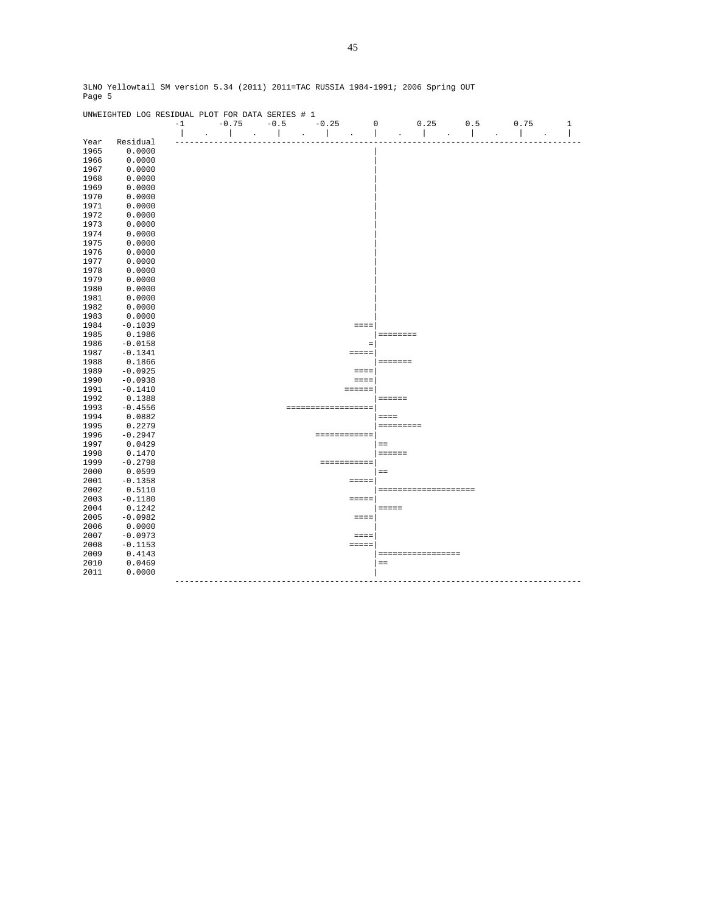3LNO Yellowtail SM version 5.34 (2011) 2011=TAC RUSSIA 1984-1991; 2006 Spring OUT
Page 5

```
UNWEIGHTED LOG RESIDUAL PLOT FOR DATA SERIES # 1
                  -1       -0.75     -0.5      -0.25       0        0.25      0.5      0.75       1
                   |    .    |    .    |    .    |    .    |    .    |    .    |    .    |    .    |
Year   Residual  ------------------------------------------------------------------------------------
1965     0.0000                                            |
1966     0.0000                                            |
1967     0.0000                                            |
1968     0.0000                                            |
1969     0.0000                                            |
1970     0.0000                                            |
1971     0.0000                                            |
1972     0.0000                                            |
1973     0.0000                                            |
1974     0.0000                                            |
1975     0.0000                                            |
1976     0.0000                                            |
1977     0.0000                                            |
1978     0.0000                                            |
1979     0.0000                                            |
1980     0.0000                                            |
1981     0.0000                                            |
1982     0.0000                                            |
1983     0.0000                                            |
1984    -0.1039                                        ====|
1985     0.1986                                            |========
1986    -0.0158                                           =|
1987    -0.1341                                       =====|
1988     0.1866                                            |=======
1989    -0.0925                                        ====|
1990    -0.0938                                        ====|
1991    -0.1410                                       ======|
1992     0.1388                                            |======
1993    -0.4556                           ==================|
1994     0.0882                                            |====
1995     0.2279                                            |=========
1996    -0.2947                                 ============|
1997     0.0429                                            |==
1998     0.1470                                            |======
1999    -0.2798                                  ===========|
2000     0.0599                                            |==
2001    -0.1358                                       =====|
2002     0.5110                                            |====================
2003    -0.1180                                       =====|
2004     0.1242                                            |=====
2005    -0.0982                                        ====|
2006     0.0000                                            |
2007    -0.0973                                        ====|
2008    -0.1153                                       =====|
2009     0.4143                                            |=================
2010     0.0469                                            |==
2011     0.0000                                            |
                 ------------------------------------------------------------------------------------
```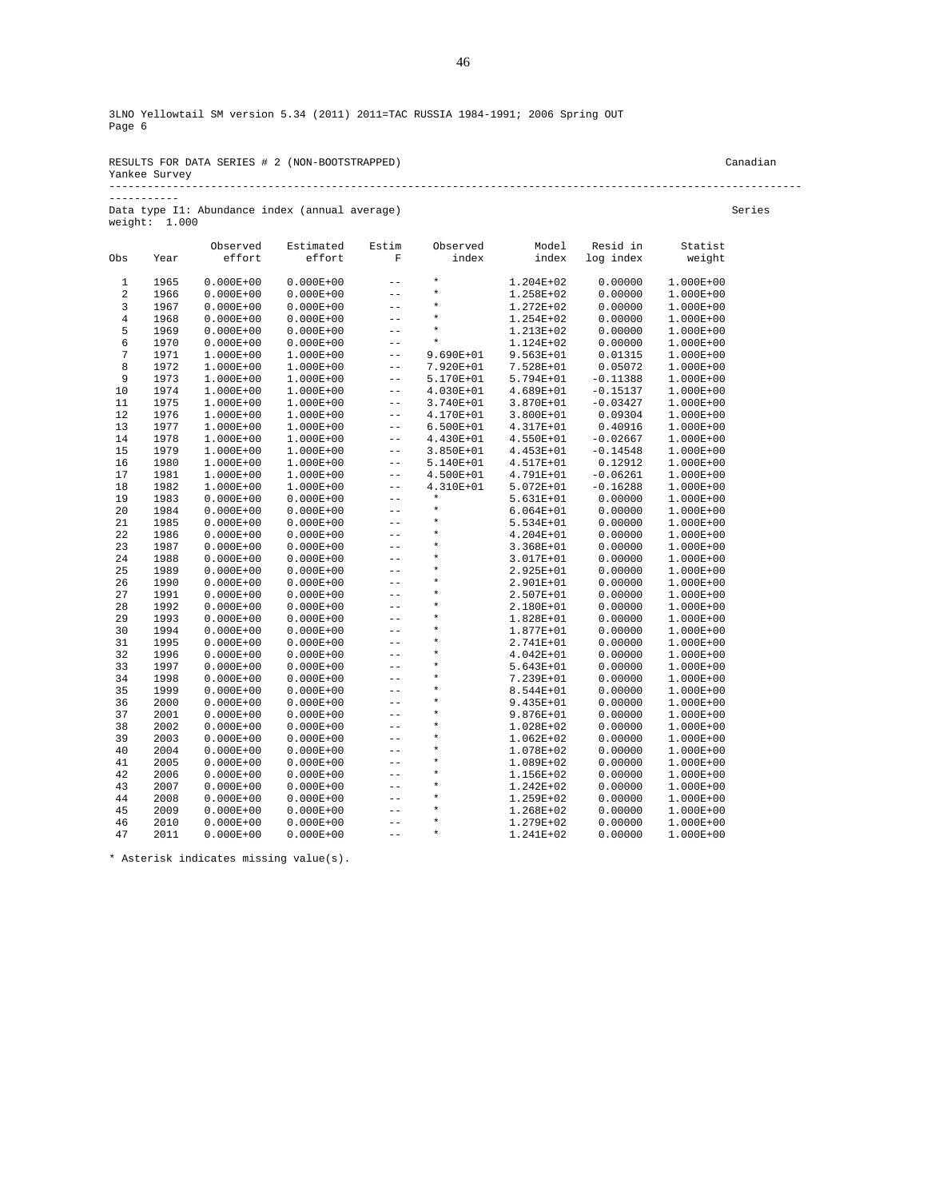3LNO Yellowtail SM version 5.34 (2011) 2011=TAC RUSSIA 1984-1991; 2006 Spring OUT
Page 6

RESULTS FOR DATA SERIES # 2 (NON-BOOTSTRAPPED) Canadian Yankee Survey

---

Data type I1: Abundance index (annual average) Series weight: 1.000

| Obs | Year | Observed effort | Estimated effort | Estim F | Observed index | Model index | Resid in log index | Statist weight |
|---|---|---|---|---|---|---|---|---|
| 1 | 1965 | 0.000E+00 | 0.000E+00 | -- | * | 1.204E+02 | 0.00000 | 1.000E+00 |
| 2 | 1966 | 0.000E+00 | 0.000E+00 | -- | * | 1.258E+02 | 0.00000 | 1.000E+00 |
| 3 | 1967 | 0.000E+00 | 0.000E+00 | -- | * | 1.272E+02 | 0.00000 | 1.000E+00 |
| 4 | 1968 | 0.000E+00 | 0.000E+00 | -- | * | 1.254E+02 | 0.00000 | 1.000E+00 |
| 5 | 1969 | 0.000E+00 | 0.000E+00 | -- | * | 1.213E+02 | 0.00000 | 1.000E+00 |
| 6 | 1970 | 0.000E+00 | 0.000E+00 | -- | * | 1.124E+02 | 0.00000 | 1.000E+00 |
| 7 | 1971 | 1.000E+00 | 1.000E+00 | -- | 9.690E+01 | 9.563E+01 | 0.01315 | 1.000E+00 |
| 8 | 1972 | 1.000E+00 | 1.000E+00 | -- | 7.920E+01 | 7.528E+01 | 0.05072 | 1.000E+00 |
| 9 | 1973 | 1.000E+00 | 1.000E+00 | -- | 5.170E+01 | 5.794E+01 | -0.11388 | 1.000E+00 |
| 10 | 1974 | 1.000E+00 | 1.000E+00 | -- | 4.030E+01 | 4.689E+01 | -0.15137 | 1.000E+00 |
| 11 | 1975 | 1.000E+00 | 1.000E+00 | -- | 3.740E+01 | 3.870E+01 | -0.03427 | 1.000E+00 |
| 12 | 1976 | 1.000E+00 | 1.000E+00 | -- | 4.170E+01 | 3.800E+01 | 0.09304 | 1.000E+00 |
| 13 | 1977 | 1.000E+00 | 1.000E+00 | -- | 6.500E+01 | 4.317E+01 | 0.40916 | 1.000E+00 |
| 14 | 1978 | 1.000E+00 | 1.000E+00 | -- | 4.430E+01 | 4.550E+01 | -0.02667 | 1.000E+00 |
| 15 | 1979 | 1.000E+00 | 1.000E+00 | -- | 3.850E+01 | 4.453E+01 | -0.14548 | 1.000E+00 |
| 16 | 1980 | 1.000E+00 | 1.000E+00 | -- | 5.140E+01 | 4.517E+01 | 0.12912 | 1.000E+00 |
| 17 | 1981 | 1.000E+00 | 1.000E+00 | -- | 4.500E+01 | 4.791E+01 | -0.06261 | 1.000E+00 |
| 18 | 1982 | 1.000E+00 | 1.000E+00 | -- | 4.310E+01 | 5.072E+01 | -0.16288 | 1.000E+00 |
| 19 | 1983 | 0.000E+00 | 0.000E+00 | -- | * | 5.631E+01 | 0.00000 | 1.000E+00 |
| 20 | 1984 | 0.000E+00 | 0.000E+00 | -- | * | 6.064E+01 | 0.00000 | 1.000E+00 |
| 21 | 1985 | 0.000E+00 | 0.000E+00 | -- | * | 5.534E+01 | 0.00000 | 1.000E+00 |
| 22 | 1986 | 0.000E+00 | 0.000E+00 | -- | * | 4.204E+01 | 0.00000 | 1.000E+00 |
| 23 | 1987 | 0.000E+00 | 0.000E+00 | -- | * | 3.368E+01 | 0.00000 | 1.000E+00 |
| 24 | 1988 | 0.000E+00 | 0.000E+00 | -- | * | 3.017E+01 | 0.00000 | 1.000E+00 |
| 25 | 1989 | 0.000E+00 | 0.000E+00 | -- | * | 2.925E+01 | 0.00000 | 1.000E+00 |
| 26 | 1990 | 0.000E+00 | 0.000E+00 | -- | * | 2.901E+01 | 0.00000 | 1.000E+00 |
| 27 | 1991 | 0.000E+00 | 0.000E+00 | -- | * | 2.507E+01 | 0.00000 | 1.000E+00 |
| 28 | 1992 | 0.000E+00 | 0.000E+00 | -- | * | 2.180E+01 | 0.00000 | 1.000E+00 |
| 29 | 1993 | 0.000E+00 | 0.000E+00 | -- | * | 1.828E+01 | 0.00000 | 1.000E+00 |
| 30 | 1994 | 0.000E+00 | 0.000E+00 | -- | * | 1.877E+01 | 0.00000 | 1.000E+00 |
| 31 | 1995 | 0.000E+00 | 0.000E+00 | -- | * | 2.741E+01 | 0.00000 | 1.000E+00 |
| 32 | 1996 | 0.000E+00 | 0.000E+00 | -- | * | 4.042E+01 | 0.00000 | 1.000E+00 |
| 33 | 1997 | 0.000E+00 | 0.000E+00 | -- | * | 5.643E+01 | 0.00000 | 1.000E+00 |
| 34 | 1998 | 0.000E+00 | 0.000E+00 | -- | * | 7.239E+01 | 0.00000 | 1.000E+00 |
| 35 | 1999 | 0.000E+00 | 0.000E+00 | -- | * | 8.544E+01 | 0.00000 | 1.000E+00 |
| 36 | 2000 | 0.000E+00 | 0.000E+00 | -- | * | 9.435E+01 | 0.00000 | 1.000E+00 |
| 37 | 2001 | 0.000E+00 | 0.000E+00 | -- | * | 9.876E+01 | 0.00000 | 1.000E+00 |
| 38 | 2002 | 0.000E+00 | 0.000E+00 | -- | * | 1.028E+02 | 0.00000 | 1.000E+00 |
| 39 | 2003 | 0.000E+00 | 0.000E+00 | -- | * | 1.062E+02 | 0.00000 | 1.000E+00 |
| 40 | 2004 | 0.000E+00 | 0.000E+00 | -- | * | 1.078E+02 | 0.00000 | 1.000E+00 |
| 41 | 2005 | 0.000E+00 | 0.000E+00 | -- | * | 1.089E+02 | 0.00000 | 1.000E+00 |
| 42 | 2006 | 0.000E+00 | 0.000E+00 | -- | * | 1.156E+02 | 0.00000 | 1.000E+00 |
| 43 | 2007 | 0.000E+00 | 0.000E+00 | -- | * | 1.242E+02 | 0.00000 | 1.000E+00 |
| 44 | 2008 | 0.000E+00 | 0.000E+00 | -- | * | 1.259E+02 | 0.00000 | 1.000E+00 |
| 45 | 2009 | 0.000E+00 | 0.000E+00 | -- | * | 1.268E+02 | 0.00000 | 1.000E+00 |
| 46 | 2010 | 0.000E+00 | 0.000E+00 | -- | * | 1.279E+02 | 0.00000 | 1.000E+00 |
| 47 | 2011 | 0.000E+00 | 0.000E+00 | -- | * | 1.241E+02 | 0.00000 | 1.000E+00 |

* Asterisk indicates missing value(s).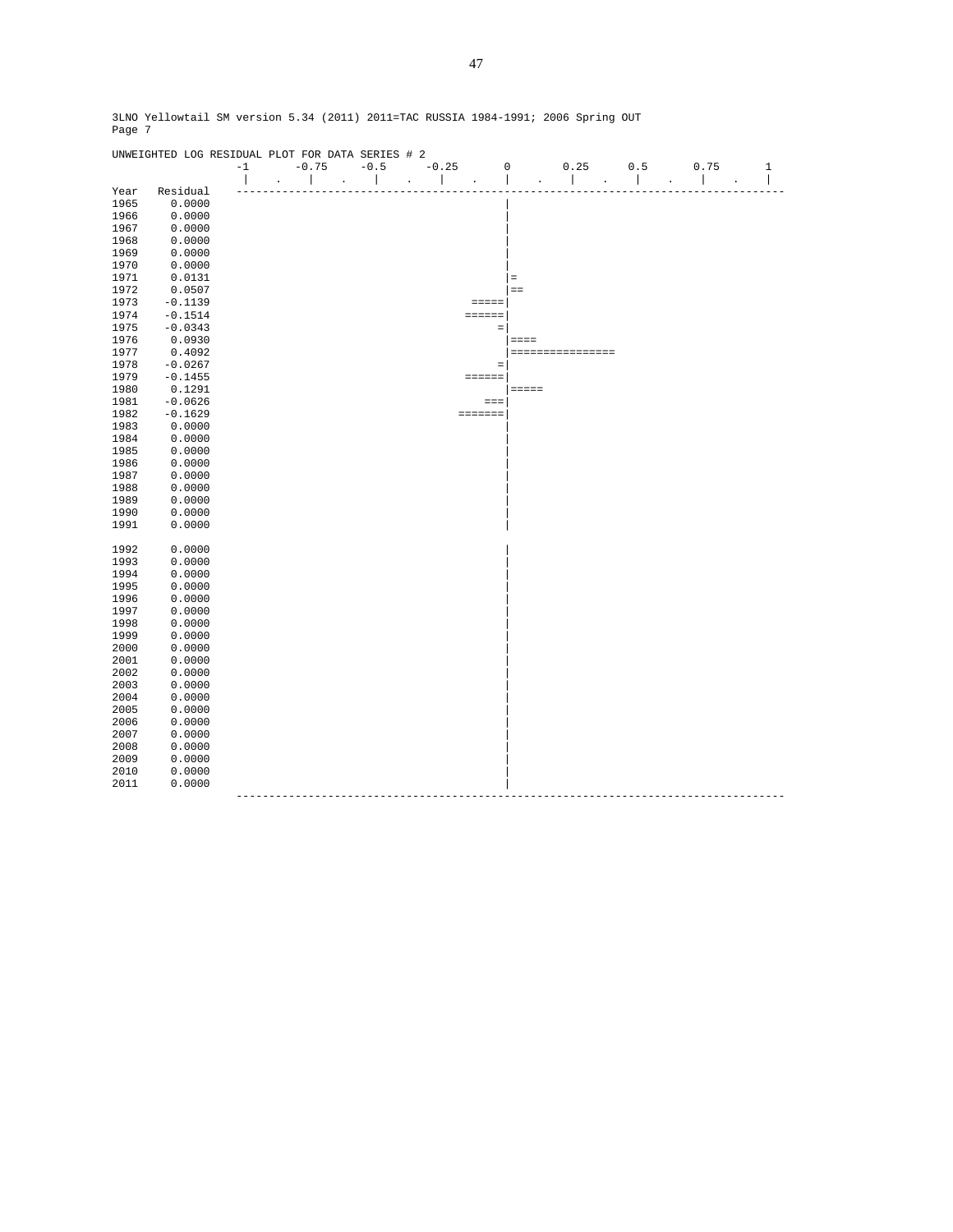```
3LNO Yellowtail SM version 5.34 (2011) 2011=TAC RUSSIA 1984-1991; 2006 Spring OUT
Page 7

UNWEIGHTED LOG RESIDUAL PLOT FOR DATA SERIES # 2
                   -1      -0.75     -0.5      -0.25       0        0.25      0.5       0.75       1
                    |    .    |    .    |    .    |    .    |    .    |    .    |    .    |    .    |
Year   Residual   ------------------------------------------------------------------------------------
1965     0.0000                                            |
1966     0.0000                                            |
1967     0.0000                                            |
1968     0.0000                                            |
1969     0.0000                                            |
1970     0.0000                                            |
1971     0.0131                                            |=
1972     0.0507                                            |==
1973    -0.1139                                       =====|
1974    -0.1514                                      ======|
1975    -0.0343                                           =|
1976     0.0930                                            |====
1977     0.4092                                            |================
1978    -0.0267                                           =|
1979    -0.1455                                      ======|
1980     0.1291                                            |=====
1981    -0.0626                                         ===|
1982    -0.1629                                     =======|
1983     0.0000                                            |
1984     0.0000                                            |
1985     0.0000                                            |
1986     0.0000                                            |
1987     0.0000                                            |
1988     0.0000                                            |
1989     0.0000                                            |
1990     0.0000                                            |
1991     0.0000                                            |

1992     0.0000                                            |
1993     0.0000                                            |
1994     0.0000                                            |
1995     0.0000                                            |
1996     0.0000                                            |
1997     0.0000                                            |
1998     0.0000                                            |
1999     0.0000                                            |
2000     0.0000                                            |
2001     0.0000                                            |
2002     0.0000                                            |
2003     0.0000                                            |
2004     0.0000                                            |
2005     0.0000                                            |
2006     0.0000                                            |
2007     0.0000                                            |
2008     0.0000                                            |
2009     0.0000                                            |
2010     0.0000                                            |
2011     0.0000                                            |
                  ------------------------------------------------------------------------------------
```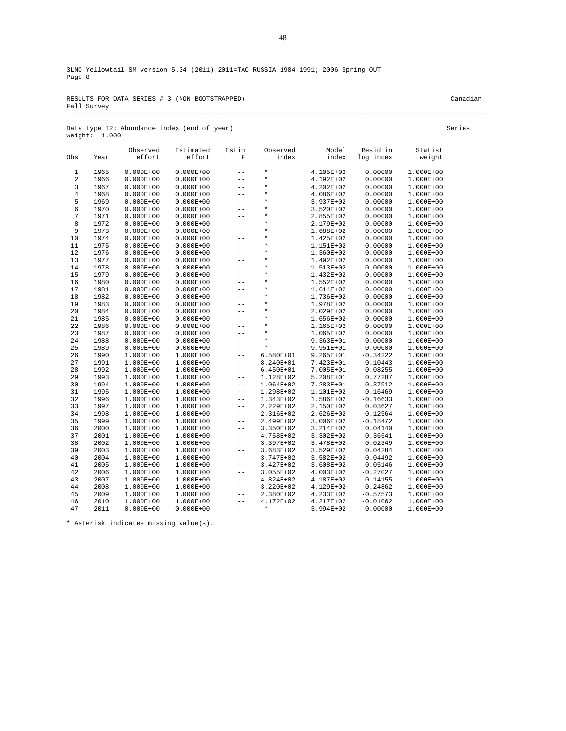3LNO Yellowtail SM version 5.34 (2011) 2011=TAC RUSSIA 1984-1991; 2006 Spring OUT
Page 8

RESULTS FOR DATA SERIES # 3 (NON-BOOTSTRAPPED) Canadian Fall Survey

Data type I2: Abundance index (end of year) Series weight: 1.000

| Obs | Year | Observed effort | Estimated effort | Estim F | Observed index | Model index | Resid in log index | Statist weight |
|---|---|---|---|---|---|---|---|---|
| 1 | 1965 | 0.000E+00 | 0.000E+00 | -- | * | 4.105E+02 | 0.00000 | 1.000E+00 |
| 2 | 1966 | 0.000E+00 | 0.000E+00 | -- | * | 4.192E+02 | 0.00000 | 1.000E+00 |
| 3 | 1967 | 0.000E+00 | 0.000E+00 | -- | * | 4.202E+02 | 0.00000 | 1.000E+00 |
| 4 | 1968 | 0.000E+00 | 0.000E+00 | -- | * | 4.086E+02 | 0.00000 | 1.000E+00 |
| 5 | 1969 | 0.000E+00 | 0.000E+00 | -- | * | 3.937E+02 | 0.00000 | 1.000E+00 |
| 6 | 1970 | 0.000E+00 | 0.000E+00 | -- | * | 3.520E+02 | 0.00000 | 1.000E+00 |
| 7 | 1971 | 0.000E+00 | 0.000E+00 | -- | * | 2.855E+02 | 0.00000 | 1.000E+00 |
| 8 | 1972 | 0.000E+00 | 0.000E+00 | -- | * | 2.179E+02 | 0.00000 | 1.000E+00 |
| 9 | 1973 | 0.000E+00 | 0.000E+00 | -- | * | 1.688E+02 | 0.00000 | 1.000E+00 |
| 10 | 1974 | 0.000E+00 | 0.000E+00 | -- | * | 1.425E+02 | 0.00000 | 1.000E+00 |
| 11 | 1975 | 0.000E+00 | 0.000E+00 | -- | * | 1.151E+02 | 0.00000 | 1.000E+00 |
| 12 | 1976 | 0.000E+00 | 0.000E+00 | -- | * | 1.360E+02 | 0.00000 | 1.000E+00 |
| 13 | 1977 | 0.000E+00 | 0.000E+00 | -- | * | 1.492E+02 | 0.00000 | 1.000E+00 |
| 14 | 1978 | 0.000E+00 | 0.000E+00 | -- | * | 1.513E+02 | 0.00000 | 1.000E+00 |
| 15 | 1979 | 0.000E+00 | 0.000E+00 | -- | * | 1.432E+02 | 0.00000 | 1.000E+00 |
| 16 | 1980 | 0.000E+00 | 0.000E+00 | -- | * | 1.552E+02 | 0.00000 | 1.000E+00 |
| 17 | 1981 | 0.000E+00 | 0.000E+00 | -- | * | 1.614E+02 | 0.00000 | 1.000E+00 |
| 18 | 1982 | 0.000E+00 | 0.000E+00 | -- | * | 1.736E+02 | 0.00000 | 1.000E+00 |
| 19 | 1983 | 0.000E+00 | 0.000E+00 | -- | * | 1.978E+02 | 0.00000 | 1.000E+00 |
| 20 | 1984 | 0.000E+00 | 0.000E+00 | -- | * | 2.029E+02 | 0.00000 | 1.000E+00 |
| 21 | 1985 | 0.000E+00 | 0.000E+00 | -- | * | 1.656E+02 | 0.00000 | 1.000E+00 |
| 22 | 1986 | 0.000E+00 | 0.000E+00 | -- | * | 1.165E+02 | 0.00000 | 1.000E+00 |
| 23 | 1987 | 0.000E+00 | 0.000E+00 | -- | * | 1.065E+02 | 0.00000 | 1.000E+00 |
| 24 | 1988 | 0.000E+00 | 0.000E+00 | -- | * | 9.363E+01 | 0.00000 | 1.000E+00 |
| 25 | 1989 | 0.000E+00 | 0.000E+00 | -- | * | 9.951E+01 | 0.00000 | 1.000E+00 |
| 26 | 1990 | 1.000E+00 | 1.000E+00 | -- | 6.580E+01 | 9.265E+01 | -0.34222 | 1.000E+00 |
| 27 | 1991 | 1.000E+00 | 1.000E+00 | -- | 8.240E+01 | 7.423E+01 | 0.10443 | 1.000E+00 |
| 28 | 1992 | 1.000E+00 | 1.000E+00 | -- | 6.450E+01 | 7.005E+01 | -0.08255 | 1.000E+00 |
| 29 | 1993 | 1.000E+00 | 1.000E+00 | -- | 1.128E+02 | 5.208E+01 | 0.77287 | 1.000E+00 |
| 30 | 1994 | 1.000E+00 | 1.000E+00 | -- | 1.064E+02 | 7.283E+01 | 0.37912 | 1.000E+00 |
| 31 | 1995 | 1.000E+00 | 1.000E+00 | -- | 1.298E+02 | 1.101E+02 | 0.16469 | 1.000E+00 |
| 32 | 1996 | 1.000E+00 | 1.000E+00 | -- | 1.343E+02 | 1.586E+02 | -0.16633 | 1.000E+00 |
| 33 | 1997 | 1.000E+00 | 1.000E+00 | -- | 2.229E+02 | 2.150E+02 | 0.03627 | 1.000E+00 |
| 34 | 1998 | 1.000E+00 | 1.000E+00 | -- | 2.316E+02 | 2.626E+02 | -0.12564 | 1.000E+00 |
| 35 | 1999 | 1.000E+00 | 1.000E+00 | -- | 2.499E+02 | 3.006E+02 | -0.18472 | 1.000E+00 |
| 36 | 2000 | 1.000E+00 | 1.000E+00 | -- | 3.350E+02 | 3.214E+02 | 0.04140 | 1.000E+00 |
| 37 | 2001 | 1.000E+00 | 1.000E+00 | -- | 4.758E+02 | 3.302E+02 | 0.36541 | 1.000E+00 |
| 38 | 2002 | 1.000E+00 | 1.000E+00 | -- | 3.397E+02 | 3.478E+02 | -0.02349 | 1.000E+00 |
| 39 | 2003 | 1.000E+00 | 1.000E+00 | -- | 3.683E+02 | 3.529E+02 | 0.04284 | 1.000E+00 |
| 40 | 2004 | 1.000E+00 | 1.000E+00 | -- | 3.747E+02 | 3.582E+02 | 0.04492 | 1.000E+00 |
| 41 | 2005 | 1.000E+00 | 1.000E+00 | -- | 3.427E+02 | 3.608E+02 | -0.05146 | 1.000E+00 |
| 42 | 2006 | 1.000E+00 | 1.000E+00 | -- | 3.055E+02 | 4.003E+02 | -0.27027 | 1.000E+00 |
| 43 | 2007 | 1.000E+00 | 1.000E+00 | -- | 4.824E+02 | 4.187E+02 | 0.14155 | 1.000E+00 |
| 44 | 2008 | 1.000E+00 | 1.000E+00 | -- | 3.220E+02 | 4.129E+02 | -0.24862 | 1.000E+00 |
| 45 | 2009 | 1.000E+00 | 1.000E+00 | -- | 2.380E+02 | 4.233E+02 | -0.57573 | 1.000E+00 |
| 46 | 2010 | 1.000E+00 | 1.000E+00 | -- | 4.172E+02 | 4.217E+02 | -0.01062 | 1.000E+00 |
| 47 | 2011 | 0.000E+00 | 0.000E+00 | -- | * | 3.994E+02 | 0.00000 | 1.000E+00 |

* Asterisk indicates missing value(s).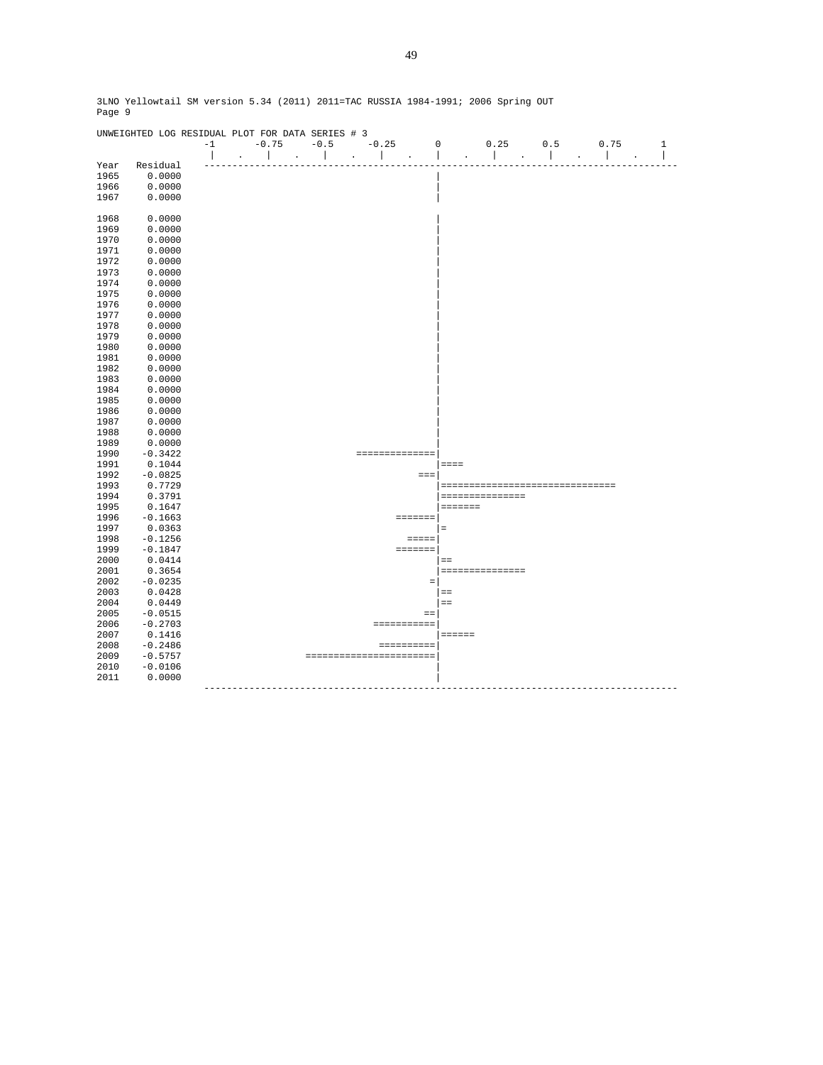3LNO Yellowtail SM version 5.34 (2011) 2011=TAC RUSSIA 1984-1991; 2006 Spring OUT
Page 9

```
UNWEIGHTED LOG RESIDUAL PLOT FOR DATA SERIES # 3
                   -1       -0.75     -0.5      -0.25       0        0.25      0.5       0.75       1
                    |    .    |    .    |    .    |    .    |    .    |    .    |    .    |    .    |
Year   Residual   -----------------------------------------------------------------------------------
1965     0.0000                                             |
1966     0.0000                                             |
1967     0.0000                                             |

1968     0.0000                                             |
1969     0.0000                                             |
1970     0.0000                                             |
1971     0.0000                                             |
1972     0.0000                                             |
1973     0.0000                                             |
1974     0.0000                                             |
1975     0.0000                                             |
1976     0.0000                                             |
1977     0.0000                                             |
1978     0.0000                                             |
1979     0.0000                                             |
1980     0.0000                                             |
1981     0.0000                                             |
1982     0.0000                                             |
1983     0.0000                                             |
1984     0.0000                                             |
1985     0.0000                                             |
1986     0.0000                                             |
1987     0.0000                                             |
1988     0.0000                                             |
1989     0.0000                                             |
1990    -0.3422                               ==============|
1991     0.1044                                             |====
1992    -0.0825                                          ===|
1993     0.7729                                             |===============================
1994     0.3791                                             |===============
1995     0.1647                                             |=======
1996    -0.1663                                      =======|
1997     0.0363                                             |=
1998    -0.1256                                        =====|
1999    -0.1847                                      =======|
2000     0.0414                                             |==
2001     0.3654                                             |===============
2002    -0.0235                                            =|
2003     0.0428                                             |==
2004     0.0449                                             |==
2005    -0.0515                                           ==|
2006    -0.2703                                  ===========|
2007     0.1416                                             |======
2008    -0.2486                                   ==========|
2009    -0.5757                         =======================|
2010    -0.0106                                             |
2011     0.0000                                             |
                  -----------------------------------------------------------------------------------
```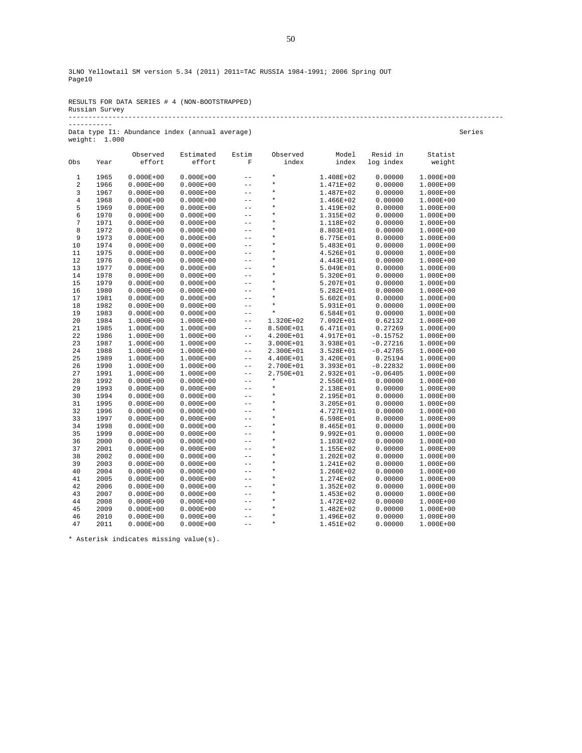3LNO Yellowtail SM version 5.34 (2011) 2011=TAC RUSSIA 1984-1991; 2006 Spring OUT
Page10

RESULTS FOR DATA SERIES # 4 (NON-BOOTSTRAPPED)
Russian Survey

---

Data type I1: Abundance index (annual average) Series weight: 1.000

| Obs | Year | Observed effort | Estimated effort | Estim F | Observed index | Model index | Resid in log index | Statist weight |
|---|---|---|---|---|---|---|---|---|
| 1 | 1965 | 0.000E+00 | 0.000E+00 | -- | * | 1.408E+02 | 0.00000 | 1.000E+00 |
| 2 | 1966 | 0.000E+00 | 0.000E+00 | -- | * | 1.471E+02 | 0.00000 | 1.000E+00 |
| 3 | 1967 | 0.000E+00 | 0.000E+00 | -- | * | 1.487E+02 | 0.00000 | 1.000E+00 |
| 4 | 1968 | 0.000E+00 | 0.000E+00 | -- | * | 1.466E+02 | 0.00000 | 1.000E+00 |
| 5 | 1969 | 0.000E+00 | 0.000E+00 | -- | * | 1.419E+02 | 0.00000 | 1.000E+00 |
| 6 | 1970 | 0.000E+00 | 0.000E+00 | -- | * | 1.315E+02 | 0.00000 | 1.000E+00 |
| 7 | 1971 | 0.000E+00 | 0.000E+00 | -- | * | 1.118E+02 | 0.00000 | 1.000E+00 |
| 8 | 1972 | 0.000E+00 | 0.000E+00 | -- | * | 8.803E+01 | 0.00000 | 1.000E+00 |
| 9 | 1973 | 0.000E+00 | 0.000E+00 | -- | * | 6.775E+01 | 0.00000 | 1.000E+00 |
| 10 | 1974 | 0.000E+00 | 0.000E+00 | -- | * | 5.483E+01 | 0.00000 | 1.000E+00 |
| 11 | 1975 | 0.000E+00 | 0.000E+00 | -- | * | 4.526E+01 | 0.00000 | 1.000E+00 |
| 12 | 1976 | 0.000E+00 | 0.000E+00 | -- | * | 4.443E+01 | 0.00000 | 1.000E+00 |
| 13 | 1977 | 0.000E+00 | 0.000E+00 | -- | * | 5.049E+01 | 0.00000 | 1.000E+00 |
| 14 | 1978 | 0.000E+00 | 0.000E+00 | -- | * | 5.320E+01 | 0.00000 | 1.000E+00 |
| 15 | 1979 | 0.000E+00 | 0.000E+00 | -- | * | 5.207E+01 | 0.00000 | 1.000E+00 |
| 16 | 1980 | 0.000E+00 | 0.000E+00 | -- | * | 5.282E+01 | 0.00000 | 1.000E+00 |
| 17 | 1981 | 0.000E+00 | 0.000E+00 | -- | * | 5.602E+01 | 0.00000 | 1.000E+00 |
| 18 | 1982 | 0.000E+00 | 0.000E+00 | -- | * | 5.931E+01 | 0.00000 | 1.000E+00 |
| 19 | 1983 | 0.000E+00 | 0.000E+00 | -- | * | 6.584E+01 | 0.00000 | 1.000E+00 |
| 20 | 1984 | 1.000E+00 | 1.000E+00 | -- | 1.320E+02 | 7.092E+01 | 0.62132 | 1.000E+00 |
| 21 | 1985 | 1.000E+00 | 1.000E+00 | -- | 8.500E+01 | 6.471E+01 | 0.27269 | 1.000E+00 |
| 22 | 1986 | 1.000E+00 | 1.000E+00 | -- | 4.200E+01 | 4.917E+01 | -0.15752 | 1.000E+00 |
| 23 | 1987 | 1.000E+00 | 1.000E+00 | -- | 3.000E+01 | 3.938E+01 | -0.27216 | 1.000E+00 |
| 24 | 1988 | 1.000E+00 | 1.000E+00 | -- | 2.300E+01 | 3.528E+01 | -0.42785 | 1.000E+00 |
| 25 | 1989 | 1.000E+00 | 1.000E+00 | -- | 4.400E+01 | 3.420E+01 | 0.25194 | 1.000E+00 |
| 26 | 1990 | 1.000E+00 | 1.000E+00 | -- | 2.700E+01 | 3.393E+01 | -0.22832 | 1.000E+00 |
| 27 | 1991 | 1.000E+00 | 1.000E+00 | -- | 2.750E+01 | 2.932E+01 | -0.06405 | 1.000E+00 |
| 28 | 1992 | 0.000E+00 | 0.000E+00 | -- | * | 2.550E+01 | 0.00000 | 1.000E+00 |
| 29 | 1993 | 0.000E+00 | 0.000E+00 | -- | * | 2.138E+01 | 0.00000 | 1.000E+00 |
| 30 | 1994 | 0.000E+00 | 0.000E+00 | -- | * | 2.195E+01 | 0.00000 | 1.000E+00 |
| 31 | 1995 | 0.000E+00 | 0.000E+00 | -- | * | 3.205E+01 | 0.00000 | 1.000E+00 |
| 32 | 1996 | 0.000E+00 | 0.000E+00 | -- | * | 4.727E+01 | 0.00000 | 1.000E+00 |
| 33 | 1997 | 0.000E+00 | 0.000E+00 | -- | * | 6.598E+01 | 0.00000 | 1.000E+00 |
| 34 | 1998 | 0.000E+00 | 0.000E+00 | -- | * | 8.465E+01 | 0.00000 | 1.000E+00 |
| 35 | 1999 | 0.000E+00 | 0.000E+00 | -- | * | 9.992E+01 | 0.00000 | 1.000E+00 |
| 36 | 2000 | 0.000E+00 | 0.000E+00 | -- | * | 1.103E+02 | 0.00000 | 1.000E+00 |
| 37 | 2001 | 0.000E+00 | 0.000E+00 | -- | * | 1.155E+02 | 0.00000 | 1.000E+00 |
| 38 | 2002 | 0.000E+00 | 0.000E+00 | -- | * | 1.202E+02 | 0.00000 | 1.000E+00 |
| 39 | 2003 | 0.000E+00 | 0.000E+00 | -- | * | 1.241E+02 | 0.00000 | 1.000E+00 |
| 40 | 2004 | 0.000E+00 | 0.000E+00 | -- | * | 1.260E+02 | 0.00000 | 1.000E+00 |
| 41 | 2005 | 0.000E+00 | 0.000E+00 | -- | * | 1.274E+02 | 0.00000 | 1.000E+00 |
| 42 | 2006 | 0.000E+00 | 0.000E+00 | -- | * | 1.352E+02 | 0.00000 | 1.000E+00 |
| 43 | 2007 | 0.000E+00 | 0.000E+00 | -- | * | 1.453E+02 | 0.00000 | 1.000E+00 |
| 44 | 2008 | 0.000E+00 | 0.000E+00 | -- | * | 1.472E+02 | 0.00000 | 1.000E+00 |
| 45 | 2009 | 0.000E+00 | 0.000E+00 | -- | * | 1.482E+02 | 0.00000 | 1.000E+00 |
| 46 | 2010 | 0.000E+00 | 0.000E+00 | -- | * | 1.496E+02 | 0.00000 | 1.000E+00 |
| 47 | 2011 | 0.000E+00 | 0.000E+00 | -- | * | 1.451E+02 | 0.00000 | 1.000E+00 |

* Asterisk indicates missing value(s).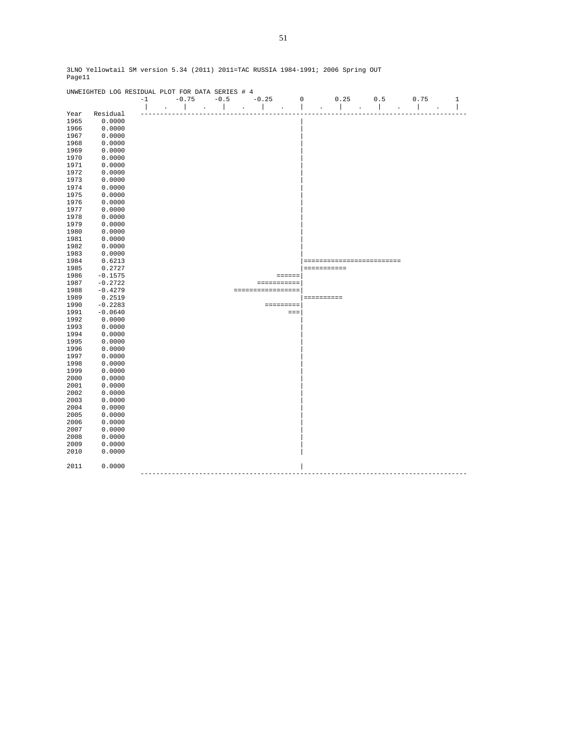3LNO Yellowtail SM version 5.34 (2011) 2011=TAC RUSSIA 1984-1991; 2006 Spring OUT
Page11

```
UNWEIGHTED LOG RESIDUAL PLOT FOR DATA SERIES # 4
                 -1       -0.75     -0.5      -0.25       0        0.25      0.5       0.75       1
                  |    .    |    .    |    .    |    .    |    .    |    .    |    .    |    .    |
Year   Residual   -------------------------------------------------------------------------------------
1965     0.0000                                           |
1966     0.0000                                           |
1967     0.0000                                           |
1968     0.0000                                           |
1969     0.0000                                           |
1970     0.0000                                           |
1971     0.0000                                           |
1972     0.0000                                           |
1973     0.0000                                           |
1974     0.0000                                           |
1975     0.0000                                           |
1976     0.0000                                           |
1977     0.0000                                           |
1978     0.0000                                           |
1979     0.0000                                           |
1980     0.0000                                           |
1981     0.0000                                           |
1982     0.0000                                           |
1983     0.0000                                           |
1984     0.6213                                           |=========================
1985     0.2727                                           |===========
1986    -0.1575                                     ======|
1987    -0.2722                                ===========|
1988    -0.4279                          =================|
1989     0.2519                                           |==========
1990    -0.2283                                  =========|
1991    -0.0640                                        ===|
1992     0.0000                                           |
1993     0.0000                                           |
1994     0.0000                                           |
1995     0.0000                                           |
1996     0.0000                                           |
1997     0.0000                                           |
1998     0.0000                                           |
1999     0.0000                                           |
2000     0.0000                                           |
2001     0.0000                                           |
2002     0.0000                                           |
2003     0.0000                                           |
2004     0.0000                                           |
2005     0.0000                                           |
2006     0.0000                                           |
2007     0.0000                                           |
2008     0.0000                                           |
2009     0.0000                                           |
2010     0.0000                                           |

2011     0.0000                                           |
                  -------------------------------------------------------------------------------------
```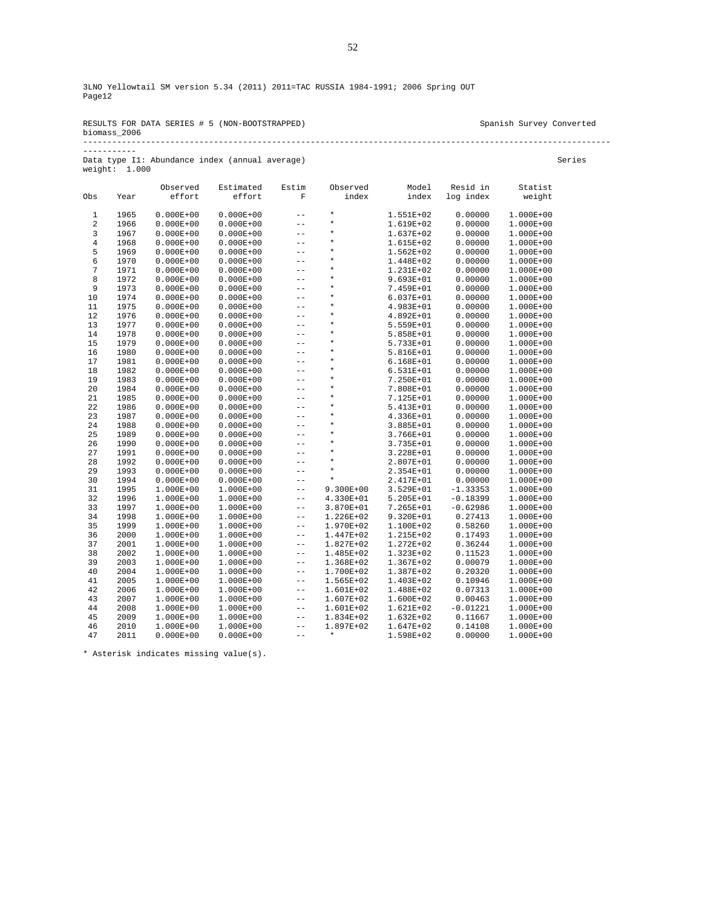3LNO Yellowtail SM version 5.34 (2011) 2011=TAC RUSSIA 1984-1991; 2006 Spring OUT
Page12

RESULTS FOR DATA SERIES # 5 (NON-BOOTSTRAPPED) Spanish Survey Converted biomass_2006

---

Data type I1: Abundance index (annual average) Series weight: 1.000

| Obs | Year | Observed effort | Estimated effort | Estim F | Observed index | Model index | Resid in log index | Statist weight |
|---|---|---|---|---|---|---|---|---|
| 1 | 1965 | 0.000E+00 | 0.000E+00 | -- | * | 1.551E+02 | 0.00000 | 1.000E+00 |
| 2 | 1966 | 0.000E+00 | 0.000E+00 | -- | * | 1.619E+02 | 0.00000 | 1.000E+00 |
| 3 | 1967 | 0.000E+00 | 0.000E+00 | -- | * | 1.637E+02 | 0.00000 | 1.000E+00 |
| 4 | 1968 | 0.000E+00 | 0.000E+00 | -- | * | 1.615E+02 | 0.00000 | 1.000E+00 |
| 5 | 1969 | 0.000E+00 | 0.000E+00 | -- | * | 1.562E+02 | 0.00000 | 1.000E+00 |
| 6 | 1970 | 0.000E+00 | 0.000E+00 | -- | * | 1.448E+02 | 0.00000 | 1.000E+00 |
| 7 | 1971 | 0.000E+00 | 0.000E+00 | -- | * | 1.231E+02 | 0.00000 | 1.000E+00 |
| 8 | 1972 | 0.000E+00 | 0.000E+00 | -- | * | 9.693E+01 | 0.00000 | 1.000E+00 |
| 9 | 1973 | 0.000E+00 | 0.000E+00 | -- | * | 7.459E+01 | 0.00000 | 1.000E+00 |
| 10 | 1974 | 0.000E+00 | 0.000E+00 | -- | * | 6.037E+01 | 0.00000 | 1.000E+00 |
| 11 | 1975 | 0.000E+00 | 0.000E+00 | -- | * | 4.983E+01 | 0.00000 | 1.000E+00 |
| 12 | 1976 | 0.000E+00 | 0.000E+00 | -- | * | 4.892E+01 | 0.00000 | 1.000E+00 |
| 13 | 1977 | 0.000E+00 | 0.000E+00 | -- | * | 5.559E+01 | 0.00000 | 1.000E+00 |
| 14 | 1978 | 0.000E+00 | 0.000E+00 | -- | * | 5.858E+01 | 0.00000 | 1.000E+00 |
| 15 | 1979 | 0.000E+00 | 0.000E+00 | -- | * | 5.733E+01 | 0.00000 | 1.000E+00 |
| 16 | 1980 | 0.000E+00 | 0.000E+00 | -- | * | 5.816E+01 | 0.00000 | 1.000E+00 |
| 17 | 1981 | 0.000E+00 | 0.000E+00 | -- | * | 6.168E+01 | 0.00000 | 1.000E+00 |
| 18 | 1982 | 0.000E+00 | 0.000E+00 | -- | * | 6.531E+01 | 0.00000 | 1.000E+00 |
| 19 | 1983 | 0.000E+00 | 0.000E+00 | -- | * | 7.250E+01 | 0.00000 | 1.000E+00 |
| 20 | 1984 | 0.000E+00 | 0.000E+00 | -- | * | 7.808E+01 | 0.00000 | 1.000E+00 |
| 21 | 1985 | 0.000E+00 | 0.000E+00 | -- | * | 7.125E+01 | 0.00000 | 1.000E+00 |
| 22 | 1986 | 0.000E+00 | 0.000E+00 | -- | * | 5.413E+01 | 0.00000 | 1.000E+00 |
| 23 | 1987 | 0.000E+00 | 0.000E+00 | -- | * | 4.336E+01 | 0.00000 | 1.000E+00 |
| 24 | 1988 | 0.000E+00 | 0.000E+00 | -- | * | 3.885E+01 | 0.00000 | 1.000E+00 |
| 25 | 1989 | 0.000E+00 | 0.000E+00 | -- | * | 3.766E+01 | 0.00000 | 1.000E+00 |
| 26 | 1990 | 0.000E+00 | 0.000E+00 | -- | * | 3.735E+01 | 0.00000 | 1.000E+00 |
| 27 | 1991 | 0.000E+00 | 0.000E+00 | -- | * | 3.228E+01 | 0.00000 | 1.000E+00 |
| 28 | 1992 | 0.000E+00 | 0.000E+00 | -- | * | 2.807E+01 | 0.00000 | 1.000E+00 |
| 29 | 1993 | 0.000E+00 | 0.000E+00 | -- | * | 2.354E+01 | 0.00000 | 1.000E+00 |
| 30 | 1994 | 0.000E+00 | 0.000E+00 | -- | * | 2.417E+01 | 0.00000 | 1.000E+00 |
| 31 | 1995 | 1.000E+00 | 1.000E+00 | -- | 9.300E+00 | 3.529E+01 | -1.33353 | 1.000E+00 |
| 32 | 1996 | 1.000E+00 | 1.000E+00 | -- | 4.330E+01 | 5.205E+01 | -0.18399 | 1.000E+00 |
| 33 | 1997 | 1.000E+00 | 1.000E+00 | -- | 3.870E+01 | 7.265E+01 | -0.62986 | 1.000E+00 |
| 34 | 1998 | 1.000E+00 | 1.000E+00 | -- | 1.226E+02 | 9.320E+01 | 0.27413 | 1.000E+00 |
| 35 | 1999 | 1.000E+00 | 1.000E+00 | -- | 1.970E+02 | 1.100E+02 | 0.58260 | 1.000E+00 |
| 36 | 2000 | 1.000E+00 | 1.000E+00 | -- | 1.447E+02 | 1.215E+02 | 0.17493 | 1.000E+00 |
| 37 | 2001 | 1.000E+00 | 1.000E+00 | -- | 1.827E+02 | 1.272E+02 | 0.36244 | 1.000E+00 |
| 38 | 2002 | 1.000E+00 | 1.000E+00 | -- | 1.485E+02 | 1.323E+02 | 0.11523 | 1.000E+00 |
| 39 | 2003 | 1.000E+00 | 1.000E+00 | -- | 1.368E+02 | 1.367E+02 | 0.00079 | 1.000E+00 |
| 40 | 2004 | 1.000E+00 | 1.000E+00 | -- | 1.700E+02 | 1.387E+02 | 0.20320 | 1.000E+00 |
| 41 | 2005 | 1.000E+00 | 1.000E+00 | -- | 1.565E+02 | 1.403E+02 | 0.10946 | 1.000E+00 |
| 42 | 2006 | 1.000E+00 | 1.000E+00 | -- | 1.601E+02 | 1.488E+02 | 0.07313 | 1.000E+00 |
| 43 | 2007 | 1.000E+00 | 1.000E+00 | -- | 1.607E+02 | 1.600E+02 | 0.00463 | 1.000E+00 |
| 44 | 2008 | 1.000E+00 | 1.000E+00 | -- | 1.601E+02 | 1.621E+02 | -0.01221 | 1.000E+00 |
| 45 | 2009 | 1.000E+00 | 1.000E+00 | -- | 1.834E+02 | 1.632E+02 | 0.11667 | 1.000E+00 |
| 46 | 2010 | 1.000E+00 | 1.000E+00 | -- | 1.897E+02 | 1.647E+02 | 0.14108 | 1.000E+00 |
| 47 | 2011 | 0.000E+00 | 0.000E+00 | -- | * | 1.598E+02 | 0.00000 | 1.000E+00 |

* Asterisk indicates missing value(s).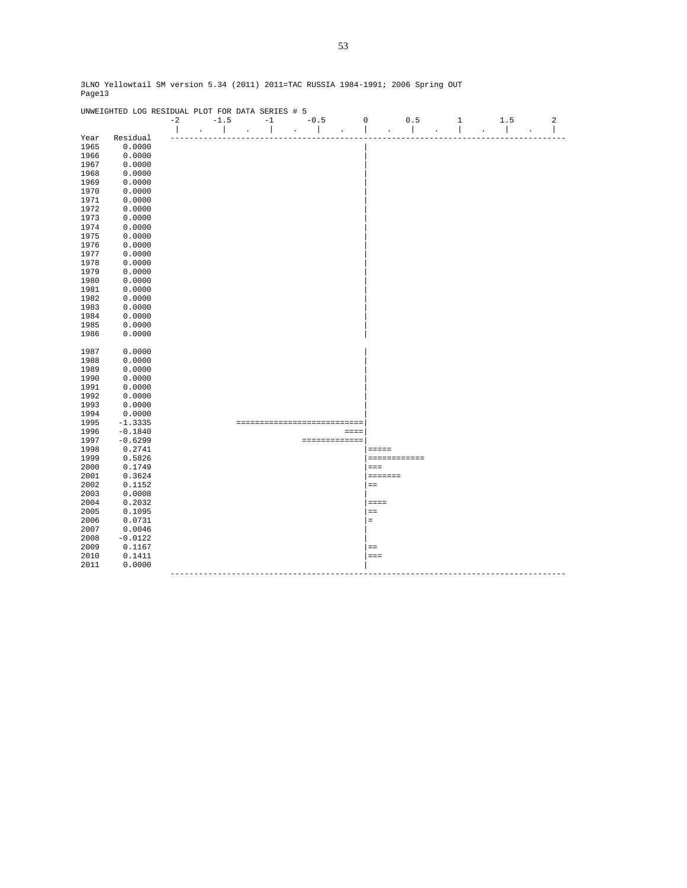3LNO Yellowtail SM version 5.34 (2011) 2011=TAC RUSSIA 1984-1991; 2006 Spring OUT
Page13

```
UNWEIGHTED LOG RESIDUAL PLOT FOR DATA SERIES # 5
                 -2      -1.5      -1      -0.5       0       0.5       1       1.5       2
                  |   .   |    .   |    .   |    .    |   .    |    .   |    .   |    .    |
Year   Residual  ---------------------------------------------------------------------------------
1965    0.0000                                        |
1966    0.0000                                        |
1967    0.0000                                        |
1968    0.0000                                        |
1969    0.0000                                        |
1970    0.0000                                        |
1971    0.0000                                        |
1972    0.0000                                        |
1973    0.0000                                        |
1974    0.0000                                        |
1975    0.0000                                        |
1976    0.0000                                        |
1977    0.0000                                        |
1978    0.0000                                        |
1979    0.0000                                        |
1980    0.0000                                        |
1981    0.0000                                        |
1982    0.0000                                        |
1983    0.0000                                        |
1984    0.0000                                        |
1985    0.0000                                        |
1986    0.0000                                        |

1987    0.0000                                        |
1988    0.0000                                        |
1989    0.0000                                        |
1990    0.0000                                        |
1991    0.0000                                        |
1992    0.0000                                        |
1993    0.0000                                        |
1994    0.0000                                        |
1995   -1.3335                ===========================|
1996   -0.1840                                       ====|
1997   -0.6299                              =============|
1998    0.2741                                        |=====
1999    0.5826                                        |============
2000    0.1749                                        |===
2001    0.3624                                        |=======
2002    0.1152                                        |==
2003    0.0008                                        |
2004    0.2032                                        |====
2005    0.1095                                        |==
2006    0.0731                                        |=
2007    0.0046                                        |
2008   -0.0122                                        |
2009    0.1167                                        |==
2010    0.1411                                        |===
2011    0.0000                                        |
                 ---------------------------------------------------------------------------------
```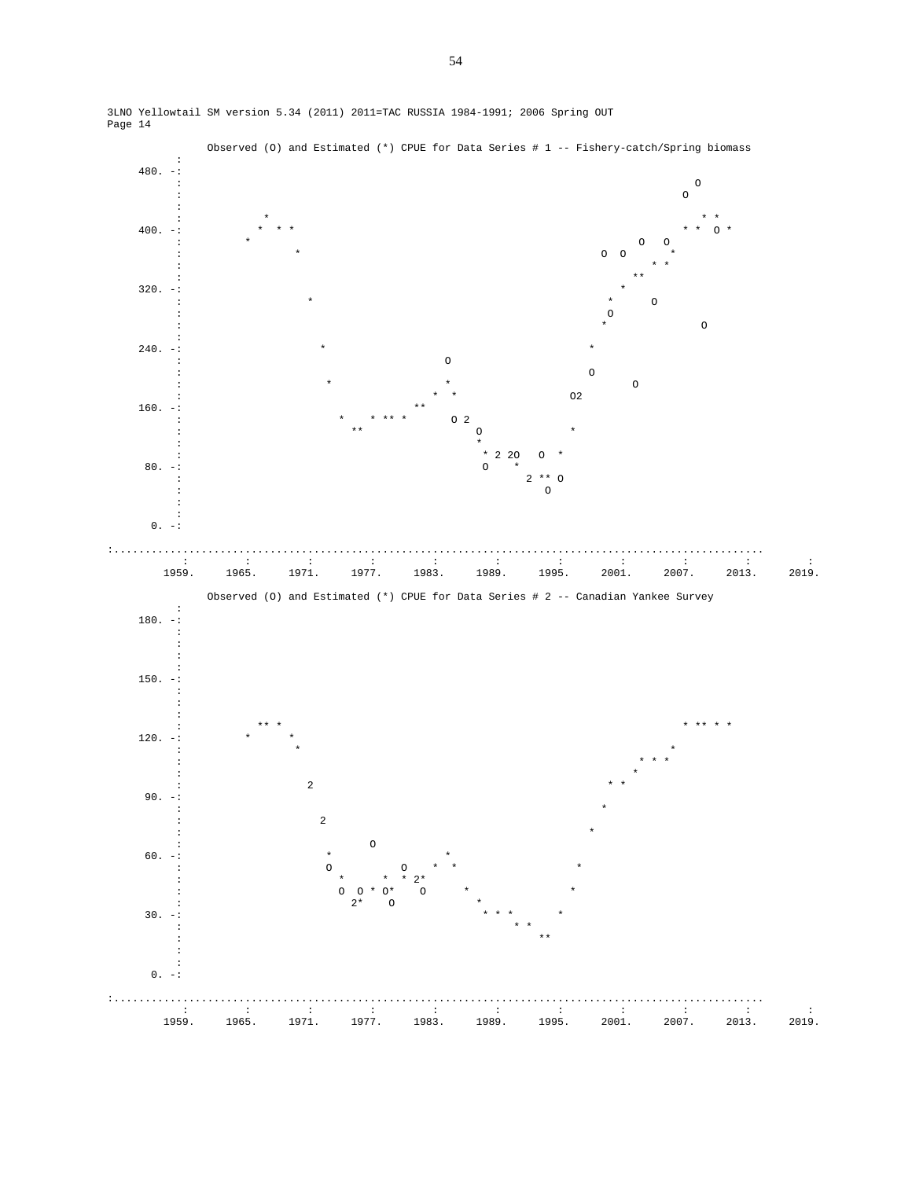3LNO Yellowtail SM version 5.34 (2011) 2011=TAC RUSSIA 1984-1991; 2006 Spring OUT
Page 14

```
              Observed (O) and Estimated (*) CPUE for Data Series # 1 -- Fishery-catch/Spring biomass
          :
   480. -:
          :                                                                                   O
          :                                                                                 O
          :
          :              *                                                                    * *
   400. -:             *  * *                                                               * *  O *
          :           *                                                                 O   O
          :                   *                                                     O  O       *
          :                                                                               * *
          :                                                                             **
   320. -:                                                                            *
          :                     *                                                  *      O
          :                                                                        O
          :                                                                       *             O
          :
   240. -:                       *                                                 *
          :                                            O
          :                                                                        O
          :                        *                   *                                  O
          :                                          *  *                       O2
   160. -:                                          **
          :                          *    * ** *      O 2
          :                            **                 O                     *
          :                                               *
          :                                                * 2 2O   O  *
    80. -:                                                O    *
          :                                                       2 ** O
          :                                                          O
          :
          :
     0. -:
:.......................................................................................................
          :         :         :         :         :         :         :         :         :         :         :
        1959.     1965.     1971.     1977.     1983.     1989.     1995.     2001.     2007.     2013.     2019.
```

```
              Observed (O) and Estimated (*) CPUE for Data Series # 2 -- Canadian Yankee Survey
          :
   180. -:
          :
          :
          :
          :
   150. -:
          :
          :
          :
          :              ** *                                                               * ** * *
   120. -:            *      *
          :                   *                                                                 *
          :                                                                              * * *
          :                                                                             *
          :                     2                                                    * *
    90. -:
          :                                                                         *
          :                       2
          :                                                                       *
          :                               O
    60. -:                         *                          *
          :                        O          O      *   *                             *
          :                          *      *   * 2*
          :                          O  O * O*    O       *                          *
          :                           2*    O               *
    30. -:                                                    * * *                *
          :                                                         * *
          :                                                            **
          :
          :
     0. -:
:.......................................................................................................
          :         :         :         :         :         :         :         :         :         :         :
        1959.     1965.     1971.     1977.     1983.     1989.     1995.     2001.     2007.     2013.     2019.
```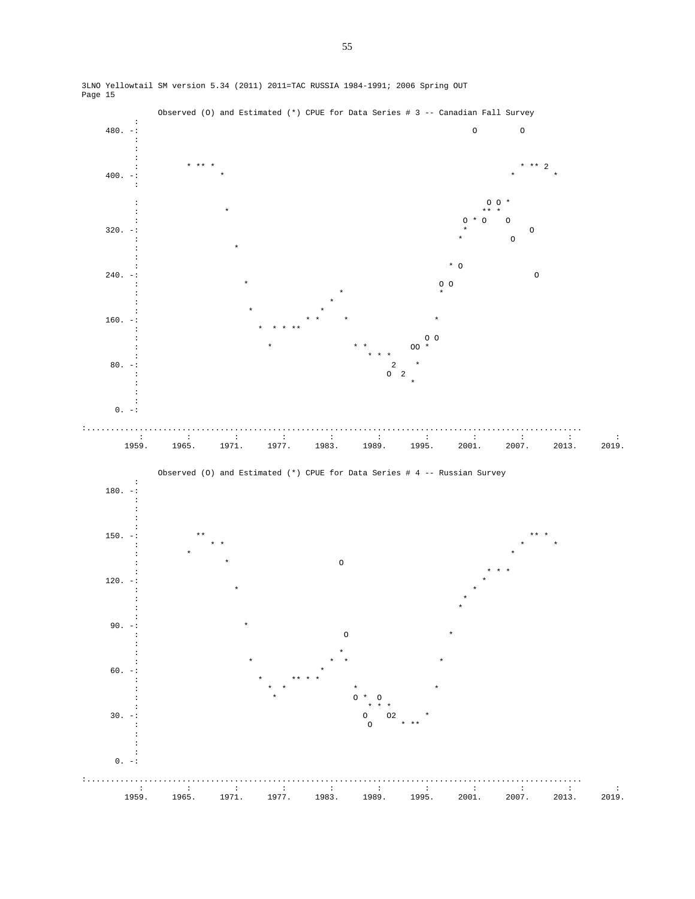3LNO Yellowtail SM version 5.34 (2011) 2011=TAC RUSSIA 1984-1991; 2006 Spring OUT
Page 15

```
           Observed (O) and Estimated (*) CPUE for Data Series # 3 -- Canadian Fall Survey
         :
  480. -:                                                                     O         O
         :
         :
         :
         :        * ** *                                                          * ** 2
  400. -:              *                                                         *        *
         :
         :
         :                                                                     O O *
         :               *                                                    ** *
         :                                                                 O * O    O
  320. -:                                                                  *             O
         :                 *                                              *         O
         :
         :
         :                                                               * O
  240. -:                                                                             O
         :                   *                                          O O
         :                                    *                         *
         :                                  *
         :                    *           *
  160. -:                              * *      *                     *
         :                      *  * * **
         :                                                          O O
         :                        *              * *              OO *
         :                                          * * *
   80. -:                                                 2    *
         :                                               O  2
         :                                                      *
         :
         :
    0. -:
:..........................................................................................................
          :         :         :         :         :         :         :         :         :         :         :
        1959.     1965.     1971.     1977.     1983.     1989.     1995.     2001.     2007.     2013.     2019.
```

```
           Observed (O) and Estimated (*) CPUE for Data Series # 4 -- Russian Survey
         :
  180. -:
         :
         :
         :
         :
  150. -:           **                                                              ** *
         :             * *                                                         *      *
         :         *                                                             *
         :               *                     O
         :                                                                  * * *
  120. -:                                                                  *
         :                 *                                             *
         :                                                              *
         :                                                             *
         :
   90. -:                   *
         :                                      O                   *
         :
         :                                     *
         :                    *              *  *                  *
   60. -:                                  *
         :                      *      ** * *
         :                        * *                 *           *
         :                         *                 O *  O
         :                                              * * *
   30. -:                                             O    O2       *
         :                                             O       * **
         :
         :
         :
    0. -:
:..........................................................................................................
          :         :         :         :         :         :         :         :         :         :         :
        1959.     1965.     1971.     1977.     1983.     1989.     1995.     2001.     2007.     2013.     2019.
```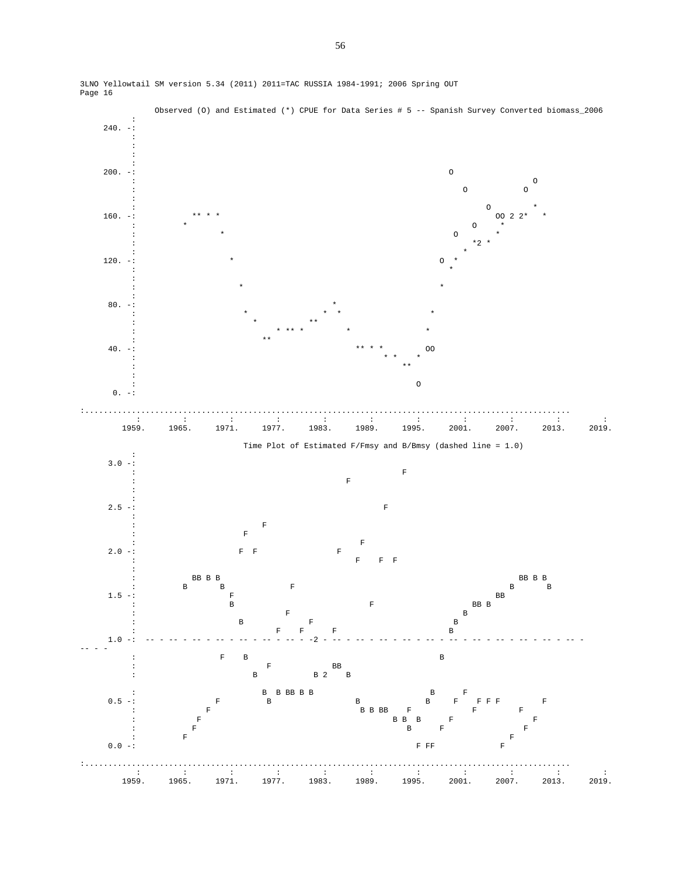3LNO Yellowtail SM version 5.34 (2011) 2011=TAC RUSSIA 1984-1991; 2006 Spring OUT
Page 16

Observed (O) and Estimated (*) CPUE for Data Series # 5 -- Spanish Survey Converted biomass_2006

240.
200.
160.
120.
80.
40.
0.

1959. 1965. 1971. 1977. 1983. 1989. 1995. 2001. 2007. 2013. 2019.

Time Plot of Estimated F/Fmsy and B/Bmsy (dashed line = 1.0)

3.0
2.5
2.0
1.5
1.0
0.5
0.0

1959. 1965. 1971. 1977. 1983. 1989. 1995. 2001. 2007. 2013. 2019.